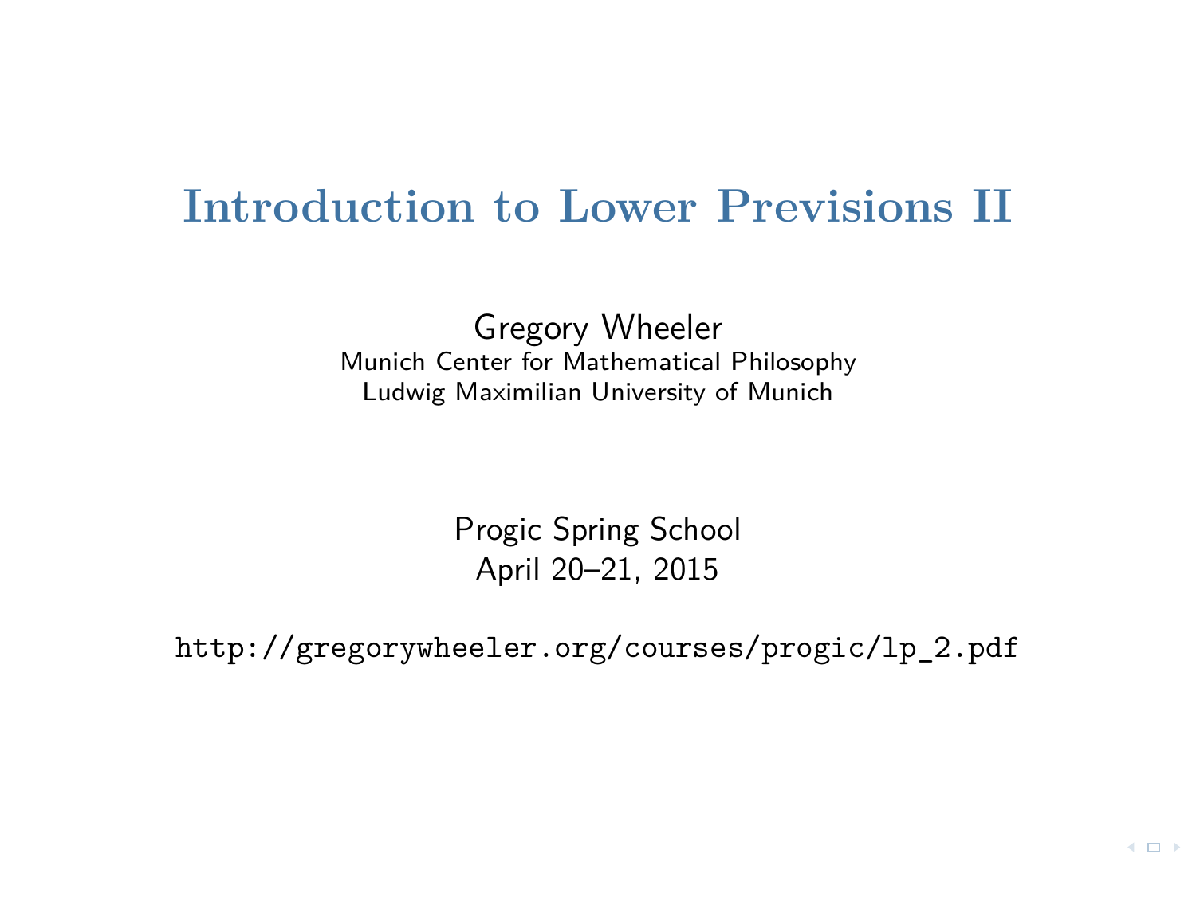# Introduction to Lower Previsions II

Gregory Wheeler
Munich Center for Mathematical Philosophy
Ludwig Maximilian University of Munich

Progic Spring School
April 20–21, 2015

http://gregorywheeler.org/courses/progic/lp_2.pdf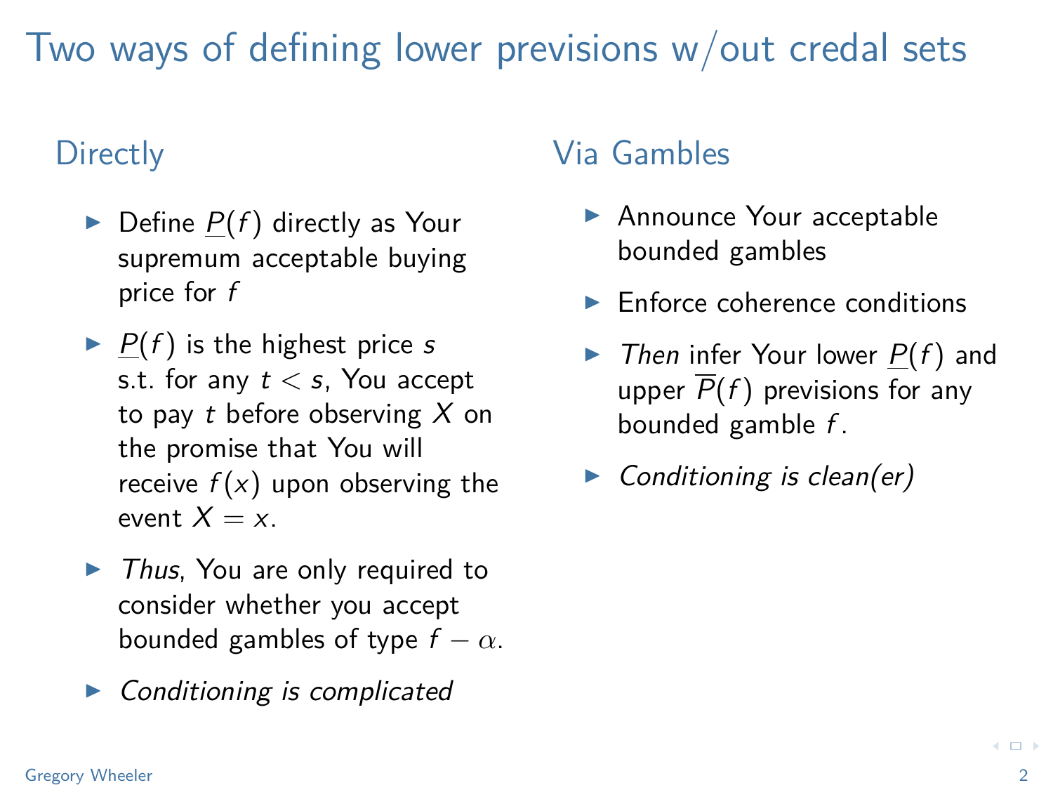# Two ways of defining lower previsions w/out credal sets

## Directly

- Define $\underline{P}(f)$ directly as Your supremum acceptable buying price for $f$
- $\underline{P}(f)$ is the highest price $s$ s.t. for any $t < s$, You accept to pay $t$ before observing $X$ on the promise that You will receive $f(x)$ upon observing the event $X = x$.
- *Thus*, You are only required to consider whether you accept bounded gambles of type $f - \alpha$.
- *Conditioning is complicated*

## Via Gambles

- Announce Your acceptable bounded gambles
- Enforce coherence conditions
- *Then* infer Your lower $\underline{P}(f)$ and upper $\overline{P}(f)$ previsions for any bounded gamble $f$.
- *Conditioning is clean(er)*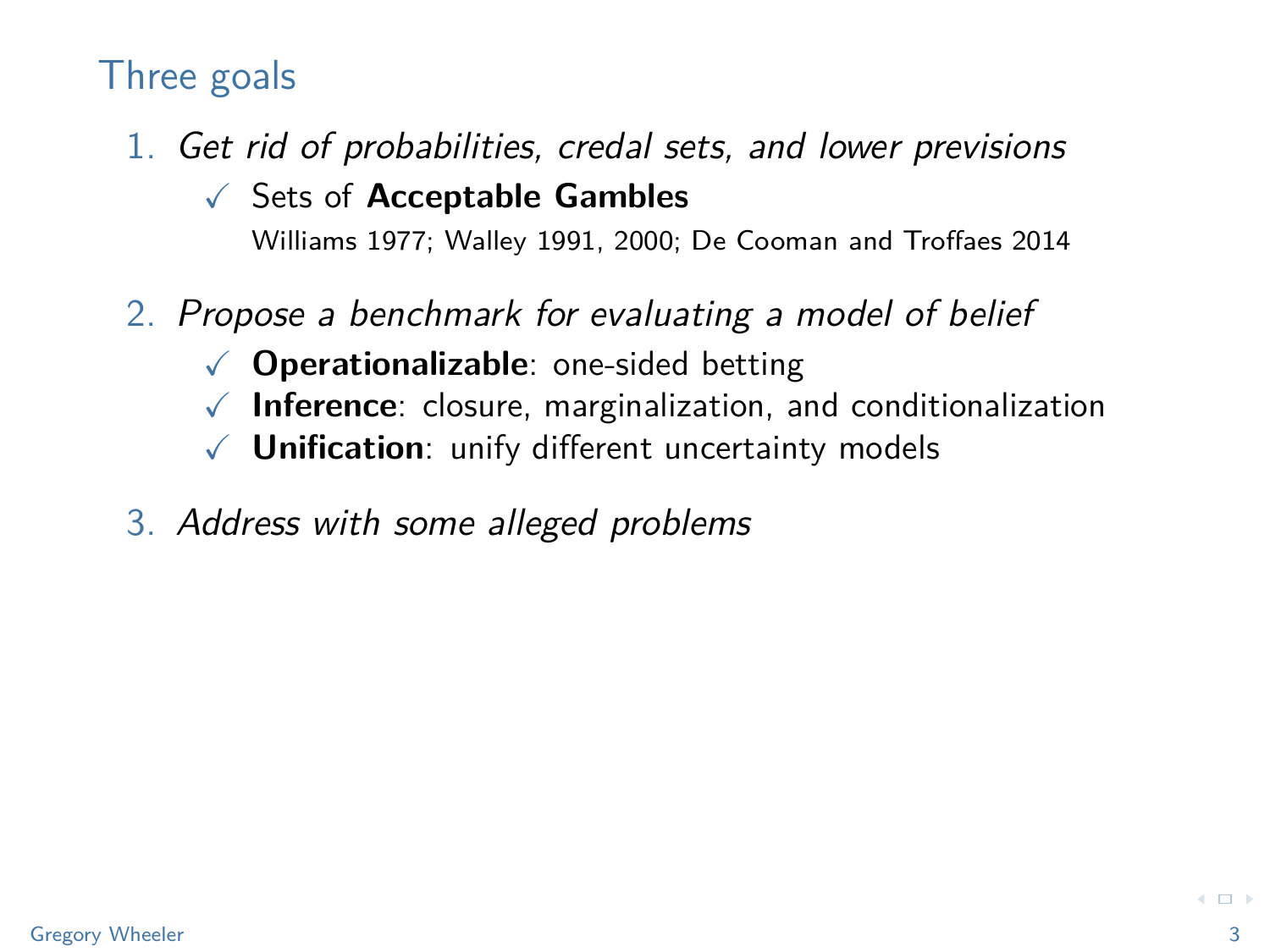## Three goals

1. *Get rid of probabilities, credal sets, and lower previsions*
   - ✓ Sets of **Acceptable Gambles**
     
     Williams 1977; Walley 1991, 2000; De Cooman and Troffaes 2014

2. *Propose a benchmark for evaluating a model of belief*
   - ✓ **Operationalizable**: one-sided betting
   - ✓ **Inference**: closure, marginalization, and conditionalization
   - ✓ **Unification**: unify different uncertainty models

3. *Address with some alleged problems*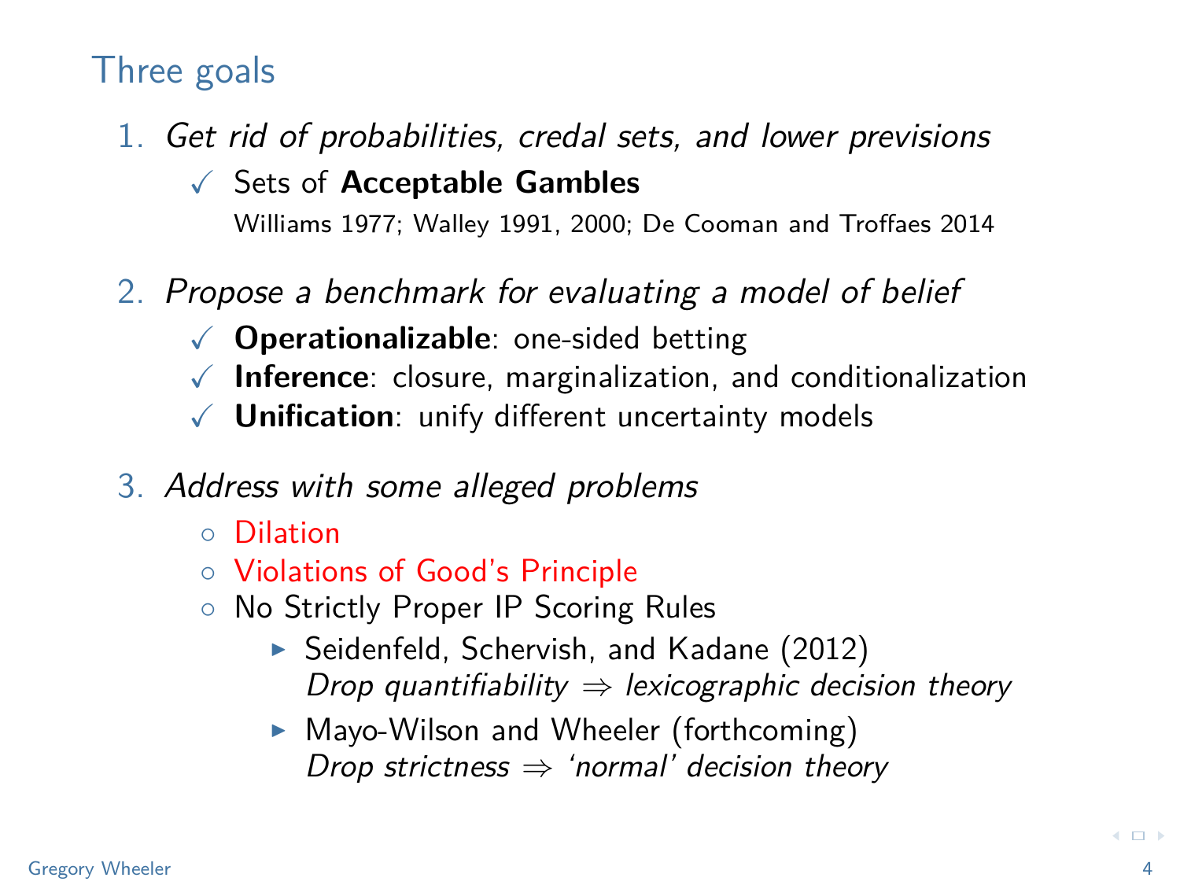## Three goals

1. *Get rid of probabilities, credal sets, and lower previsions*
   - ✓ Sets of **Acceptable Gambles**
     Williams 1977; Walley 1991, 2000; De Cooman and Troffaes 2014

2. *Propose a benchmark for evaluating a model of belief*
   - ✓ **Operationalizable**: one-sided betting
   - ✓ **Inference**: closure, marginalization, and conditionalization
   - ✓ **Unification**: unify different uncertainty models

3. *Address with some alleged problems*
   - Dilation
   - Violations of Good's Principle
   - No Strictly Proper IP Scoring Rules
     - Seidenfeld, Schervish, and Kadane (2012)
       *Drop quantifiability ⇒ lexicographic decision theory*
     - Mayo-Wilson and Wheeler (forthcoming)
       *Drop strictness ⇒ 'normal' decision theory*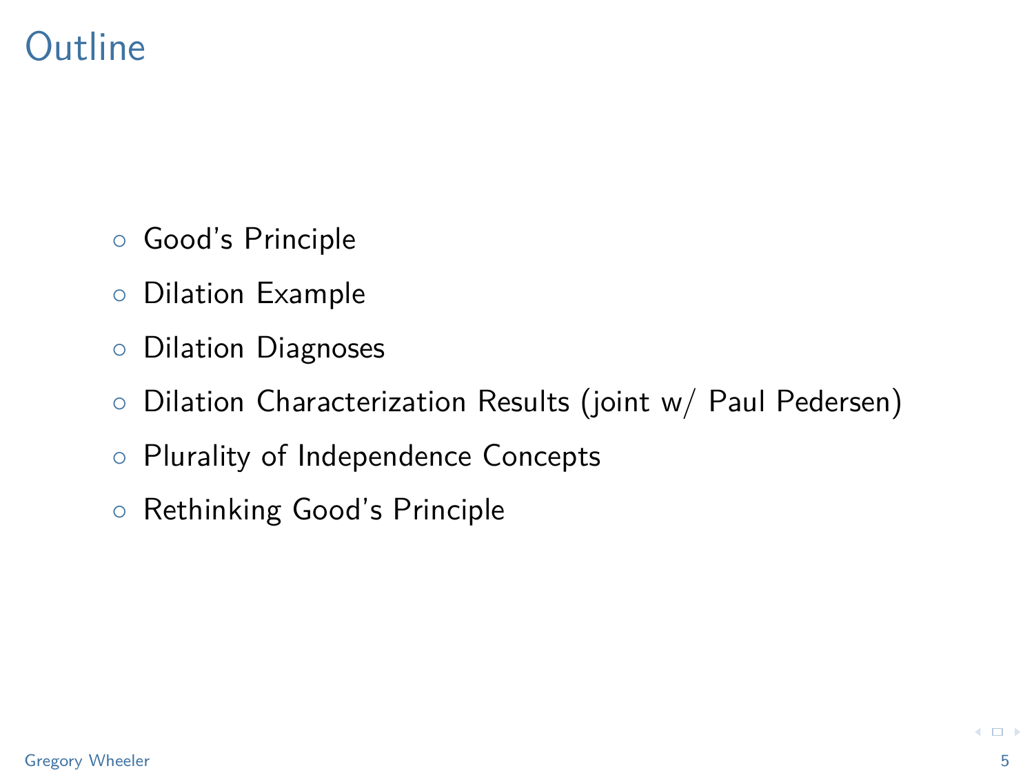# Outline

- Good's Principle
- Dilation Example
- Dilation Diagnoses
- Dilation Characterization Results (joint w/ Paul Pedersen)
- Plurality of Independence Concepts
- Rethinking Good's Principle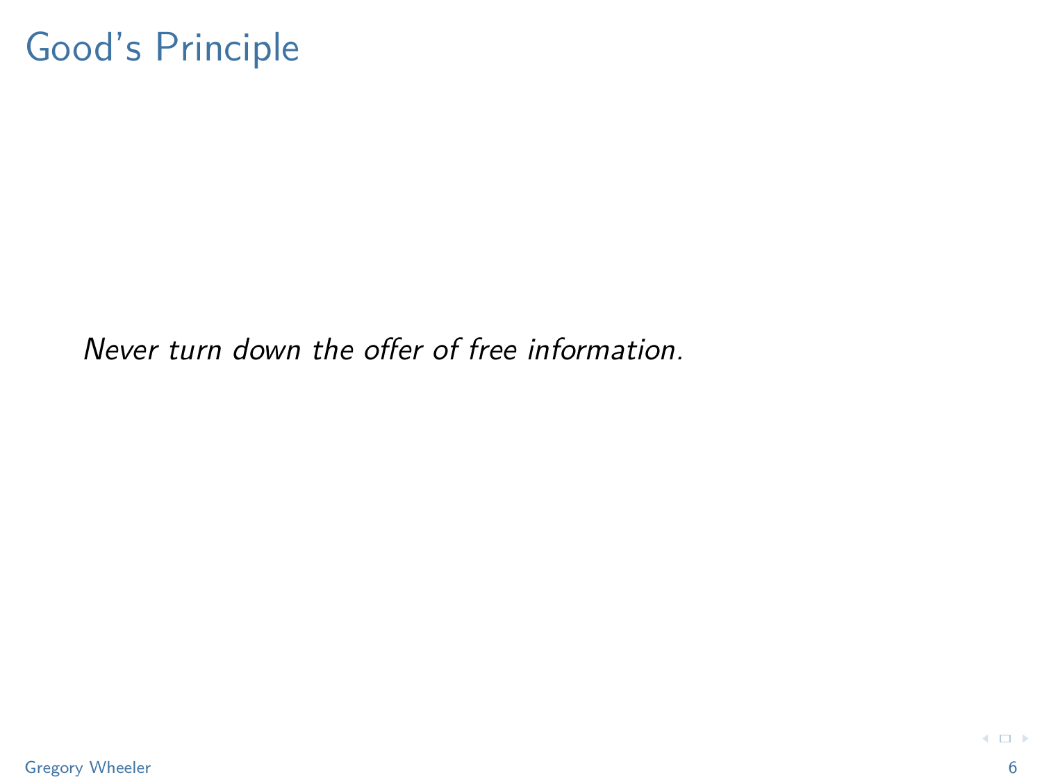# Good's Principle

*Never turn down the offer of free information.*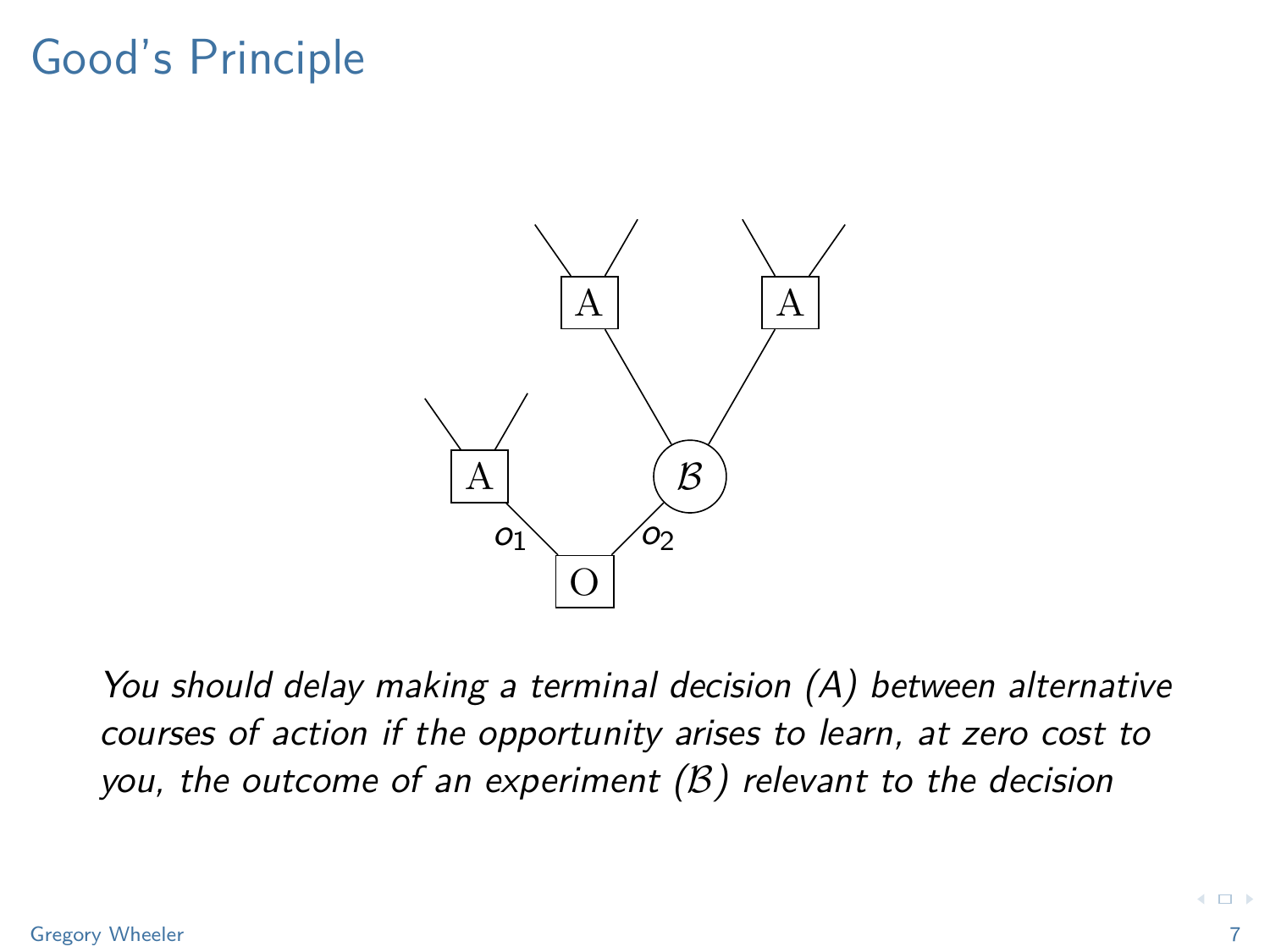# Good's Principle

*You should delay making a terminal decision (A) between alternative courses of action if the opportunity arises to learn, at zero cost to you, the outcome of an experiment ($\mathcal{B}$) relevant to the decision*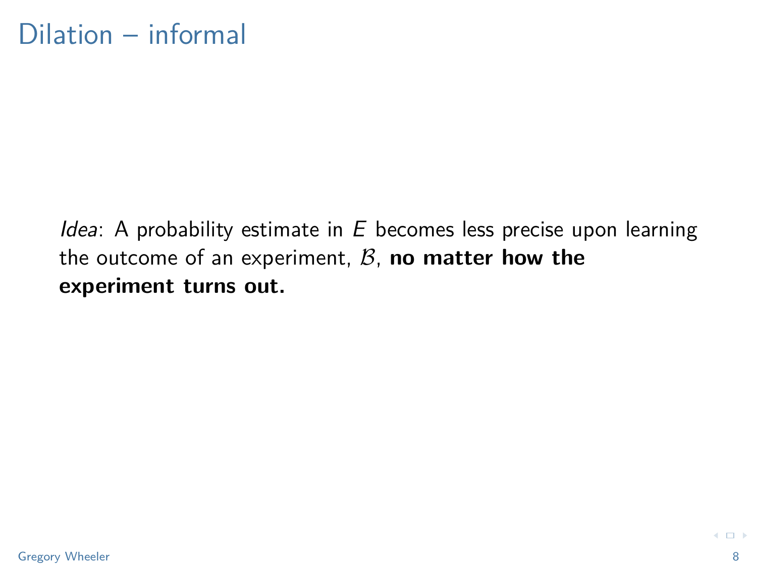# Dilation – informal

*Idea*: A probability estimate in $E$ becomes less precise upon learning the outcome of an experiment, $\mathcal{B}$, **no matter how the experiment turns out.**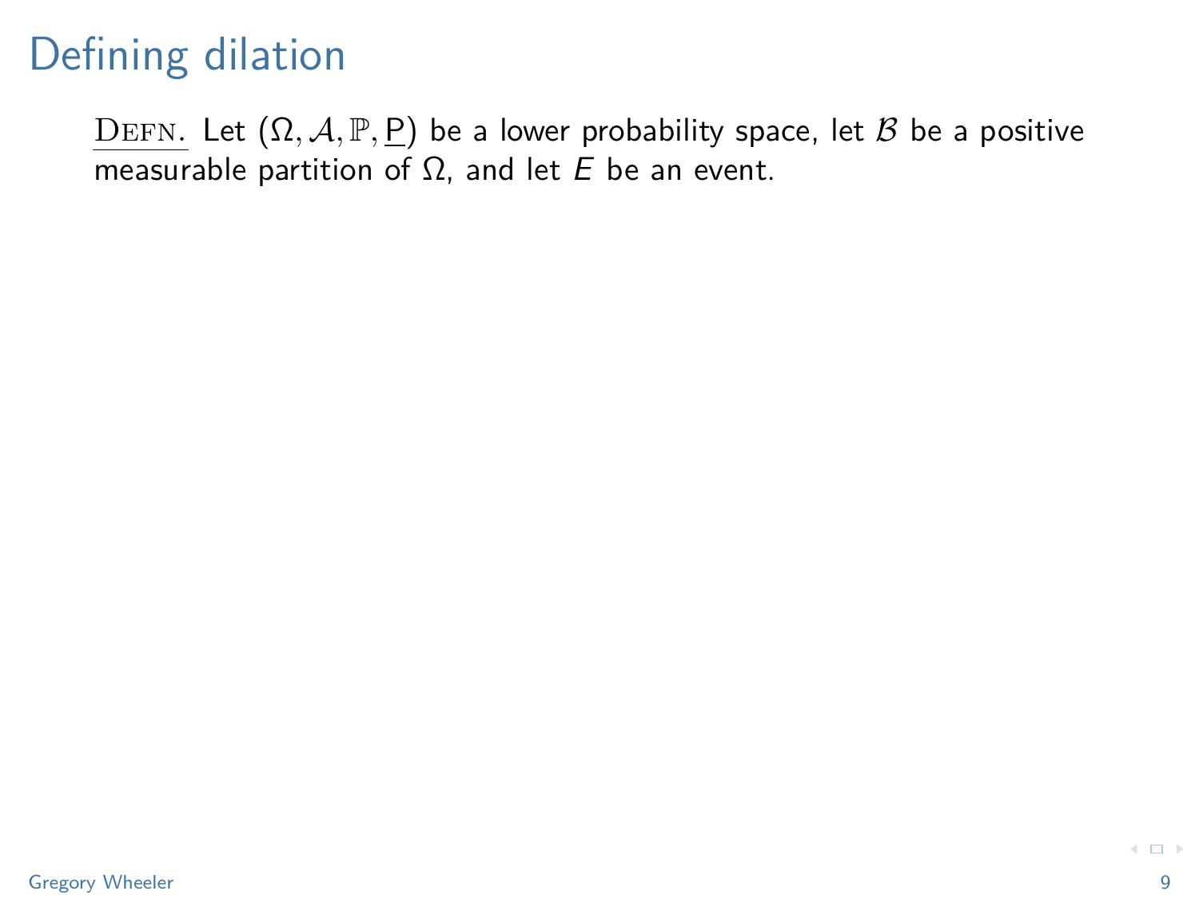# Defining dilation

<u>Defn.</u> Let $(\Omega, \mathcal{A}, \mathbb{P}, \underline{\mathrm{P}})$ be a lower probability space, let $\mathcal{B}$ be a positive measurable partition of $\Omega$, and let $E$ be an event.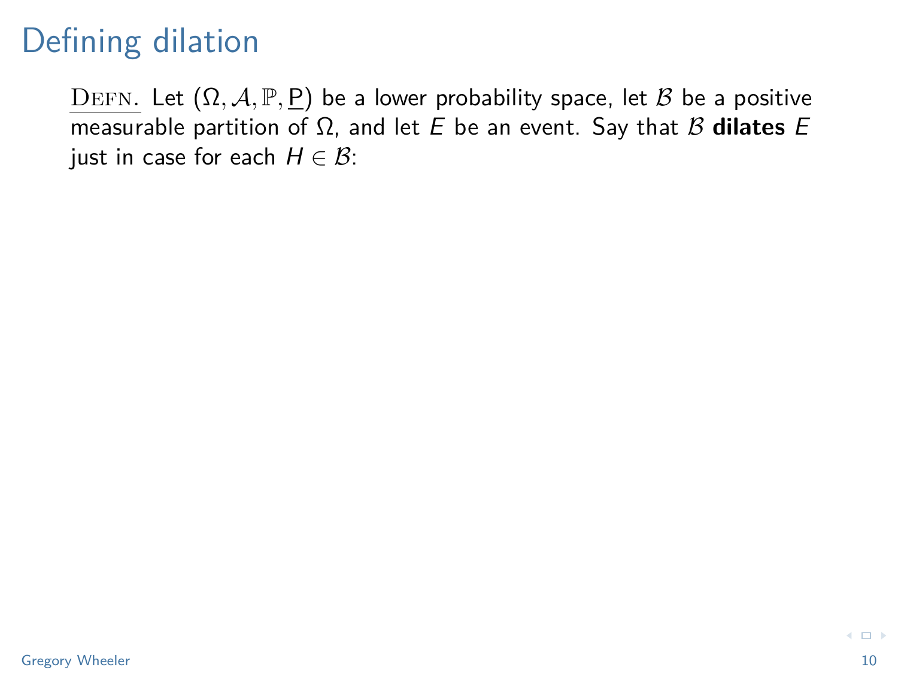# Defining dilation

<u>DEFN.</u> Let $(\Omega, \mathcal{A}, \mathbb{P}, \underline{\mathrm{P}})$ be a lower probability space, let $\mathcal{B}$ be a positive measurable partition of $\Omega$, and let $E$ be an event. Say that $\mathcal{B}$ **dilates** $E$ just in case for each $H \in \mathcal{B}$: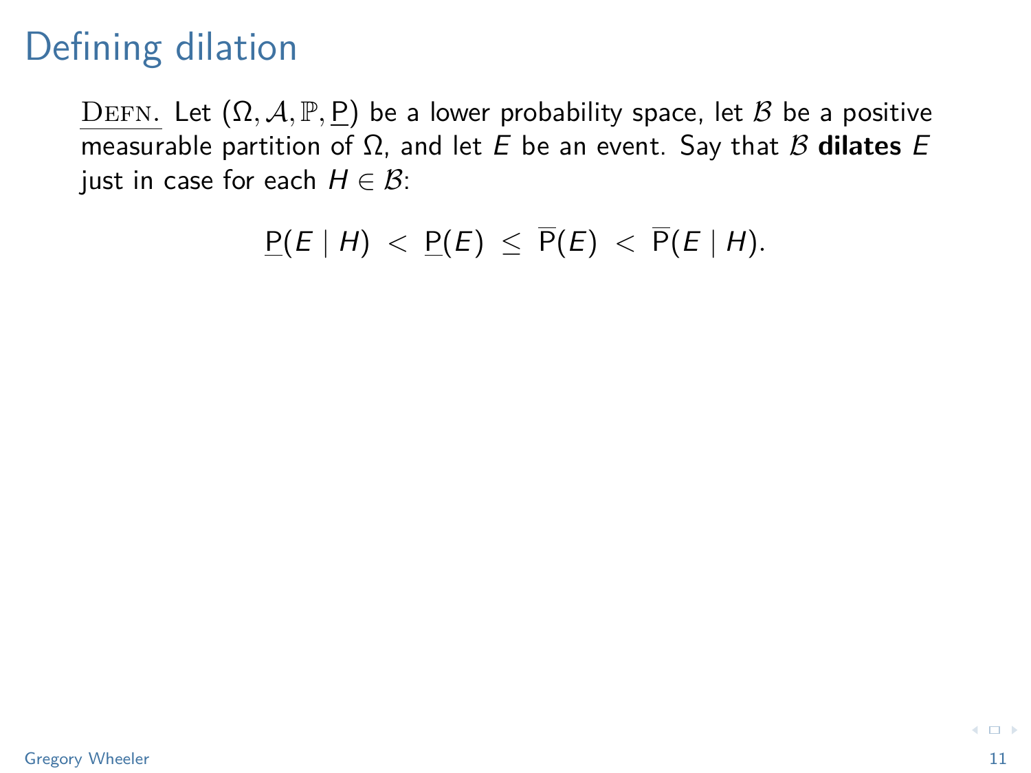# Defining dilation

DEFN. Let $(\Omega, \mathcal{A}, \mathbb{P}, \underline{\mathrm{P}})$ be a lower probability space, let $\mathcal{B}$ be a positive measurable partition of $\Omega$, and let $E$ be an event. Say that $\mathcal{B}$ **dilates** $E$ just in case for each $H \in \mathcal{B}$:

$$\underline{\mathrm{P}}(E \mid H) \;<\; \underline{\mathrm{P}}(E) \;\leq\; \overline{\mathrm{P}}(E) \;<\; \overline{\mathrm{P}}(E \mid H).$$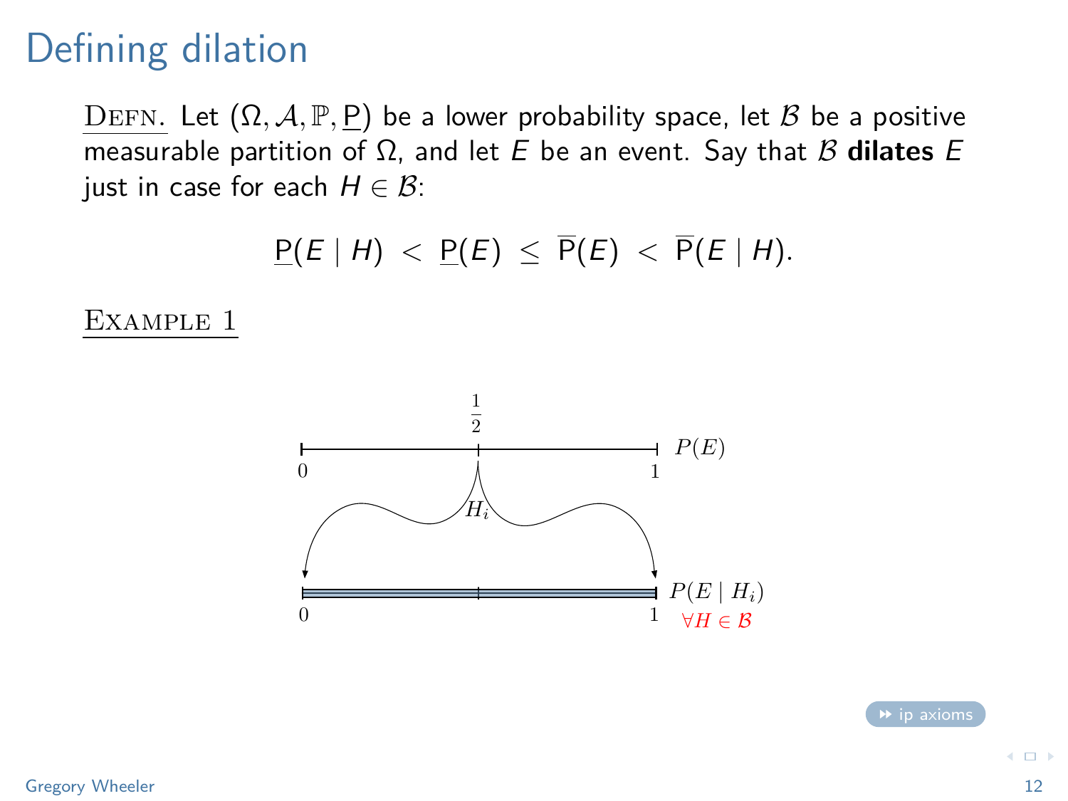# Defining dilation

<u>DEFN.</u> Let $(\Omega, \mathcal{A}, \mathbb{P}, \underline{\mathrm{P}})$ be a lower probability space, let $\mathcal{B}$ be a positive measurable partition of $\Omega$, and let $E$ be an event. Say that $\mathcal{B}$ **dilates** $E$ just in case for each $H \in \mathcal{B}$:

$$\underline{\mathrm{P}}(E \mid H) \; < \; \underline{\mathrm{P}}(E) \; \leq \; \overline{\mathrm{P}}(E) \; < \; \overline{\mathrm{P}}(E \mid H).$$

<u>EXAMPLE 1</u>

$\frac{1}{2}$

0 — 1 $P(E)$

$H_i$

0 — 1 $P(E \mid H_i)$

$\forall H \in \mathcal{B}$

ip axioms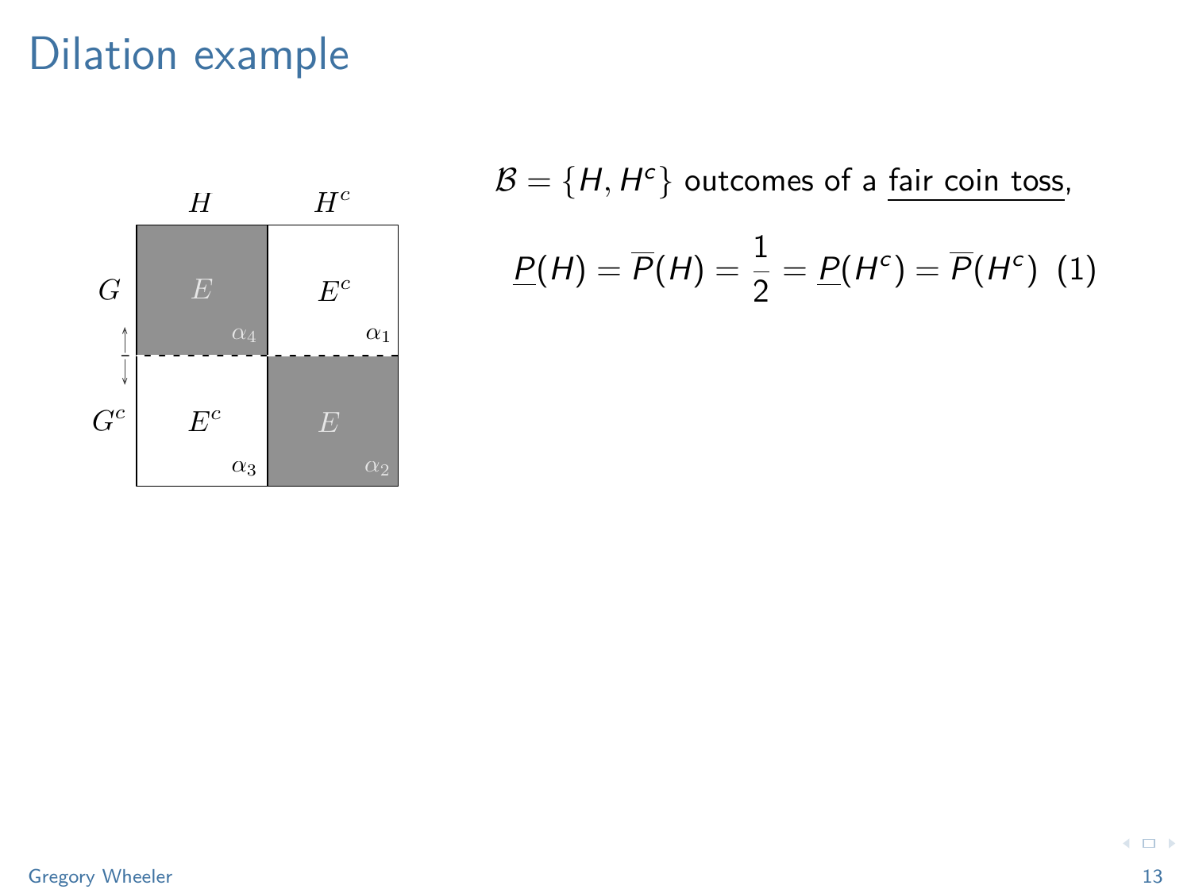# Dilation example

| | $H$ | $H^c$ |
|---|---|---|
| $G$ | $E$ ($\alpha_4$) | $E^c$ ($\alpha_1$) |
| $G^c$ | $E^c$ ($\alpha_3$) | $E$ ($\alpha_2$) |

$\mathcal{B} = \{H, H^c\}$ outcomes of a fair coin toss,

$$\underline{P}(H) = \overline{P}(H) = \frac{1}{2} = \underline{P}(H^c) = \overline{P}(H^c) \quad (1)$$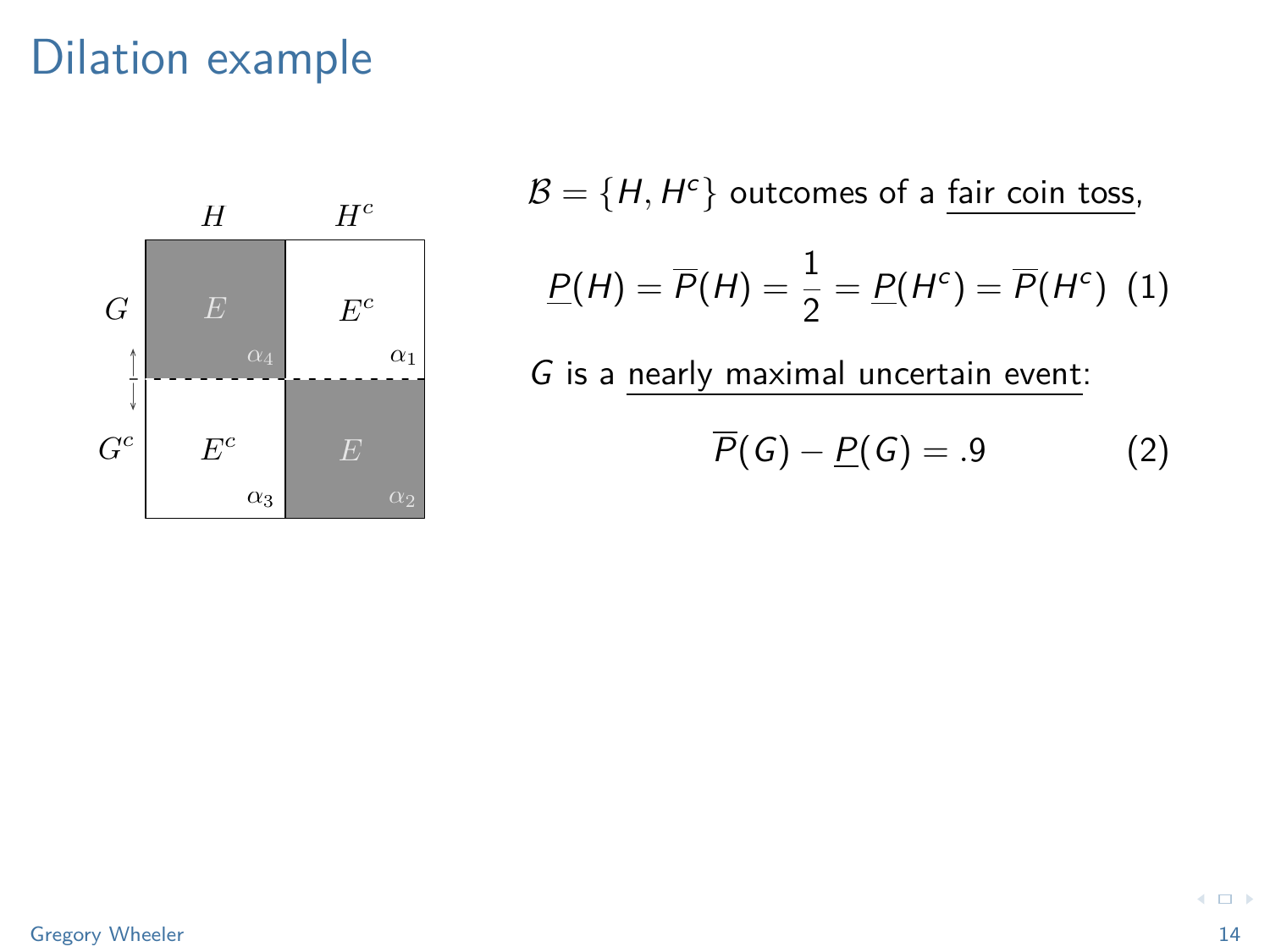# Dilation example

| | $H$ | $H^c$ |
|---|---|---|
| $G$ | $E$ ($\alpha_4$) | $E^c$ ($\alpha_1$) |
| $G^c$ | $E^c$ ($\alpha_3$) | $E$ ($\alpha_2$) |

$\mathcal{B} = \{H, H^c\}$ outcomes of a fair coin toss,

$$\underline{P}(H) = \overline{P}(H) = \frac{1}{2} = \underline{P}(H^c) = \overline{P}(H^c) \quad (1)$$

$G$ is a nearly maximal uncertain event:

$$\overline{P}(G) - \underline{P}(G) = .9 \quad (2)$$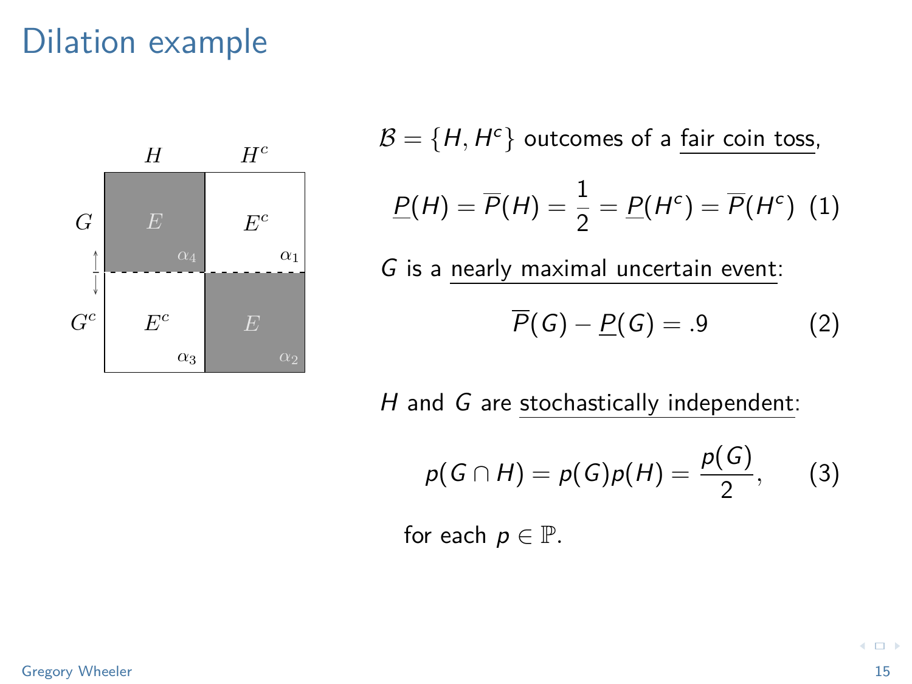# Dilation example

$\mathcal{B} = \{H, H^c\}$ outcomes of a fair coin toss,

$$\underline{P}(H) = \overline{P}(H) = \frac{1}{2} = \underline{P}(H^c) = \overline{P}(H^c) \quad (1)$$

$G$ is a nearly maximal uncertain event:

$$\overline{P}(G) - \underline{P}(G) = .9 \quad (2)$$

$H$ and $G$ are stochastically independent:

$$p(G \cap H) = p(G)p(H) = \frac{p(G)}{2}, \quad (3)$$

for each $p \in \mathbb{P}$.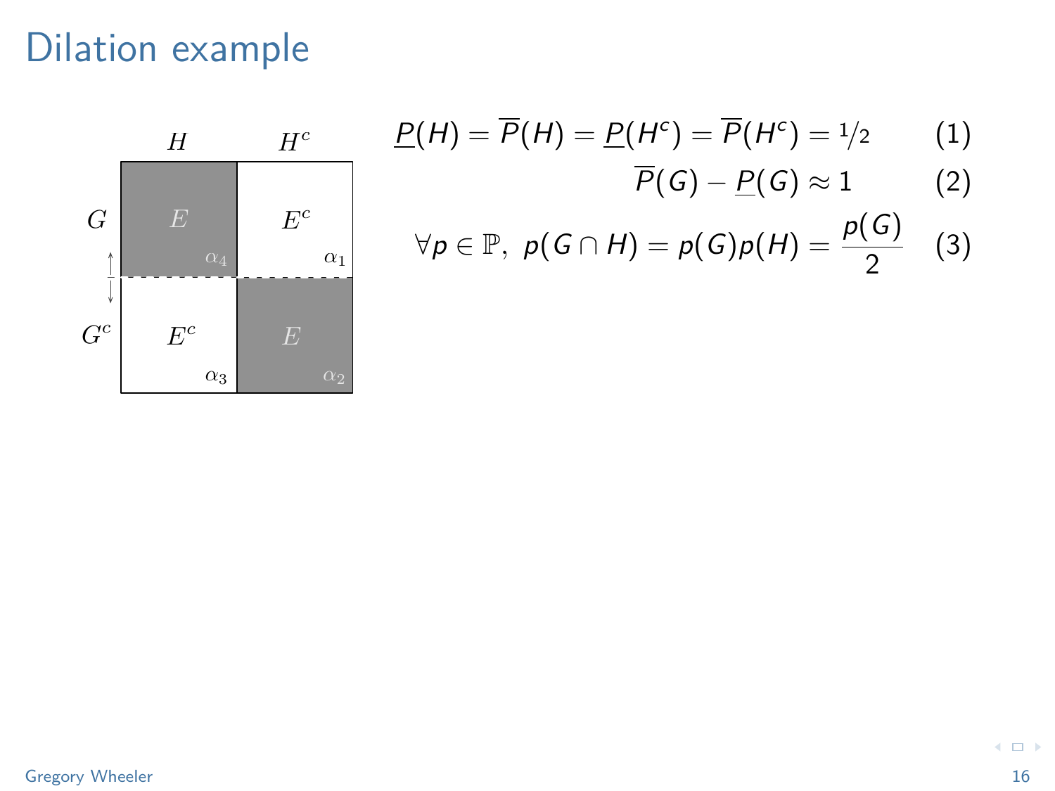# Dilation example

| | $H$ | $H^c$ |
|---|---|---|
| $G$ | $E$ ($\alpha_4$) | $E^c$ ($\alpha_1$) |
| $G^c$ | $E^c$ ($\alpha_3$) | $E$ ($\alpha_2$) |

$$\underline{P}(H) = \overline{P}(H) = \underline{P}(H^c) = \overline{P}(H^c) = 1/2 \quad (1)$$

$$\overline{P}(G) - \underline{P}(G) \approx 1 \quad (2)$$

$$\forall p \in \mathbb{P},\ p(G \cap H) = p(G)p(H) = \frac{p(G)}{2} \quad (3)$$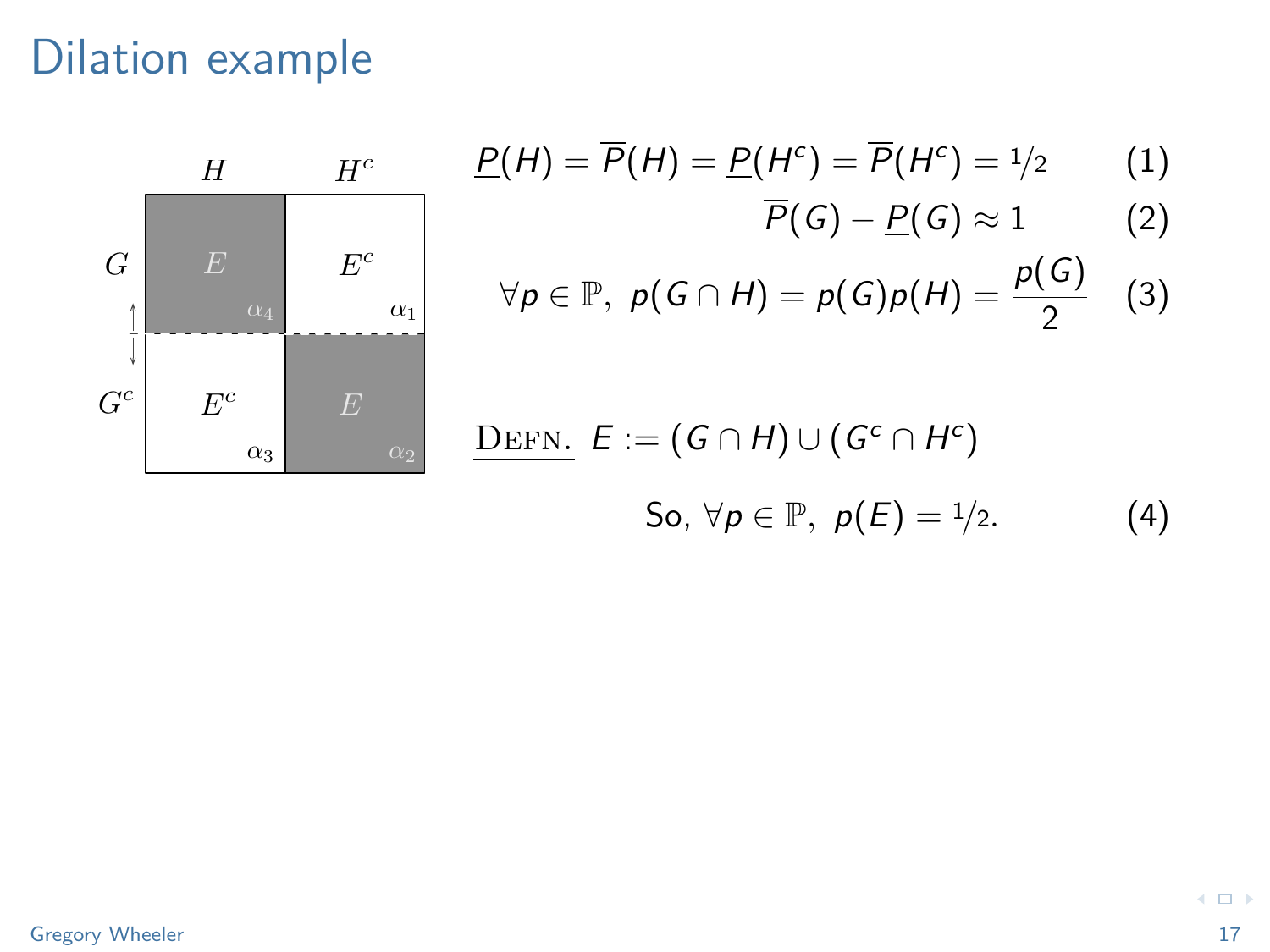# Dilation example

|  | $H$ | $H^c$ |
|---|---|---|
| $G$ | $E$ ($\alpha_4$) | $E^c$ ($\alpha_1$) |
| $G^c$ | $E^c$ ($\alpha_3$) | $E$ ($\alpha_2$) |

$$\underline{P}(H) = \overline{P}(H) = \underline{P}(H^c) = \overline{P}(H^c) = 1/2 \quad (1)$$

$$\overline{P}(G) - \underline{P}(G) \approx 1 \quad (2)$$

$$\forall p \in \mathbb{P},\ p(G \cap H) = p(G)p(H) = \frac{p(G)}{2} \quad (3)$$

DEFN. $E := (G \cap H) \cup (G^c \cap H^c)$

$$\text{So, } \forall p \in \mathbb{P},\ p(E) = 1/2. \quad (4)$$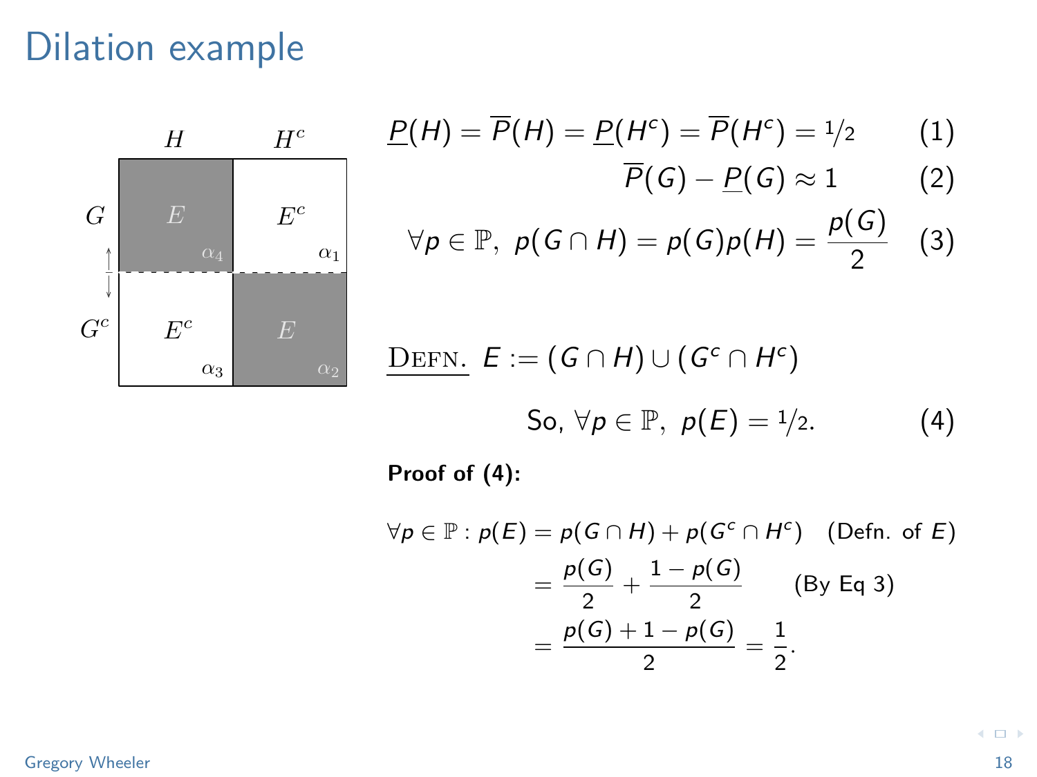# Dilation example

$$\underline{P}(H) = \overline{P}(H) = \underline{P}(H^c) = \overline{P}(H^c) = 1/2 \qquad (1)$$

$$\overline{P}(G) - \underline{P}(G) \approx 1 \qquad (2)$$

$$\forall p \in \mathbb{P},\ p(G \cap H) = p(G)p(H) = \frac{p(G)}{2} \qquad (3)$$

DEFN. $E := (G \cap H) \cup (G^c \cap H^c)$

$$\text{So, } \forall p \in \mathbb{P},\ p(E) = 1/2. \qquad (4)$$

**Proof of (4):**

$$\begin{aligned}
\forall p \in \mathbb{P} : p(E) &= p(G \cap H) + p(G^c \cap H^c) \quad \text{(Defn. of } E\text{)} \\
&= \frac{p(G)}{2} + \frac{1 - p(G)}{2} \qquad \text{(By Eq 3)} \\
&= \frac{p(G) + 1 - p(G)}{2} = \frac{1}{2}.
\end{aligned}$$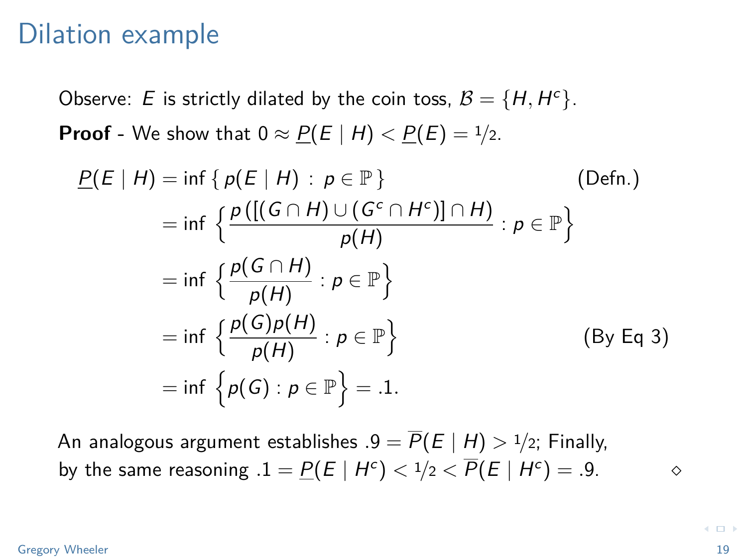# Dilation example

Observe: $E$ is strictly dilated by the coin toss, $\mathcal{B} = \{H, H^c\}$.

**Proof** - We show that $0 \approx \underline{P}(E \mid H) < \underline{P}(E) = 1/2$.

$$
\begin{aligned}
\underline{P}(E \mid H) &= \inf \{ p(E \mid H) \,:\, p \in \mathbb{P} \} && \text{(Defn.)} \\
&= \inf \left\{ \frac{p\left([(G \cap H) \cup (G^c \cap H^c)] \cap H\right)}{p(H)} : p \in \mathbb{P} \right\} \\
&= \inf \left\{ \frac{p(G \cap H)}{p(H)} : p \in \mathbb{P} \right\} \\
&= \inf \left\{ \frac{p(G)p(H)}{p(H)} : p \in \mathbb{P} \right\} && \text{(By Eq 3)} \\
&= \inf \left\{ p(G) : p \in \mathbb{P} \right\} = .1.
\end{aligned}
$$

An analogous argument establishes $.9 = \overline{P}(E \mid H) > 1/2$; Finally, by the same reasoning $.1 = \underline{P}(E \mid H^c) < 1/2 < \overline{P}(E \mid H^c) = .9$. $\diamond$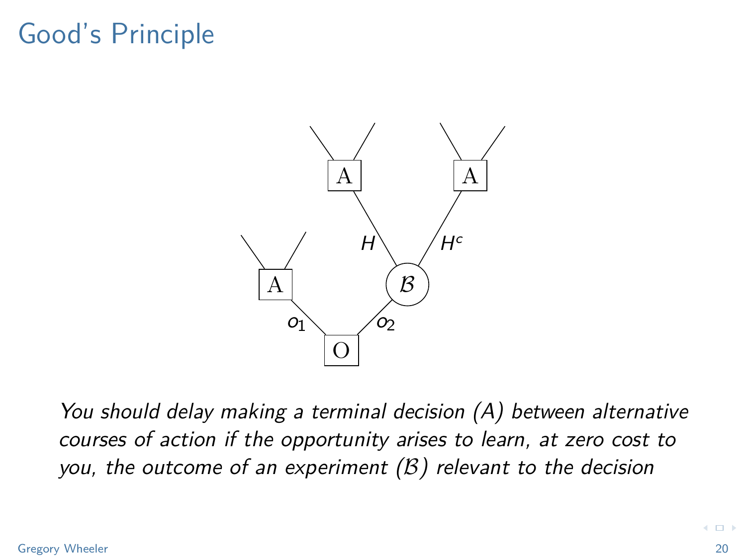# Good's Principle

*You should delay making a terminal decision (A) between alternative courses of action if the opportunity arises to learn, at zero cost to you, the outcome of an experiment ($\mathcal{B}$) relevant to the decision*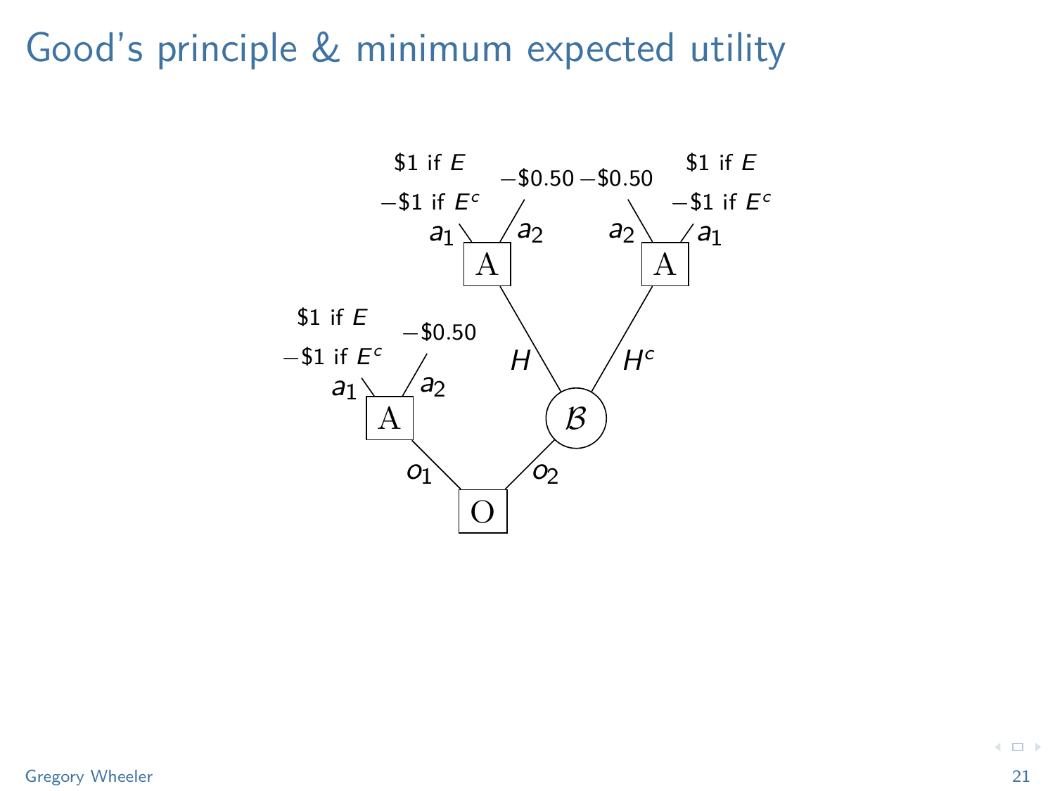# Good's principle & minimum expected utility

O

- $o_1$ → A
  - $a_1$: \$1 if $E$, −\$1 if $E^c$
  - $a_2$: −\$0.50
- $o_2$ → $\mathcal{B}$
  - $H$ → A
    - $a_1$: \$1 if $E$, −\$1 if $E^c$
    - $a_2$: −\$0.50
  - $H^c$ → A
    - $a_2$: −\$0.50
    - $a_1$: \$1 if $E$, −\$1 if $E^c$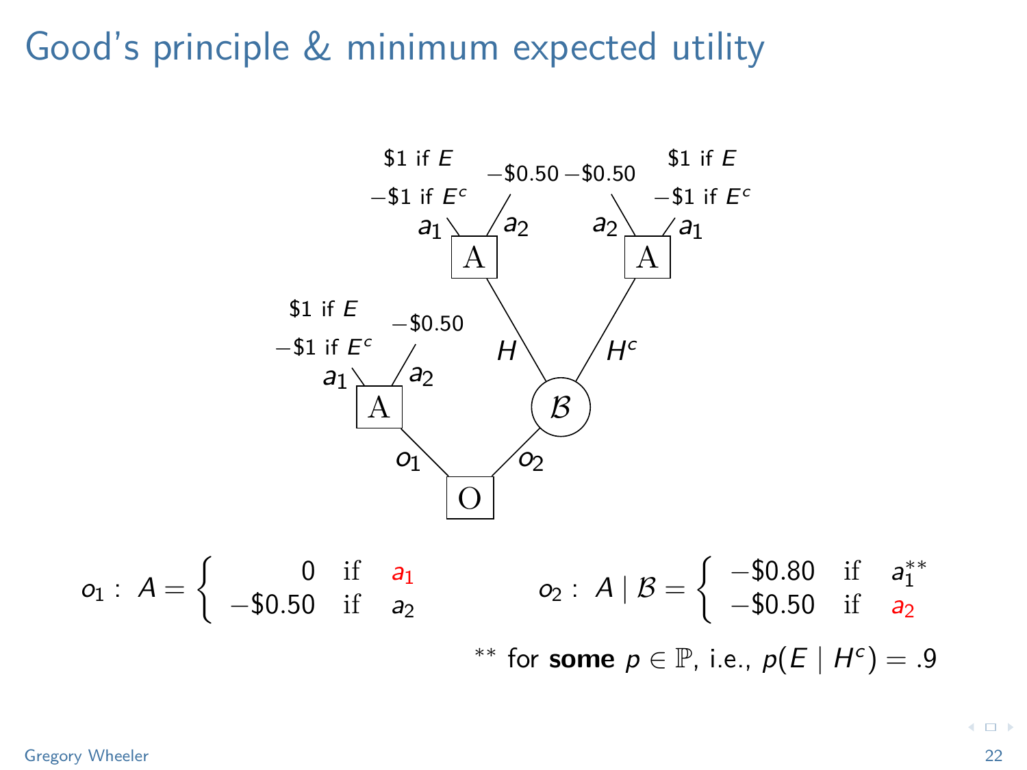# Good's principle & minimum expected utility

$\$1$ if $E$ / $-\$1$ if $E^c$ — $a_1$ — A — $a_2$ — $-\$0.50$

$\$1$ if $E$ / $-\$1$ if $E^c$ — $a_1$ — A — $a_2$ — $-\$0.50$ (via $H$)

$\$1$ if $E$ / $-\$1$ if $E^c$ — $a_1$ — A — $a_2$ — $-\$0.50$ (via $H^c$)

O — $o_1$ → A; O — $o_2$ → $\mathcal{B}$ — $H$ / $H^c$

$$o_1 : \; A = \begin{cases} 0 & \text{if} \quad a_1 \\ -\$0.50 & \text{if} \quad a_2 \end{cases} \qquad o_2 : \; A \mid \mathcal{B} = \begin{cases} -\$0.80 & \text{if} \quad a_1^{**} \\ -\$0.50 & \text{if} \quad a_2 \end{cases}$$

** for **some** $p \in \mathbb{P}$, i.e., $p(E \mid H^c) = .9$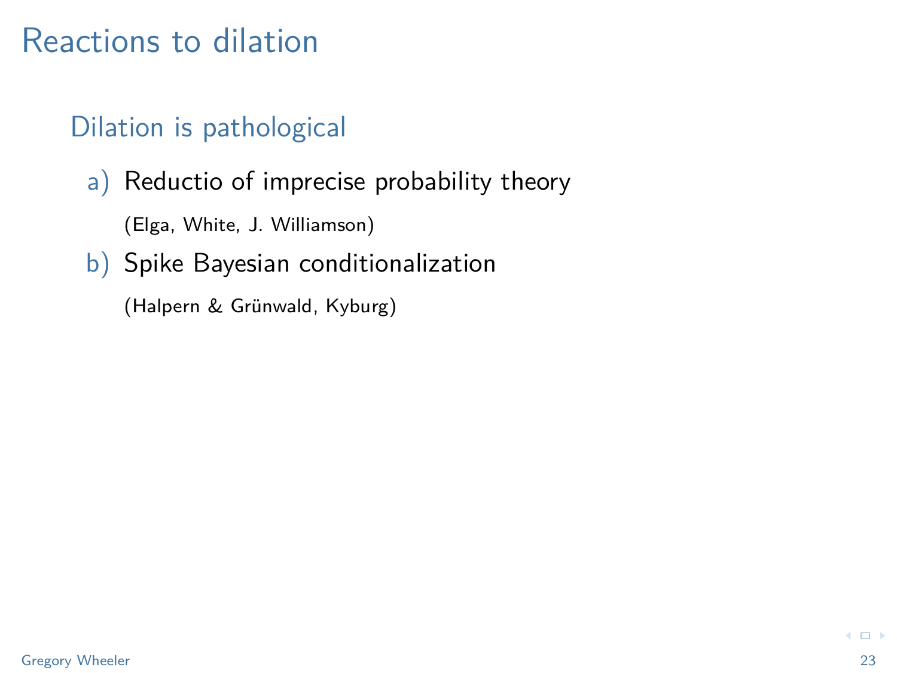# Reactions to dilation

## Dilation is pathological

a) Reductio of imprecise probability theory

   (Elga, White, J. Williamson)

b) Spike Bayesian conditionalization

   (Halpern & Grünwald, Kyburg)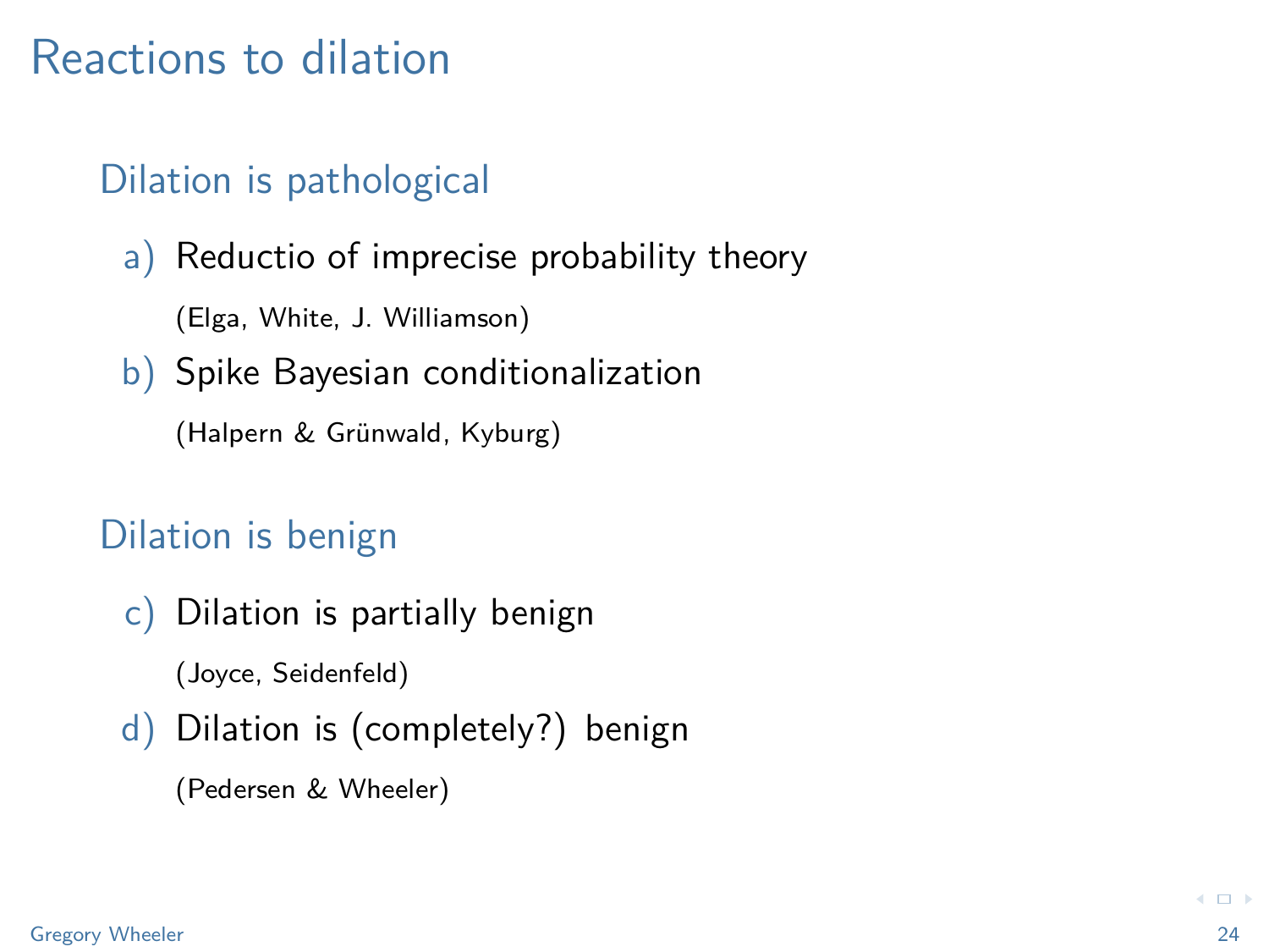# Reactions to dilation

## Dilation is pathological

a) Reductio of imprecise probability theory

   (Elga, White, J. Williamson)

b) Spike Bayesian conditionalization

   (Halpern & Grünwald, Kyburg)

## Dilation is benign

c) Dilation is partially benign

   (Joyce, Seidenfeld)

d) Dilation is (completely?) benign

   (Pedersen & Wheeler)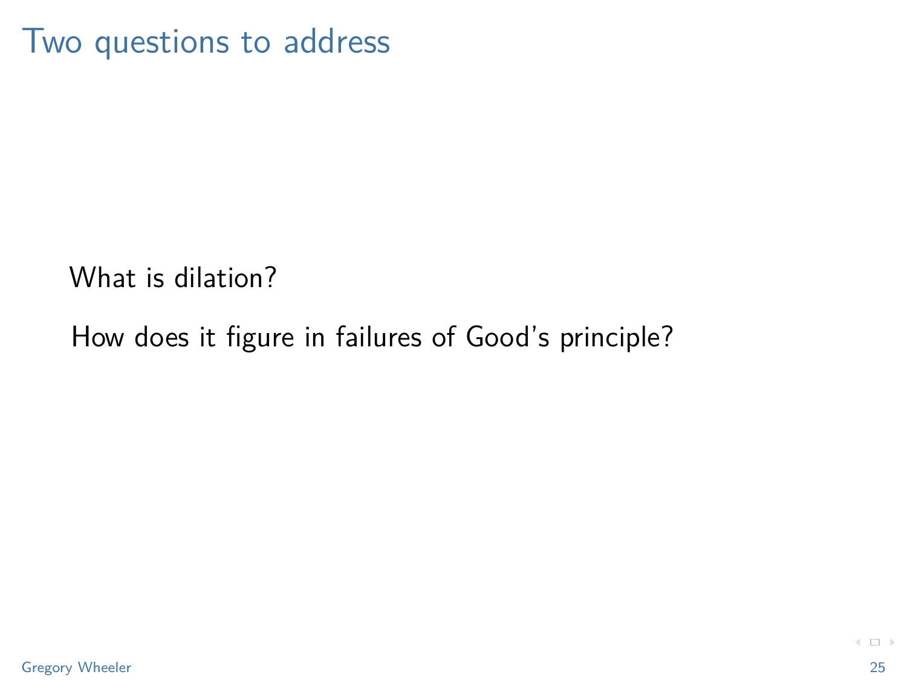# Two questions to address

What is dilation?

How does it figure in failures of Good's principle?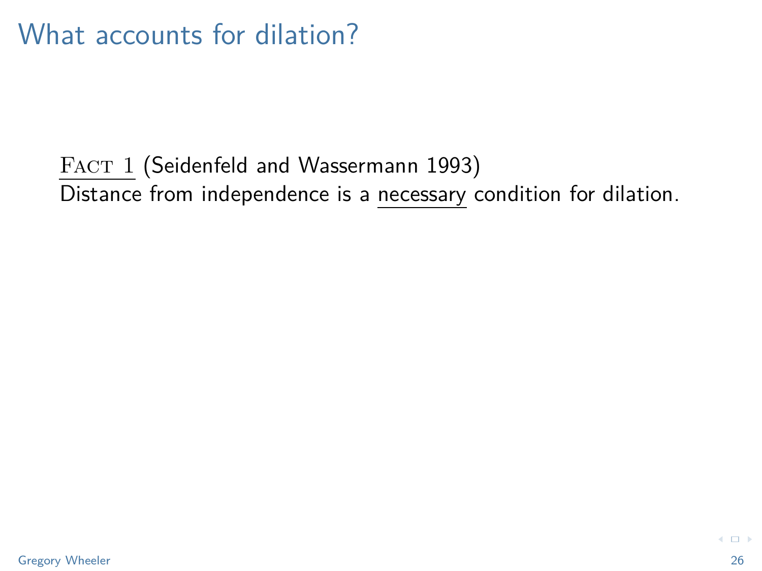# What accounts for dilation?

<u>FACT 1</u> (Seidenfeld and Wassermann 1993)
Distance from independence is a <u>necessary</u> condition for dilation.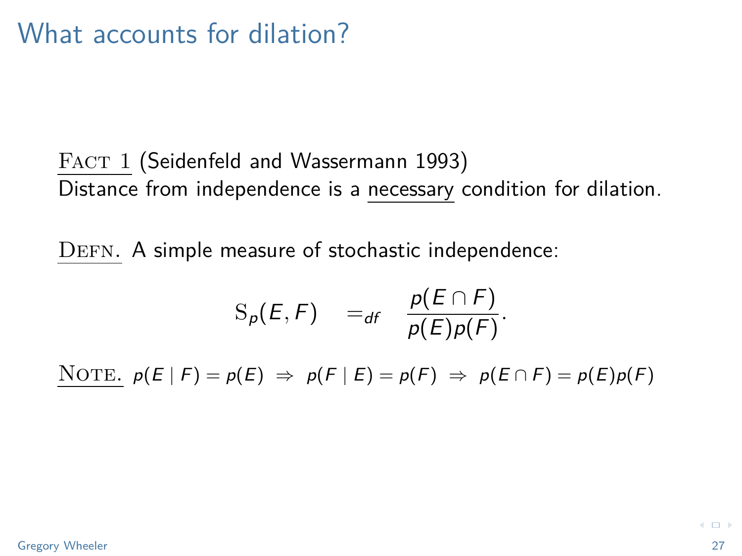# What accounts for dilation?

<u>Fact 1</u> (Seidenfeld and Wassermann 1993)
Distance from independence is a <u>necessary</u> condition for dilation.

<u>Defn.</u> A simple measure of stochastic independence:

$$\mathrm{S}_p(E, F) \quad =_{df} \quad \frac{p(E \cap F)}{p(E)p(F)}.$$

<u>Note.</u> $p(E \mid F) = p(E) \;\Rightarrow\; p(F \mid E) = p(F) \;\Rightarrow\; p(E \cap F) = p(E)p(F)$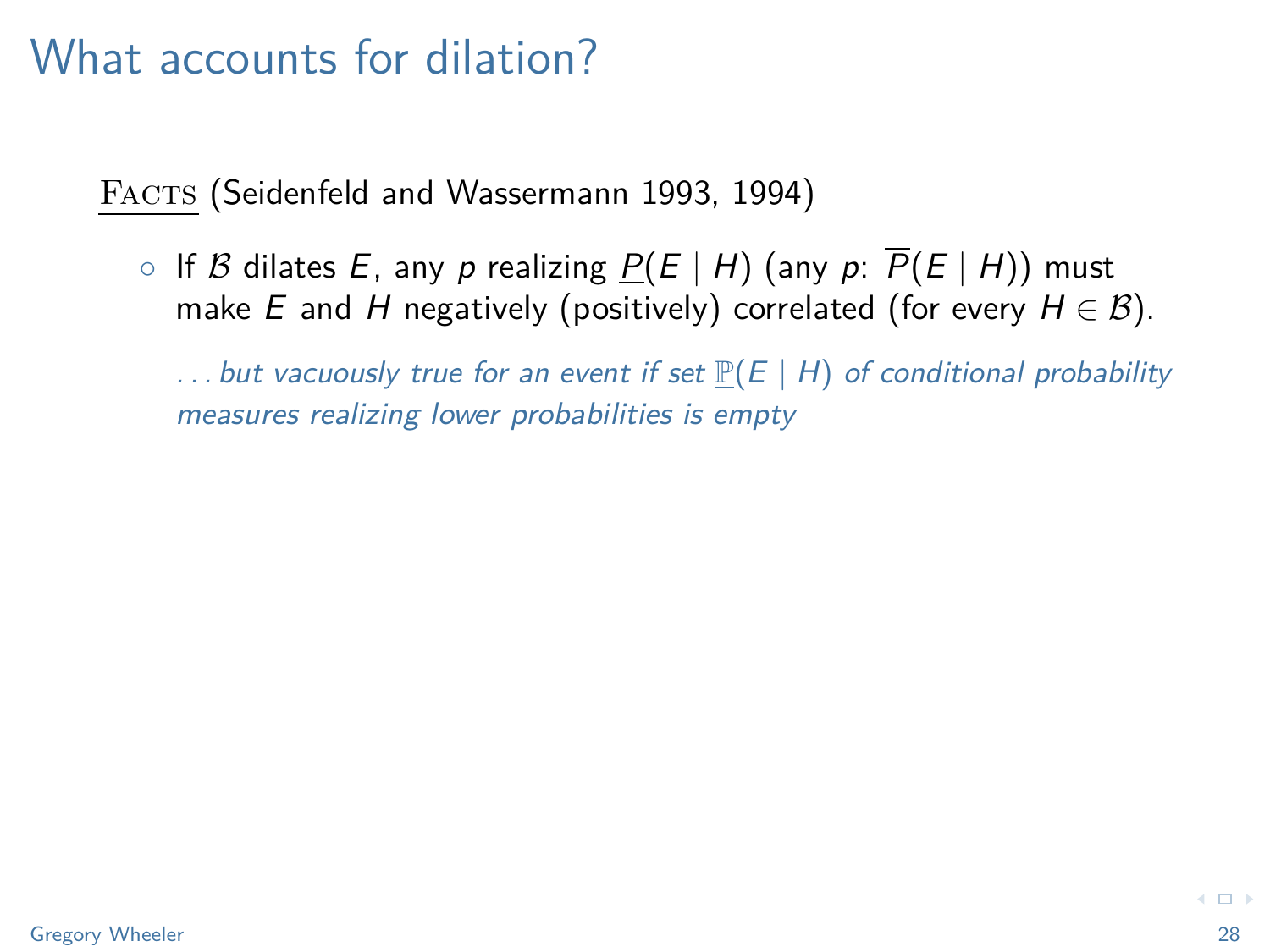# What accounts for dilation?

<u>FACTS</u> (Seidenfeld and Wassermann 1993, 1994)

- If $\mathcal{B}$ dilates $E$, any $p$ realizing $\underline{P}(E \mid H)$ (any $p$: $\overline{P}(E \mid H)$) must make $E$ and $H$ negatively (positively) correlated (for every $H \in \mathcal{B}$).

  *. . . but vacuously true for an event if set $\underline{\mathbb{P}}(E \mid H)$ of conditional probability measures realizing lower probabilities is empty*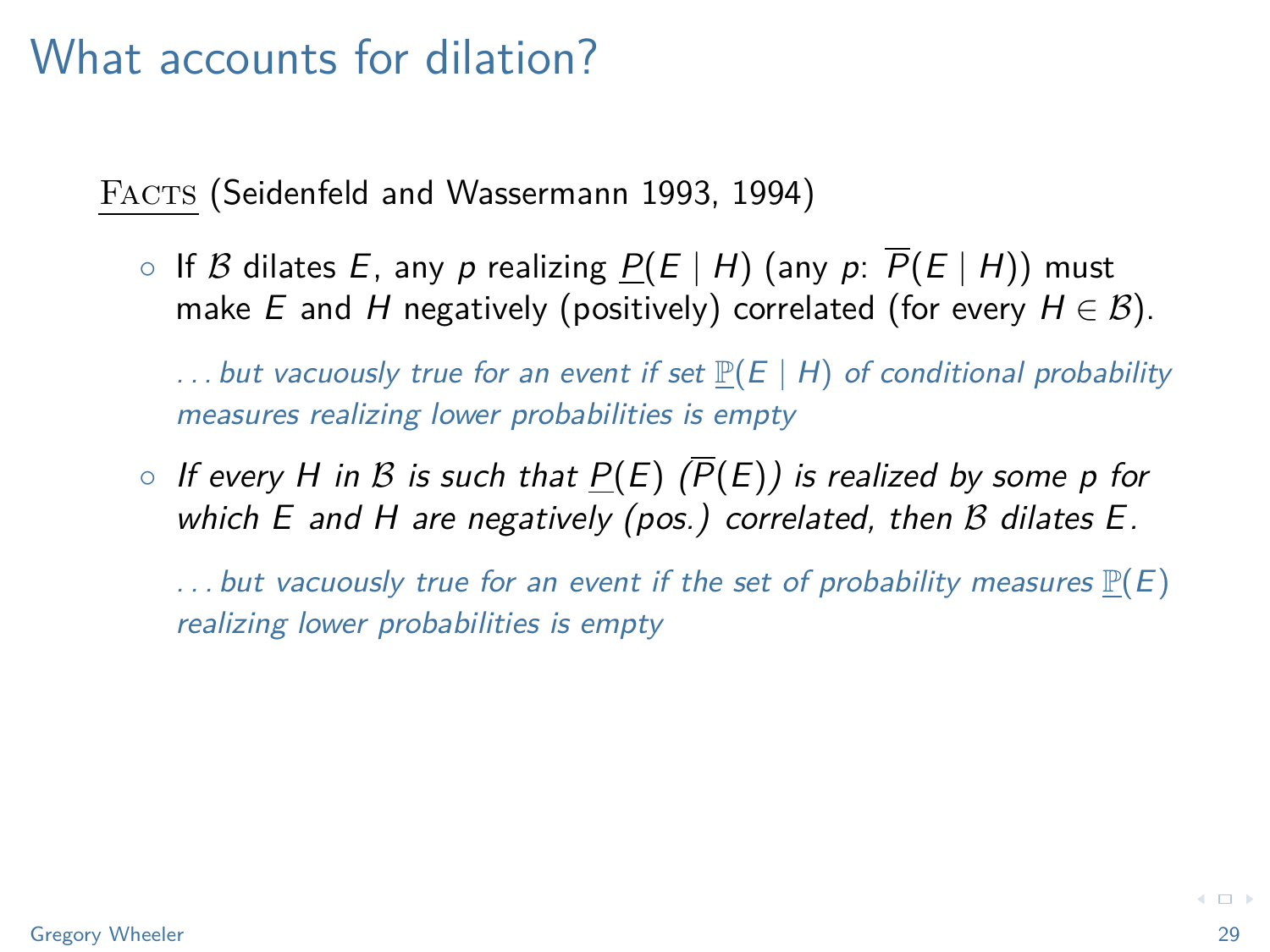# What accounts for dilation?

<u>FACTS</u> (Seidenfeld and Wassermann 1993, 1994)

- If $\mathcal{B}$ dilates $E$, any $p$ realizing $\underline{P}(E \mid H)$ (any $p$: $\overline{P}(E \mid H)$) must make $E$ and $H$ negatively (positively) correlated (for every $H \in \mathcal{B}$).

  *. . . but vacuously true for an event if set $\underline{\mathbb{P}}(E \mid H)$ of conditional probability measures realizing lower probabilities is empty*

- *If every $H$ in $\mathcal{B}$ is such that $\underline{P}(E)$ ($\overline{P}(E)$) is realized by some $p$ for which $E$ and $H$ are negatively (pos.) correlated, then $\mathcal{B}$ dilates $E$.*

  *. . . but vacuously true for an event if the set of probability measures $\underline{\mathbb{P}}(E)$ realizing lower probabilities is empty*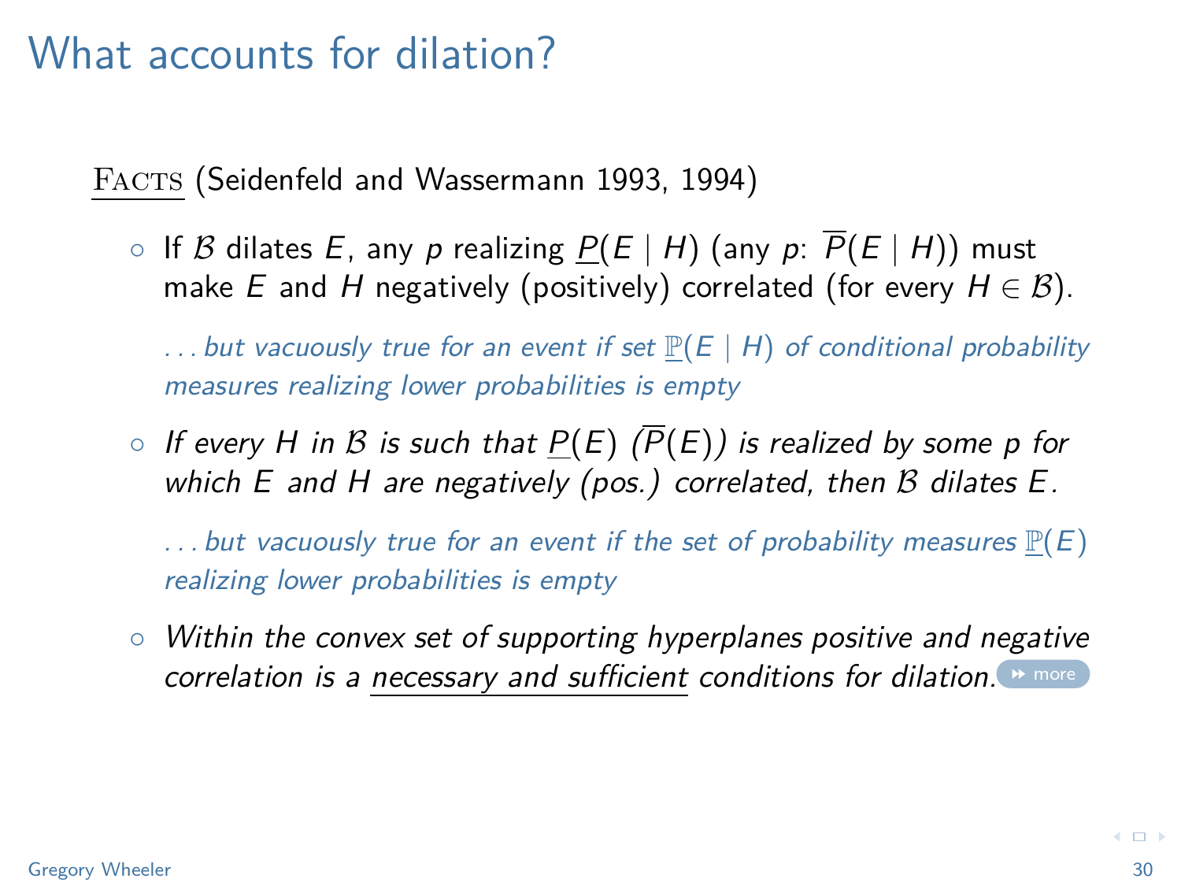# What accounts for dilation?

<u>Facts</u> (Seidenfeld and Wassermann 1993, 1994)

- If $\mathcal{B}$ dilates $E$, any $p$ realizing $\underline{P}(E \mid H)$ (any $p$: $\overline{P}(E \mid H)$) must make $E$ and $H$ negatively (positively) correlated (for every $H \in \mathcal{B}$).

  *. . . but vacuously true for an event if set $\underline{\mathbb{P}}(E \mid H)$ of conditional probability measures realizing lower probabilities is empty*

- *If every $H$ in $\mathcal{B}$ is such that $\underline{P}(E)$ ($\overline{P}(E)$) is realized by some $p$ for which $E$ and $H$ are negatively (pos.) correlated, then $\mathcal{B}$ dilates $E$.*

  *. . . but vacuously true for an event if the set of probability measures $\underline{\mathbb{P}}(E)$ realizing lower probabilities is empty*

- *Within the convex set of supporting hyperplanes positive and negative correlation is a <u>necessary and sufficient</u> conditions for dilation.* more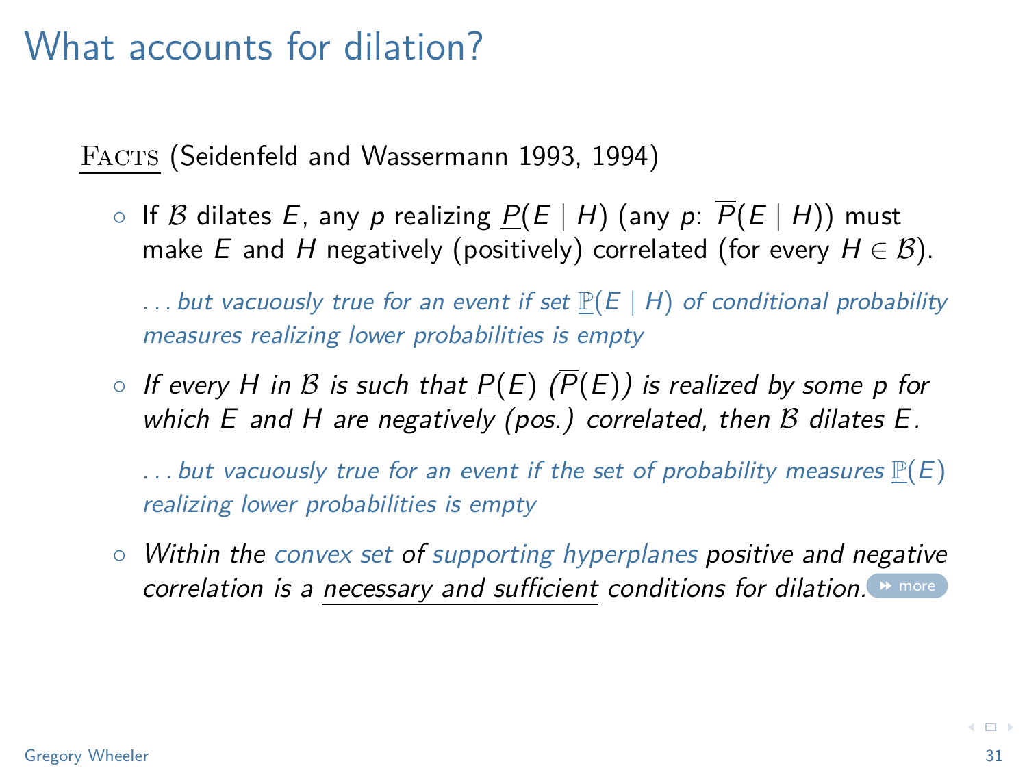# What accounts for dilation?

<u>Facts</u> (Seidenfeld and Wassermann 1993, 1994)

- If $\mathcal{B}$ dilates $E$, any $p$ realizing $\underline{P}(E \mid H)$ (any $p$: $\overline{P}(E \mid H)$) must make $E$ and $H$ negatively (positively) correlated (for every $H \in \mathcal{B}$).

  *. . . but vacuously true for an event if set $\underline{\mathbb{P}}(E \mid H)$ of conditional probability measures realizing lower probabilities is empty*

- *If every $H$ in $\mathcal{B}$ is such that $\underline{P}(E)$ ($\overline{P}(E)$) is realized by some $p$ for which $E$ and $H$ are negatively (pos.) correlated, then $\mathcal{B}$ dilates $E$.*

  *. . . but vacuously true for an event if the set of probability measures $\underline{\mathbb{P}}(E)$ realizing lower probabilities is empty*

- *Within the convex set of supporting hyperplanes positive and negative correlation is a <u>necessary and sufficient</u> conditions for dilation.* more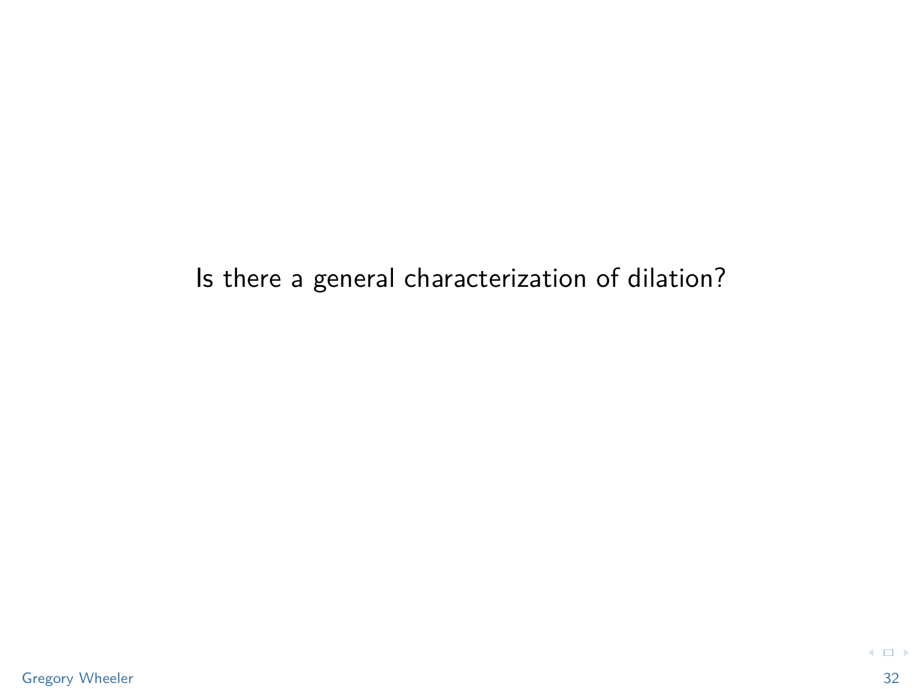Is there a general characterization of dilation?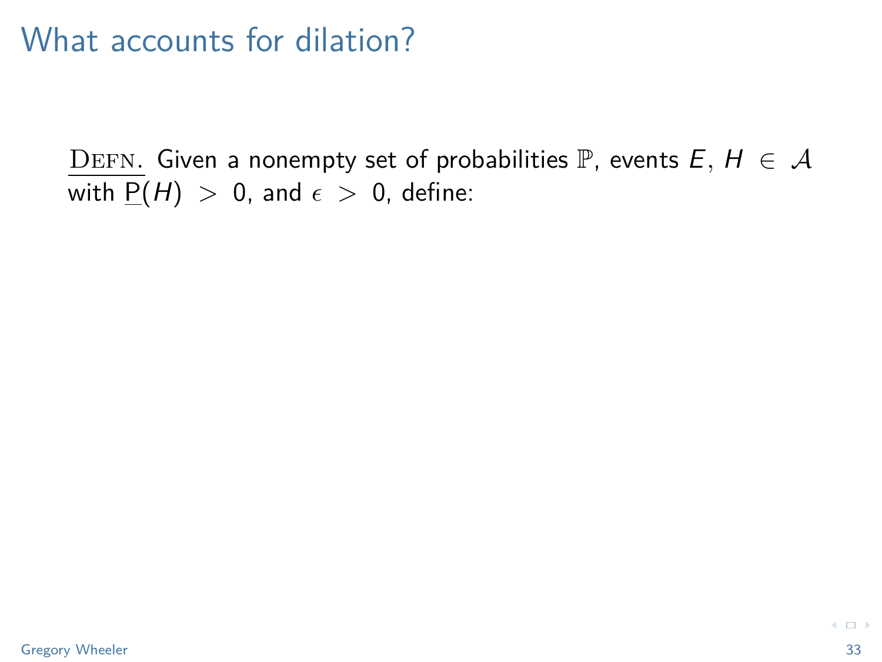# What accounts for dilation?

DEFN. Given a nonempty set of probabilities $\mathbb{P}$, events $E, H \in \mathcal{A}$ with $\underline{P}(H) > 0$, and $\epsilon > 0$, define: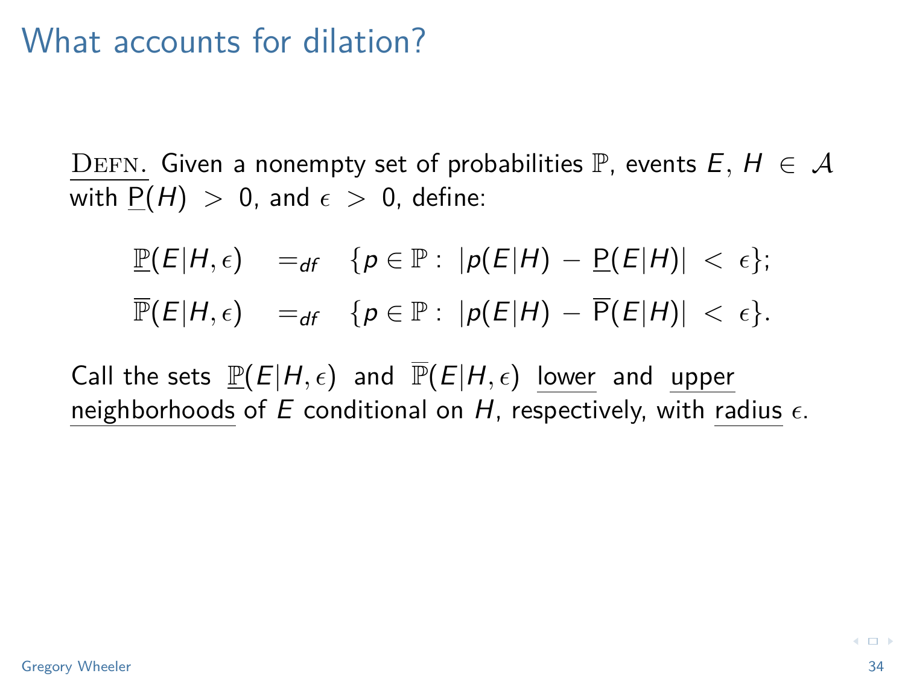# What accounts for dilation?

<u>DEFN.</u> Given a nonempty set of probabilities $\mathbb{P}$, events $E, H \in \mathcal{A}$ with $\underline{\mathrm{P}}(H) > 0$, and $\epsilon > 0$, define:

$$\underline{\mathbb{P}}(E|H,\epsilon) \quad =_{df} \quad \{p \in \mathbb{P} : \ |p(E|H) - \underline{\mathrm{P}}(E|H)| < \epsilon\};$$

$$\overline{\mathbb{P}}(E|H,\epsilon) \quad =_{df} \quad \{p \in \mathbb{P} : \ |p(E|H) - \overline{\mathrm{P}}(E|H)| < \epsilon\}.$$

Call the sets $\underline{\mathbb{P}}(E|H,\epsilon)$ and $\overline{\mathbb{P}}(E|H,\epsilon)$ <u>lower</u> and <u>upper</u> <u>neighborhoods</u> of $E$ conditional on $H$, respectively, with <u>radius</u> $\epsilon$.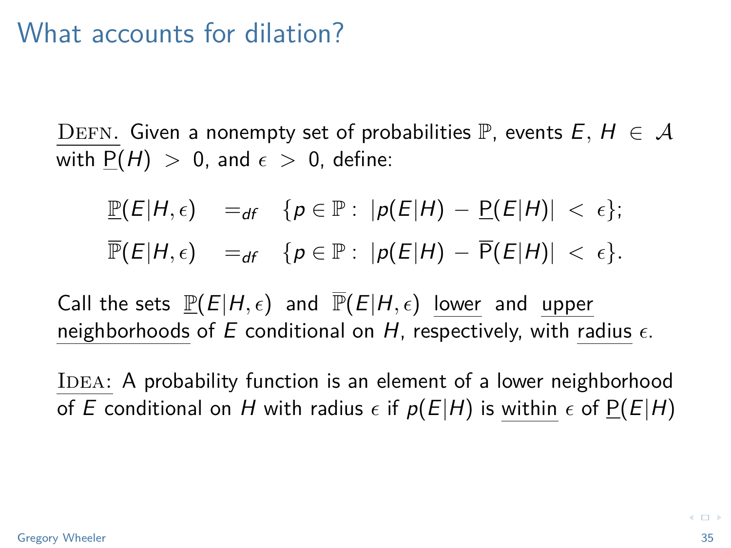# What accounts for dilation?

<u>Defn.</u> Given a nonempty set of probabilities $\mathbb{P}$, events $E, H \in \mathcal{A}$ with $\underline{P}(H) > 0$, and $\epsilon > 0$, define:

$$\underline{\mathbb{P}}(E|H, \epsilon) =_{df} \{p \in \mathbb{P} : |p(E|H) - \underline{P}(E|H)| < \epsilon\};$$

$$\overline{\mathbb{P}}(E|H, \epsilon) =_{df} \{p \in \mathbb{P} : |p(E|H) - \overline{P}(E|H)| < \epsilon\}.$$

Call the sets $\underline{\mathbb{P}}(E|H, \epsilon)$ and $\overline{\mathbb{P}}(E|H, \epsilon)$ <u>lower</u> and <u>upper</u> <u>neighborhoods</u> of $E$ conditional on $H$, respectively, with <u>radius</u> $\epsilon$.

<u>Idea:</u> A probability function is an element of a lower neighborhood of $E$ conditional on $H$ with radius $\epsilon$ if $p(E|H)$ is <u>within</u> $\epsilon$ of $\underline{P}(E|H)$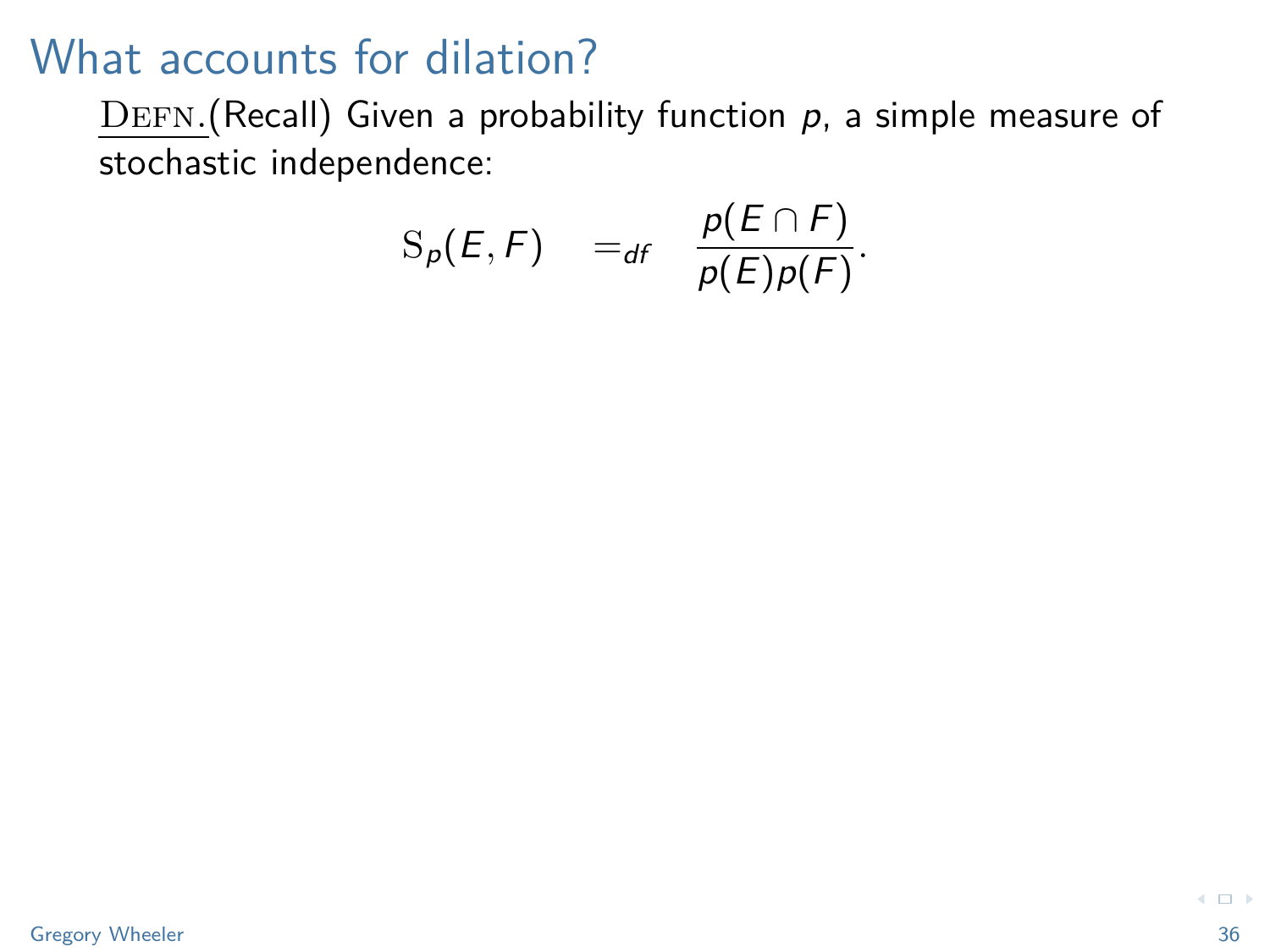# What accounts for dilation?

<u>DEFN.</u>(Recall) Given a probability function $p$, a simple measure of stochastic independence:

$$\mathrm{S}_p(E, F) \quad =_{df} \quad \frac{p(E \cap F)}{p(E)p(F)}.$$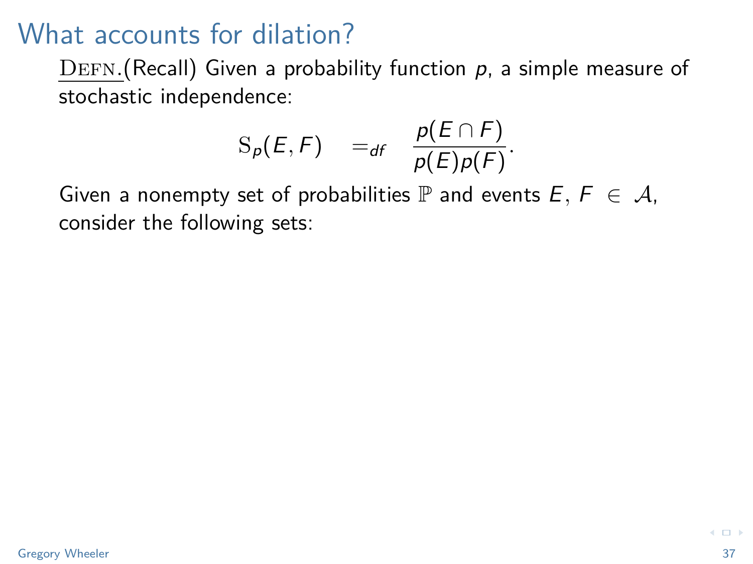# What accounts for dilation?

<u>DEFN.</u>(Recall) Given a probability function $p$, a simple measure of stochastic independence:

$$\mathrm{S}_p(E, F) \quad =_{df} \quad \frac{p(E \cap F)}{p(E)p(F)}.$$

Given a nonempty set of probabilities $\mathbb{P}$ and events $E$, $F \in \mathcal{A}$, consider the following sets: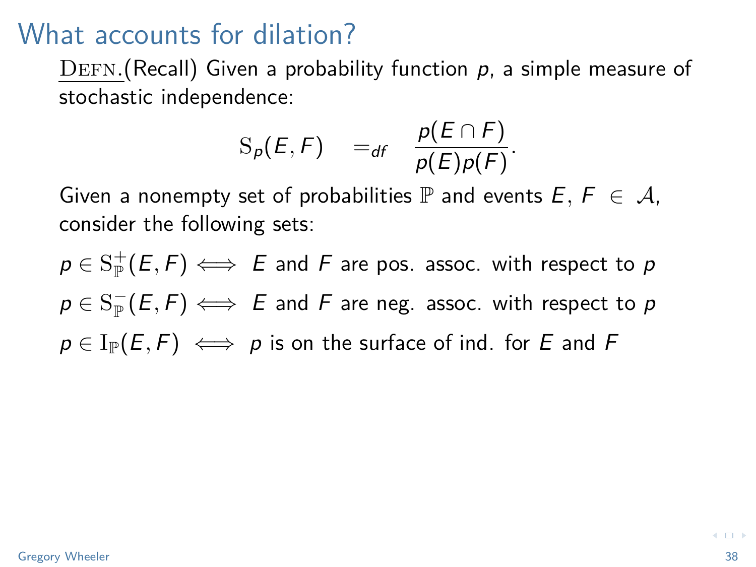# What accounts for dilation?

<u>Defn.</u>(Recall) Given a probability function $p$, a simple measure of stochastic independence:

$$\mathrm{S}_p(E, F) \quad =_{df} \quad \frac{p(E \cap F)}{p(E)p(F)}.$$

Given a nonempty set of probabilities $\mathbb{P}$ and events $E$, $F \in \mathcal{A}$, consider the following sets:

$p \in \mathrm{S}^+_{\mathbb{P}}(E, F) \iff$ $E$ and $F$ are pos. assoc. with respect to $p$

$p \in \mathrm{S}^-_{\mathbb{P}}(E, F) \iff$ $E$ and $F$ are neg. assoc. with respect to $p$

$p \in \mathrm{I}_{\mathbb{P}}(E, F) \iff$ $p$ is on the surface of ind. for $E$ and $F$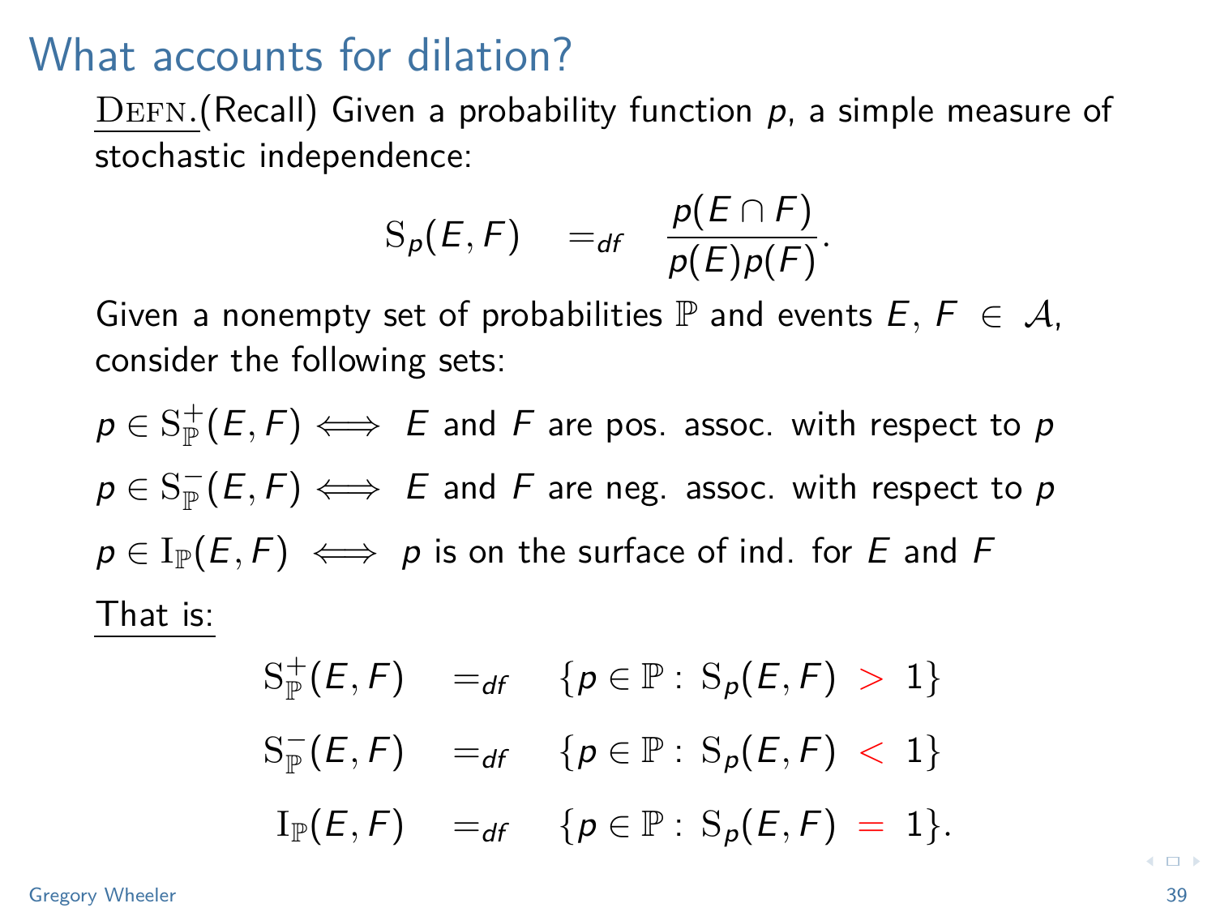# What accounts for dilation?

<u>DEFN.</u>(Recall) Given a probability function $p$, a simple measure of stochastic independence:

$$\mathrm{S}_p(E, F) \quad =_{df} \quad \frac{p(E \cap F)}{p(E)p(F)}.$$

Given a nonempty set of probabilities $\mathbb{P}$ and events $E$, $F \in \mathcal{A}$, consider the following sets:

$p \in \mathrm{S}^+_{\mathbb{P}}(E, F) \iff$ $E$ and $F$ are pos. assoc. with respect to $p$

$p \in \mathrm{S}^-_{\mathbb{P}}(E, F) \iff$ $E$ and $F$ are neg. assoc. with respect to $p$

$p \in \mathrm{I}_{\mathbb{P}}(E, F) \iff$ $p$ is on the surface of ind. for $E$ and $F$

<u>That is:</u>

$$\mathrm{S}^+_{\mathbb{P}}(E, F) \quad =_{df} \quad \{p \in \mathbb{P} : \mathrm{S}_p(E, F) > 1\}$$

$$\mathrm{S}^-_{\mathbb{P}}(E, F) \quad =_{df} \quad \{p \in \mathbb{P} : \mathrm{S}_p(E, F) < 1\}$$

$$\mathrm{I}_{\mathbb{P}}(E, F) \quad =_{df} \quad \{p \in \mathbb{P} : \mathrm{S}_p(E, F) = 1\}.$$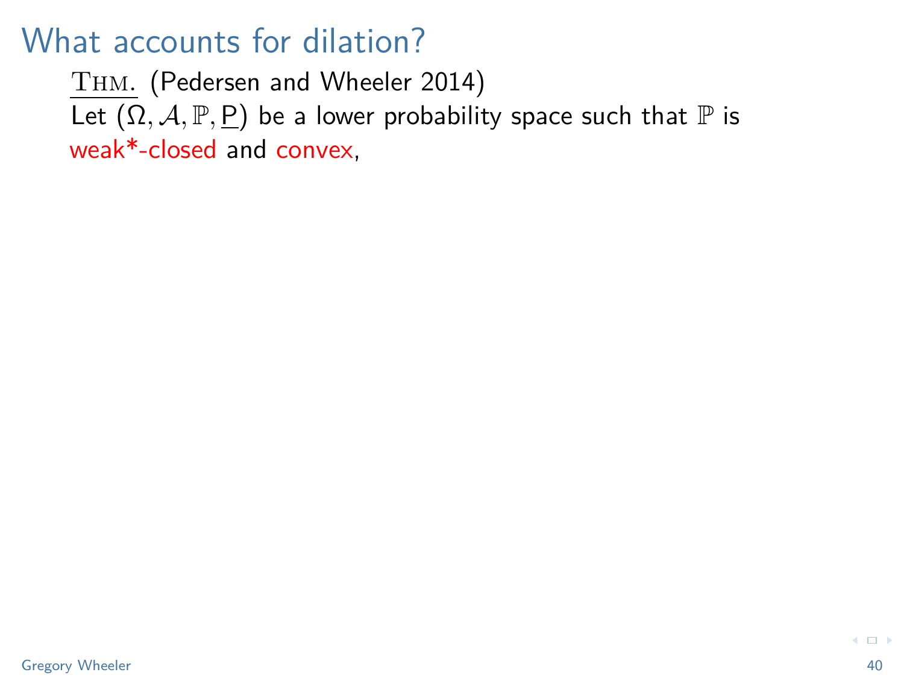# What accounts for dilation?

<u>Thm.</u> (Pedersen and Wheeler 2014)

Let $(\Omega, \mathcal{A}, \mathbb{P}, \underline{P})$ be a lower probability space such that $\mathbb{P}$ is weak*-closed and convex,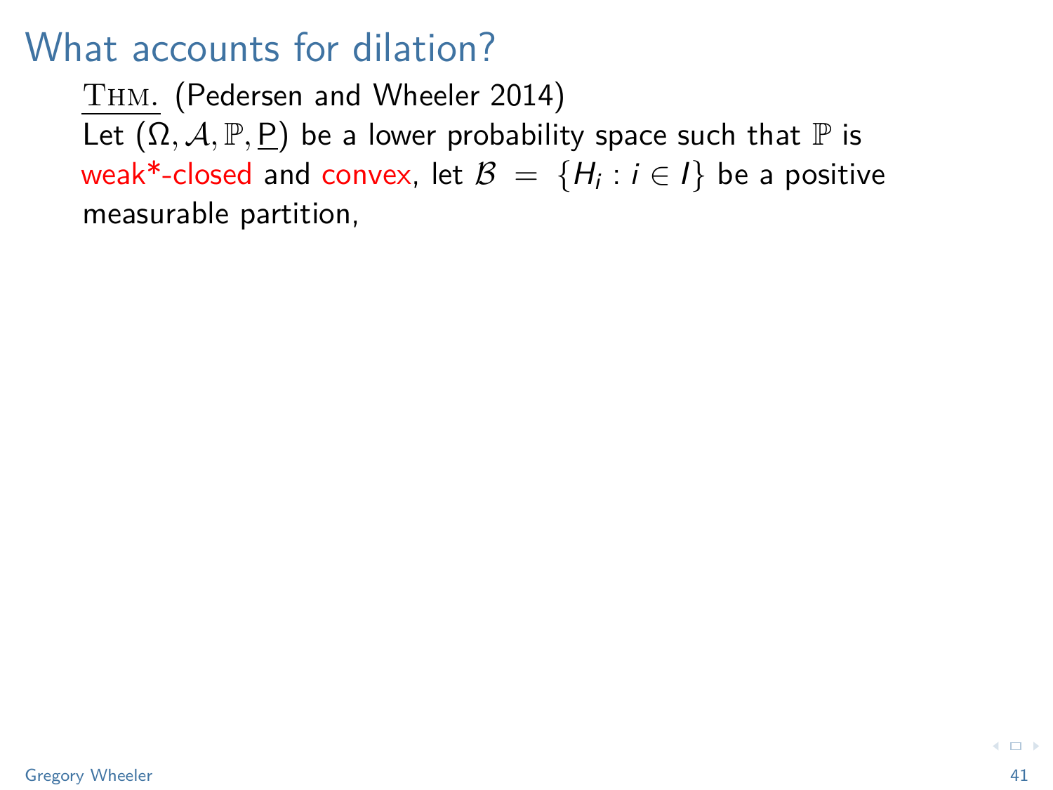# What accounts for dilation?

Thm. (Pedersen and Wheeler 2014)
Let $(\Omega, \mathcal{A}, \mathbb{P}, \underline{P})$ be a lower probability space such that $\mathbb{P}$ is weak*-closed and convex, let $\mathcal{B} = \{H_i : i \in I\}$ be a positive measurable partition,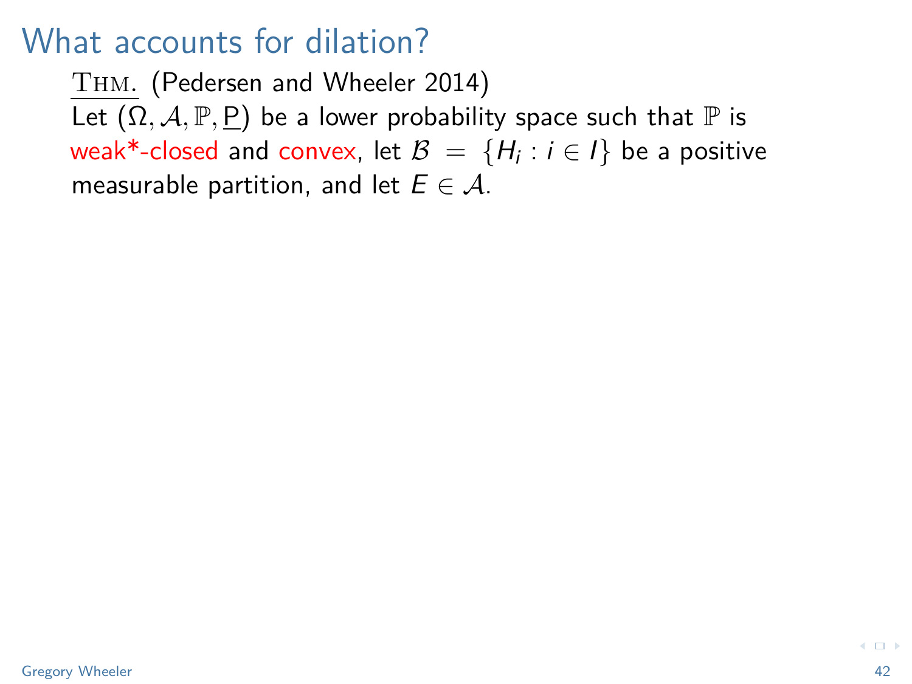# What accounts for dilation?

<u>Thm.</u> (Pedersen and Wheeler 2014)
Let $(\Omega, \mathcal{A}, \mathbb{P}, \underline{P})$ be a lower probability space such that $\mathbb{P}$ is weak*-closed and convex, let $\mathcal{B} = \{H_i : i \in I\}$ be a positive measurable partition, and let $E \in \mathcal{A}$.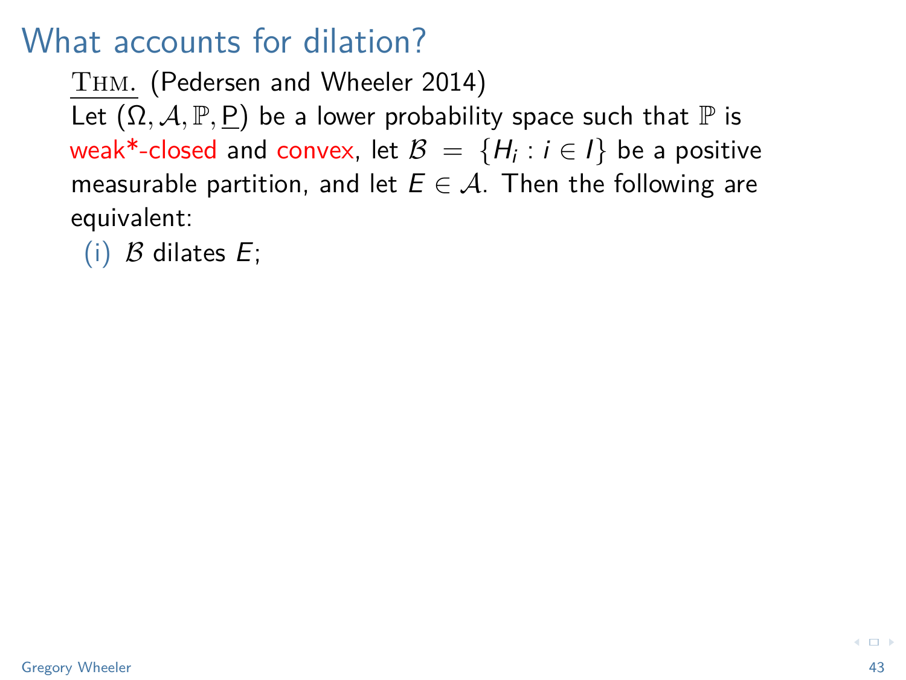# What accounts for dilation?

<u>THM.</u> (Pedersen and Wheeler 2014)

Let $(\Omega, \mathcal{A}, \mathbb{P}, \underline{P})$ be a lower probability space such that $\mathbb{P}$ is weak*-closed and convex, let $\mathcal{B} = \{H_i : i \in I\}$ be a positive measurable partition, and let $E \in \mathcal{A}$. Then the following are equivalent:

(i) $\mathcal{B}$ dilates $E$;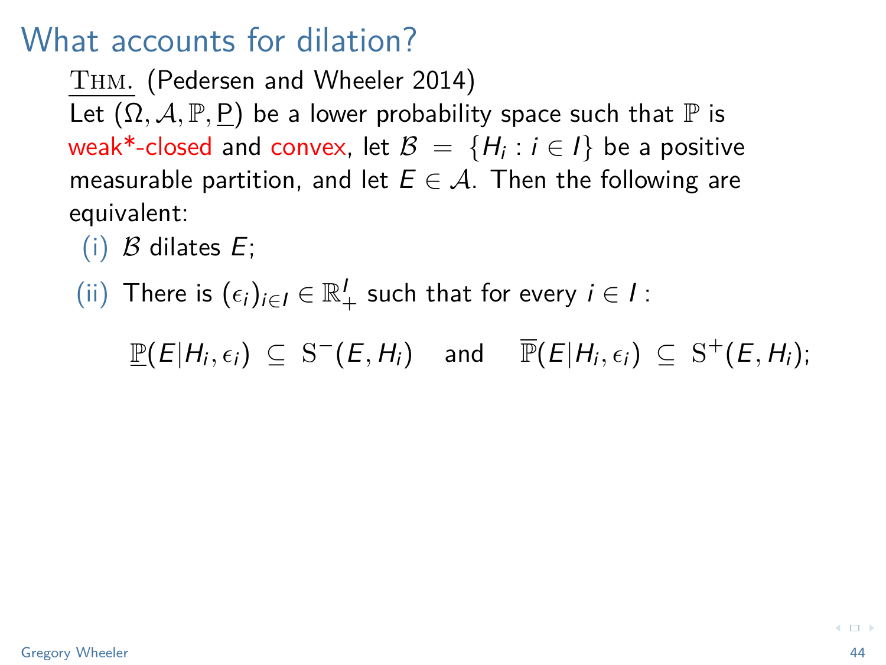# What accounts for dilation?

<u>THM.</u> (Pedersen and Wheeler 2014)
Let $(\Omega, \mathcal{A}, \mathbb{P}, \underline{\mathrm{P}})$ be a lower probability space such that $\mathbb{P}$ is weak*-closed and convex, let $\mathcal{B} = \{H_i : i \in I\}$ be a positive measurable partition, and let $E \in \mathcal{A}$. Then the following are equivalent:

(i) $\mathcal{B}$ dilates $E$;

(ii) There is $(\epsilon_i)_{i \in I} \in \mathbb{R}^I_+$ such that for every $i \in I$ :

$$\underline{\mathbb{P}}(E|H_i, \epsilon_i) \subseteq \mathrm{S}^-(E, H_i) \quad \text{and} \quad \overline{\mathbb{P}}(E|H_i, \epsilon_i) \subseteq \mathrm{S}^+(E, H_i);$$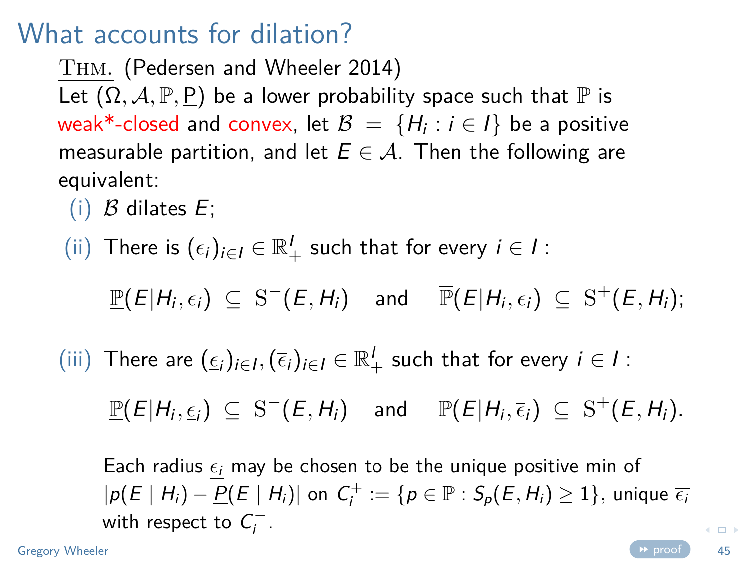# What accounts for dilation?

<u>THM.</u> (Pedersen and Wheeler 2014)

Let $(\Omega, \mathcal{A}, \mathbb{P}, \underline{P})$ be a lower probability space such that $\mathbb{P}$ is weak*-closed and convex, let $\mathcal{B} = \{H_i : i \in I\}$ be a positive measurable partition, and let $E \in \mathcal{A}$. Then the following are equivalent:

(i) $\mathcal{B}$ dilates $E$;

(ii) There is $(\epsilon_i)_{i \in I} \in \mathbb{R}^I_+$ such that for every $i \in I$ :

$$\underline{\mathbb{P}}(E|H_i, \epsilon_i) \subseteq \mathrm{S}^-(E, H_i) \quad \text{and} \quad \overline{\mathbb{P}}(E|H_i, \epsilon_i) \subseteq \mathrm{S}^+(E, H_i);$$

(iii) There are $(\underline{\epsilon}_i)_{i \in I}, (\overline{\epsilon}_i)_{i \in I} \in \mathbb{R}^I_+$ such that for every $i \in I$ :

$$\underline{\mathbb{P}}(E|H_i, \underline{\epsilon}_i) \subseteq \mathrm{S}^-(E, H_i) \quad \text{and} \quad \overline{\mathbb{P}}(E|H_i, \overline{\epsilon}_i) \subseteq \mathrm{S}^+(E, H_i).$$

Each radius $\underline{\epsilon_i}$ may be chosen to be the unique positive min of $|p(E \mid H_i) - \underline{P}(E \mid H_i)|$ on $C_i^+ := \{p \in \mathbb{P} : S_p(E, H_i) \geq 1\}$, unique $\overline{\epsilon_i}$ with respect to $C_i^-$.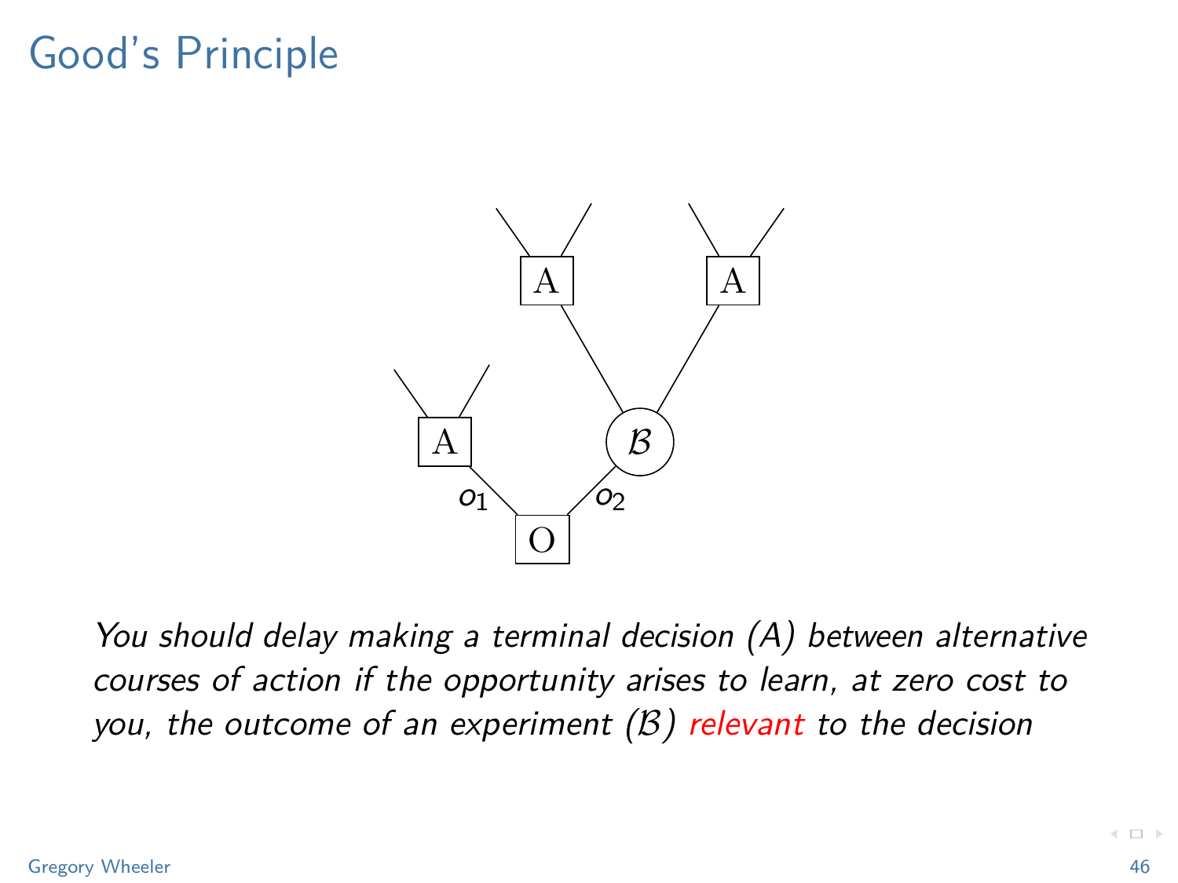# Good's Principle

*You should delay making a terminal decision (A) between alternative courses of action if the opportunity arises to learn, at zero cost to you, the outcome of an experiment ($\mathcal{B}$) relevant to the decision*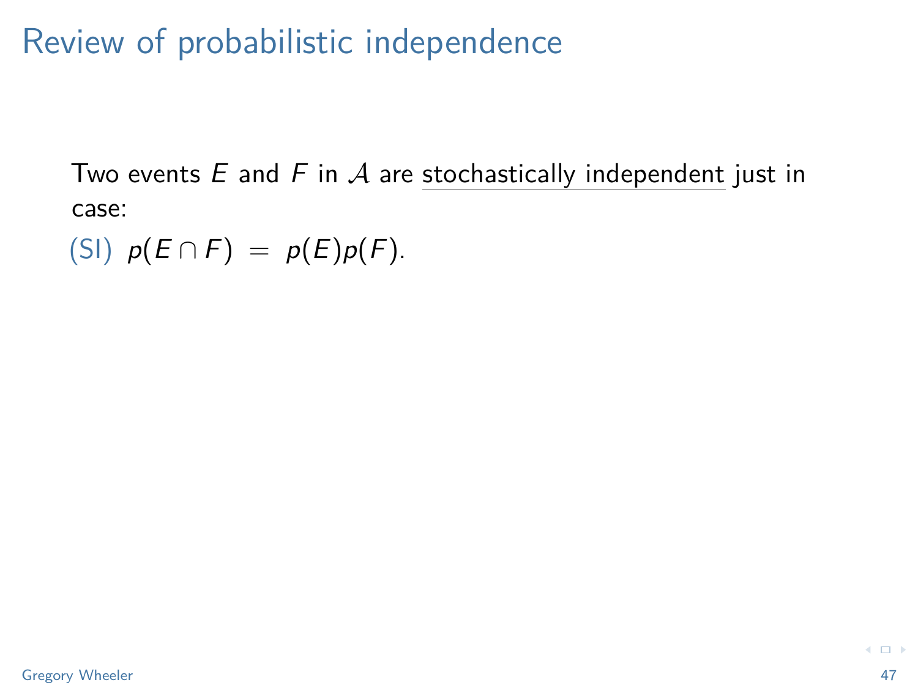# Review of probabilistic independence

Two events $E$ and $F$ in $\mathcal{A}$ are stochastically independent just in case:

(SI) $p(E \cap F) \;=\; p(E)p(F)$.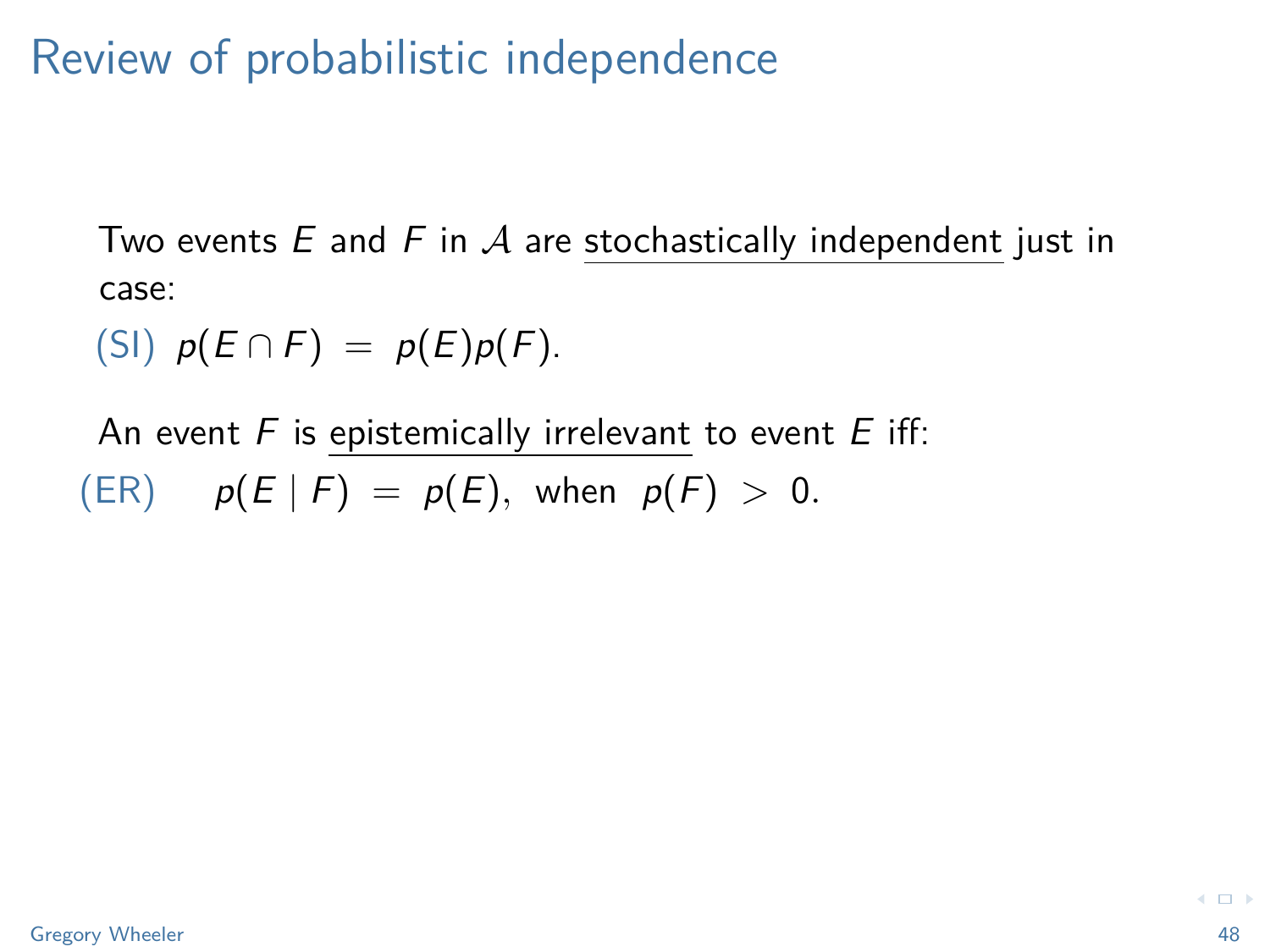# Review of probabilistic independence

Two events $E$ and $F$ in $\mathcal{A}$ are stochastically independent just in case:

(SI) $p(E \cap F) \;=\; p(E)p(F).$

An event $F$ is epistemically irrelevant to event $E$ iff:

(ER) $\quad p(E \mid F) \;=\; p(E), \;\text{when}\; p(F) \;>\; 0.$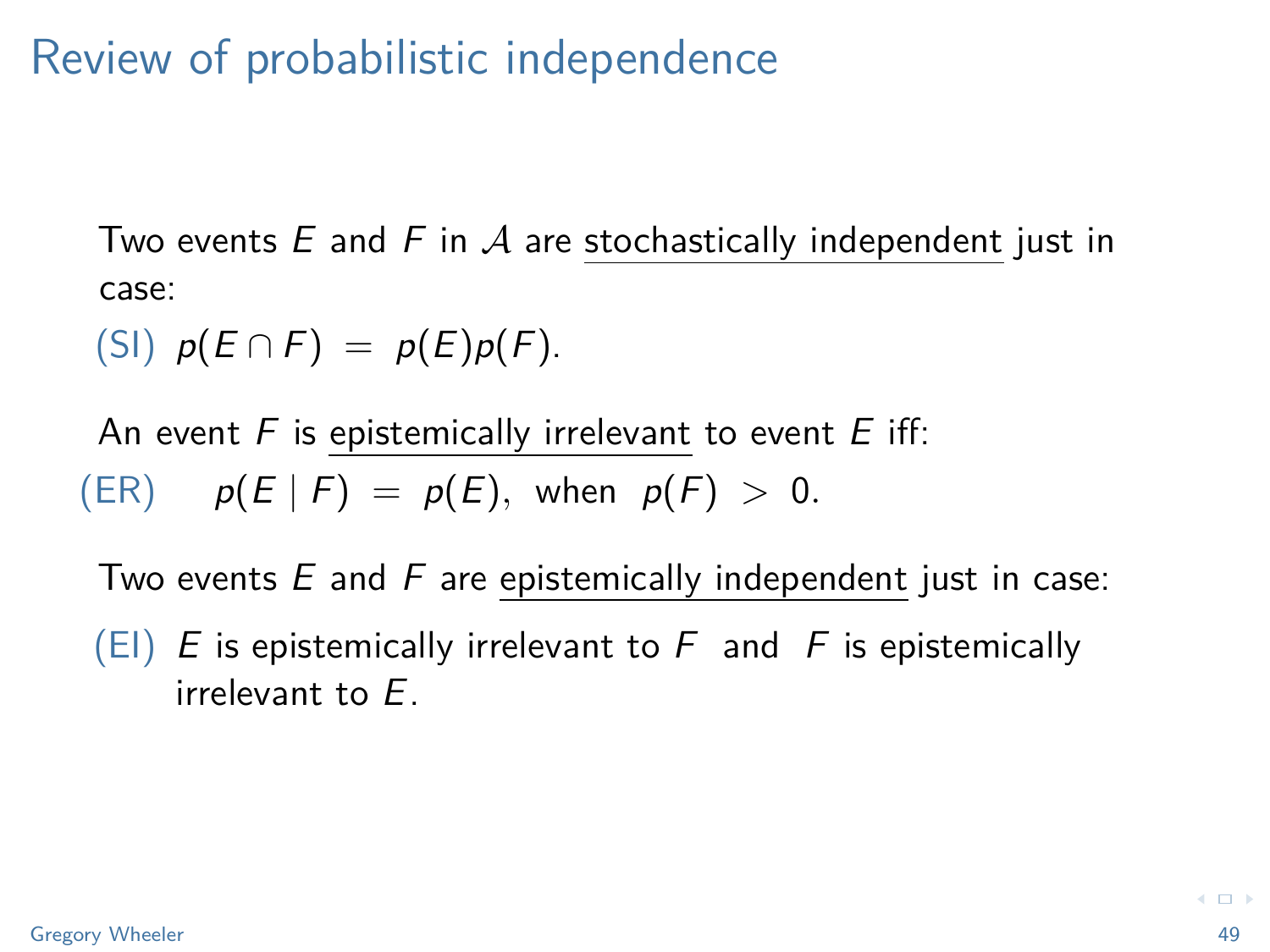# Review of probabilistic independence

Two events $E$ and $F$ in $\mathcal{A}$ are stochastically independent just in case:

(SI) $p(E \cap F) = p(E)p(F)$.

An event $F$ is epistemically irrelevant to event $E$ iff:

(ER) $p(E \mid F) = p(E)$, when $p(F) > 0$.

Two events $E$ and $F$ are epistemically independent just in case:

(EI) $E$ is epistemically irrelevant to $F$ and $F$ is epistemically irrelevant to $E$.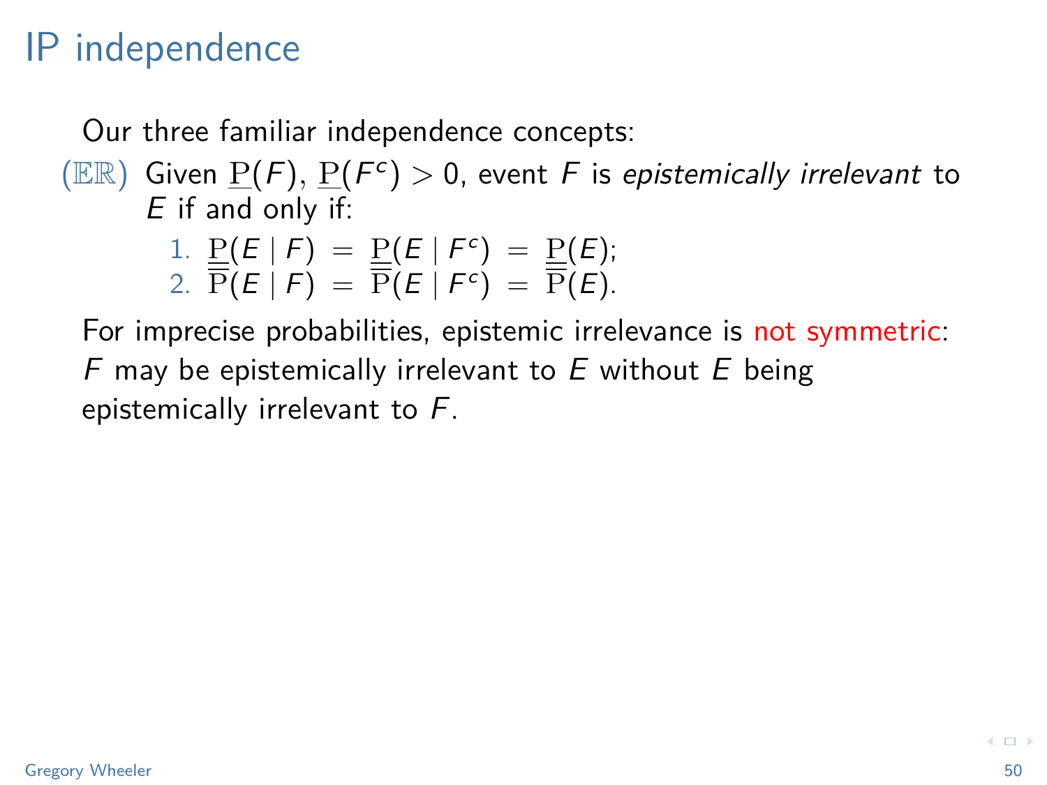# IP independence

Our three familiar independence concepts:

($\mathbb{ER}$) Given $\underline{\mathrm{P}}(F)$, $\underline{\mathrm{P}}(F^c) > 0$, event $F$ is *epistemically irrelevant* to $E$ if and only if:

1. $\underline{\mathrm{P}}(E \mid F) = \underline{\mathrm{P}}(E \mid F^c) = \underline{\mathrm{P}}(E)$;
2. $\overline{\mathrm{P}}(E \mid F) = \overline{\mathrm{P}}(E \mid F^c) = \overline{\mathrm{P}}(E)$.

For imprecise probabilities, epistemic irrelevance is not symmetric: $F$ may be epistemically irrelevant to $E$ without $E$ being epistemically irrelevant to $F$.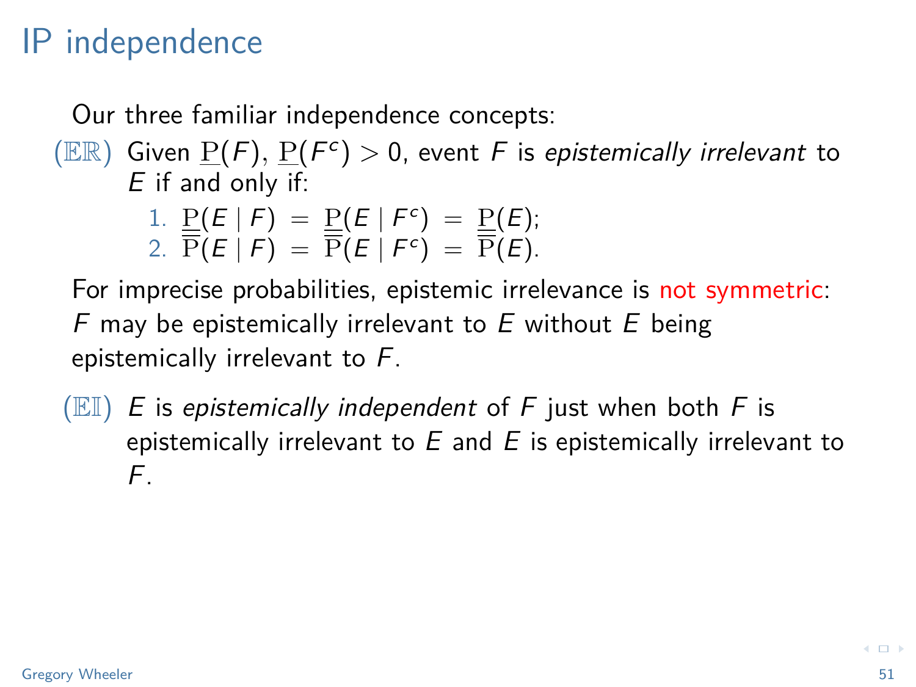# IP independence

Our three familiar independence concepts:

($\mathbb{ER}$) Given $\underline{\mathrm{P}}(F)$, $\underline{\mathrm{P}}(F^c) > 0$, event $F$ is *epistemically irrelevant* to $E$ if and only if:

1. $\underline{\mathrm{P}}(E \mid F) = \underline{\mathrm{P}}(E \mid F^c) = \underline{\mathrm{P}}(E)$;
2. $\overline{\mathrm{P}}(E \mid F) = \overline{\mathrm{P}}(E \mid F^c) = \overline{\mathrm{P}}(E)$.

For imprecise probabilities, epistemic irrelevance is not symmetric: $F$ may be epistemically irrelevant to $E$ without $E$ being epistemically irrelevant to $F$.

($\mathbb{EI}$) $E$ is *epistemically independent* of $F$ just when both $F$ is epistemically irrelevant to $E$ and $E$ is epistemically irrelevant to $F$.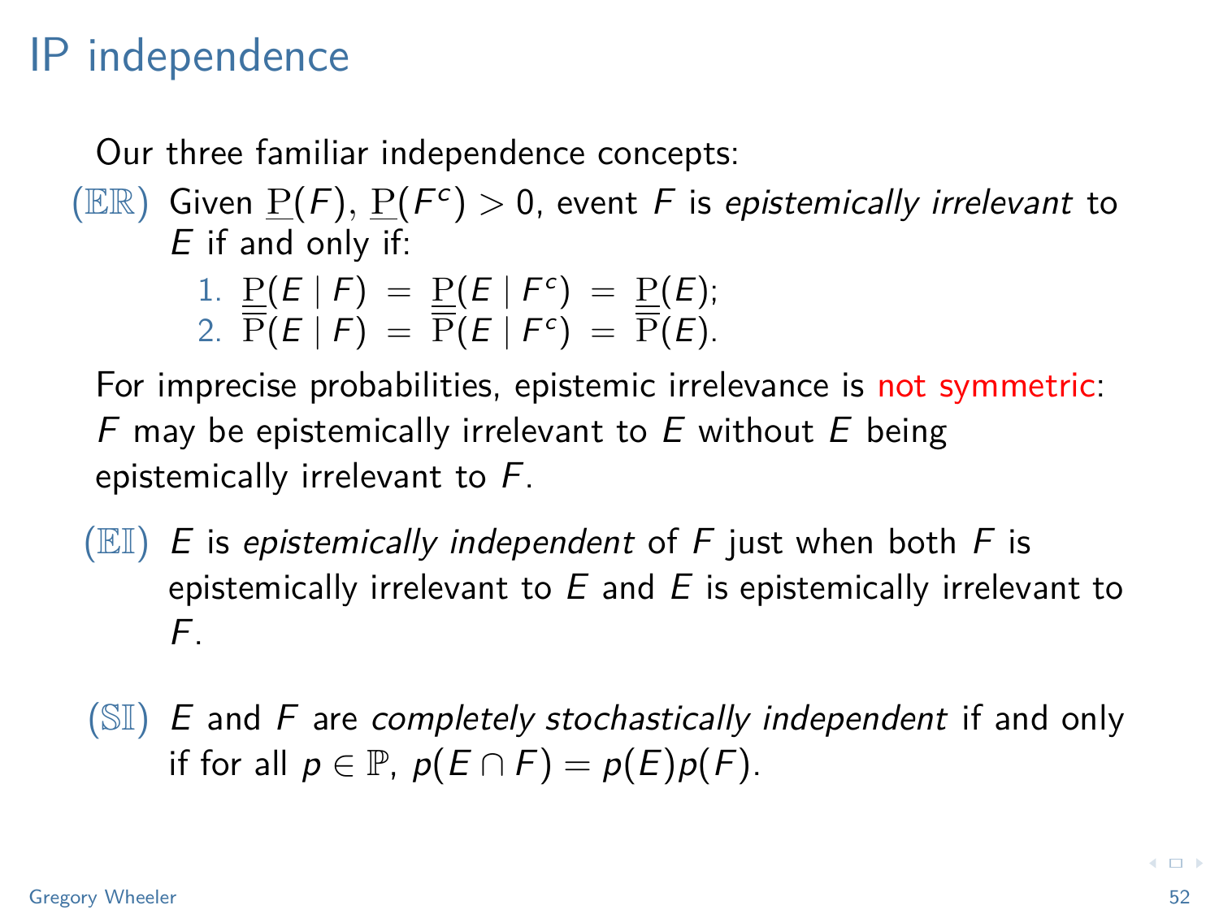# IP independence

Our three familiar independence concepts:

($\mathbb{ER}$) Given $\underline{\mathrm{P}}(F)$, $\underline{\mathrm{P}}(F^c) > 0$, event $F$ is *epistemically irrelevant* to $E$ if and only if:

1. $\underline{\mathrm{P}}(E \mid F) = \underline{\mathrm{P}}(E \mid F^c) = \underline{\mathrm{P}}(E)$;
2. $\overline{\mathrm{P}}(E \mid F) = \overline{\mathrm{P}}(E \mid F^c) = \overline{\mathrm{P}}(E)$.

For imprecise probabilities, epistemic irrelevance is not symmetric: $F$ may be epistemically irrelevant to $E$ without $E$ being epistemically irrelevant to $F$.

($\mathbb{EI}$) $E$ is *epistemically independent* of $F$ just when both $F$ is epistemically irrelevant to $E$ and $E$ is epistemically irrelevant to $F$.

($\mathbb{SI}$) $E$ and $F$ are *completely stochastically independent* if and only if for all $p \in \mathbb{P}$, $p(E \cap F) = p(E)p(F)$.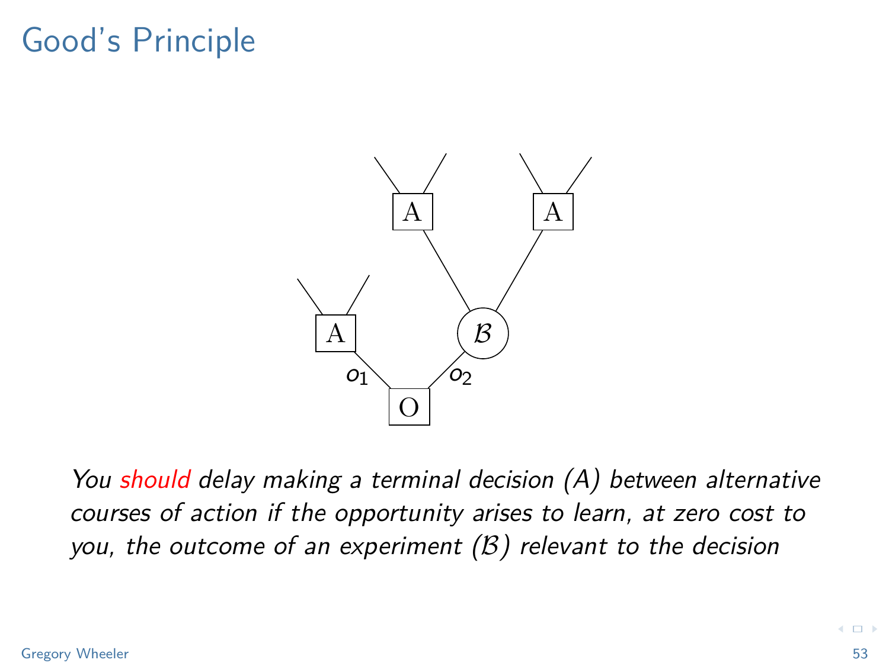# Good's Principle

A

A

A

$\mathcal{B}$

$o_1$

$o_2$

O

*You **should** delay making a terminal decision (A) between alternative courses of action if the opportunity arises to learn, at zero cost to you, the outcome of an experiment ($\mathcal{B}$) relevant to the decision*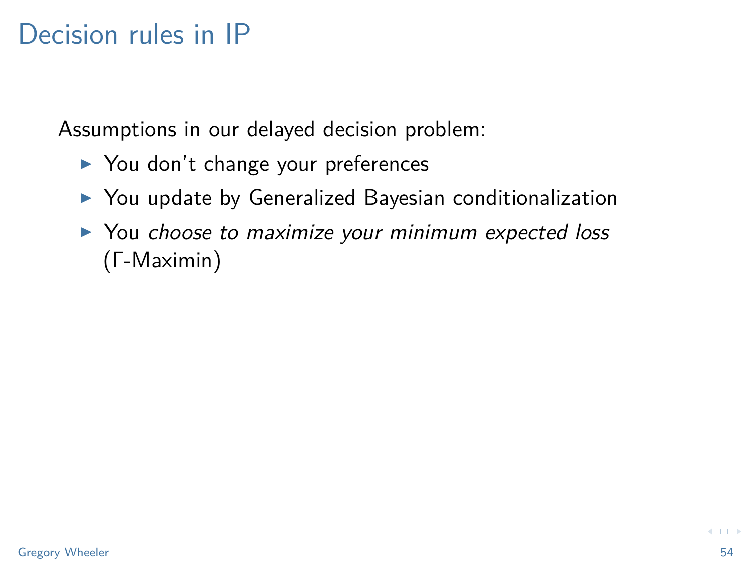# Decision rules in IP

Assumptions in our delayed decision problem:

- You don't change your preferences
- You update by Generalized Bayesian conditionalization
- You *choose to maximize your minimum expected loss* (Γ-Maximin)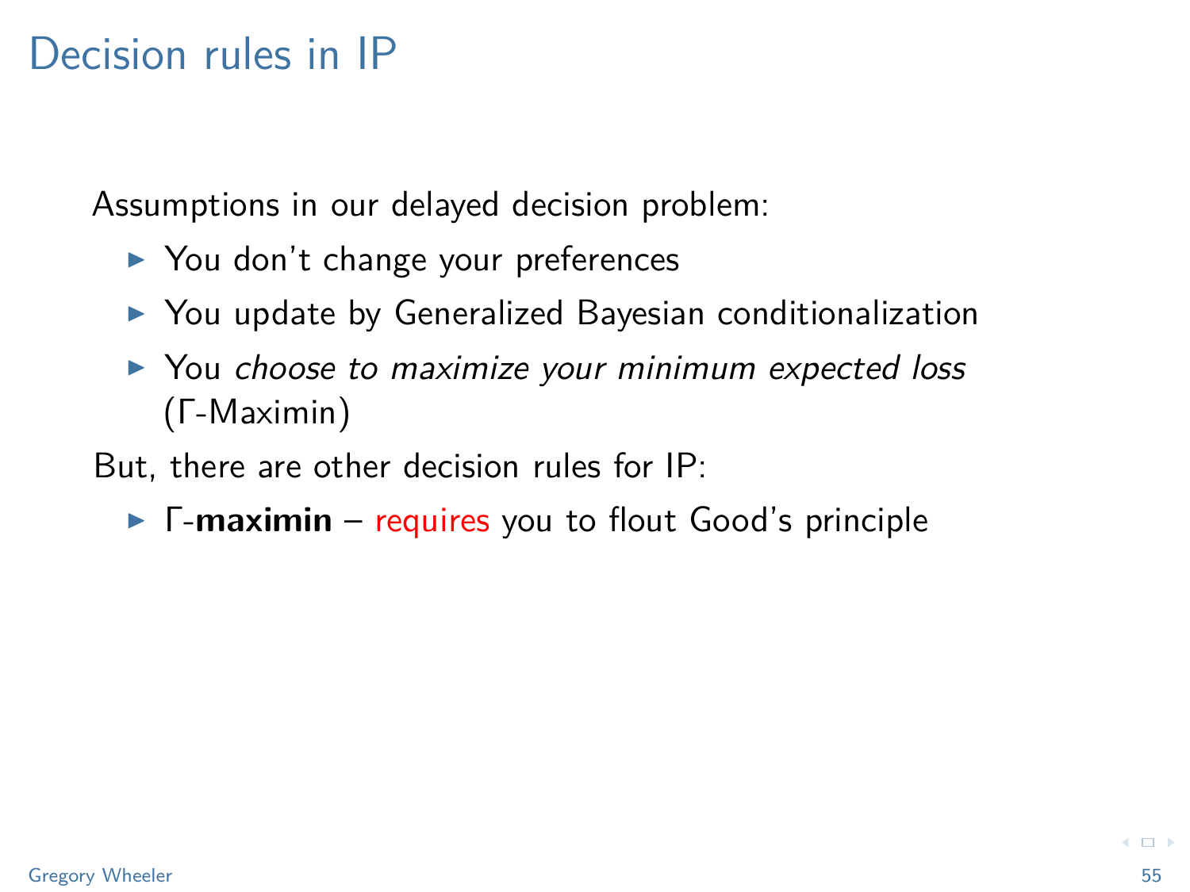# Decision rules in IP

Assumptions in our delayed decision problem:

- You don't change your preferences
- You update by Generalized Bayesian conditionalization
- You *choose to maximize your minimum expected loss* (Γ-Maximin)

But, there are other decision rules for IP:

- Γ-**maximin** – requires you to flout Good's principle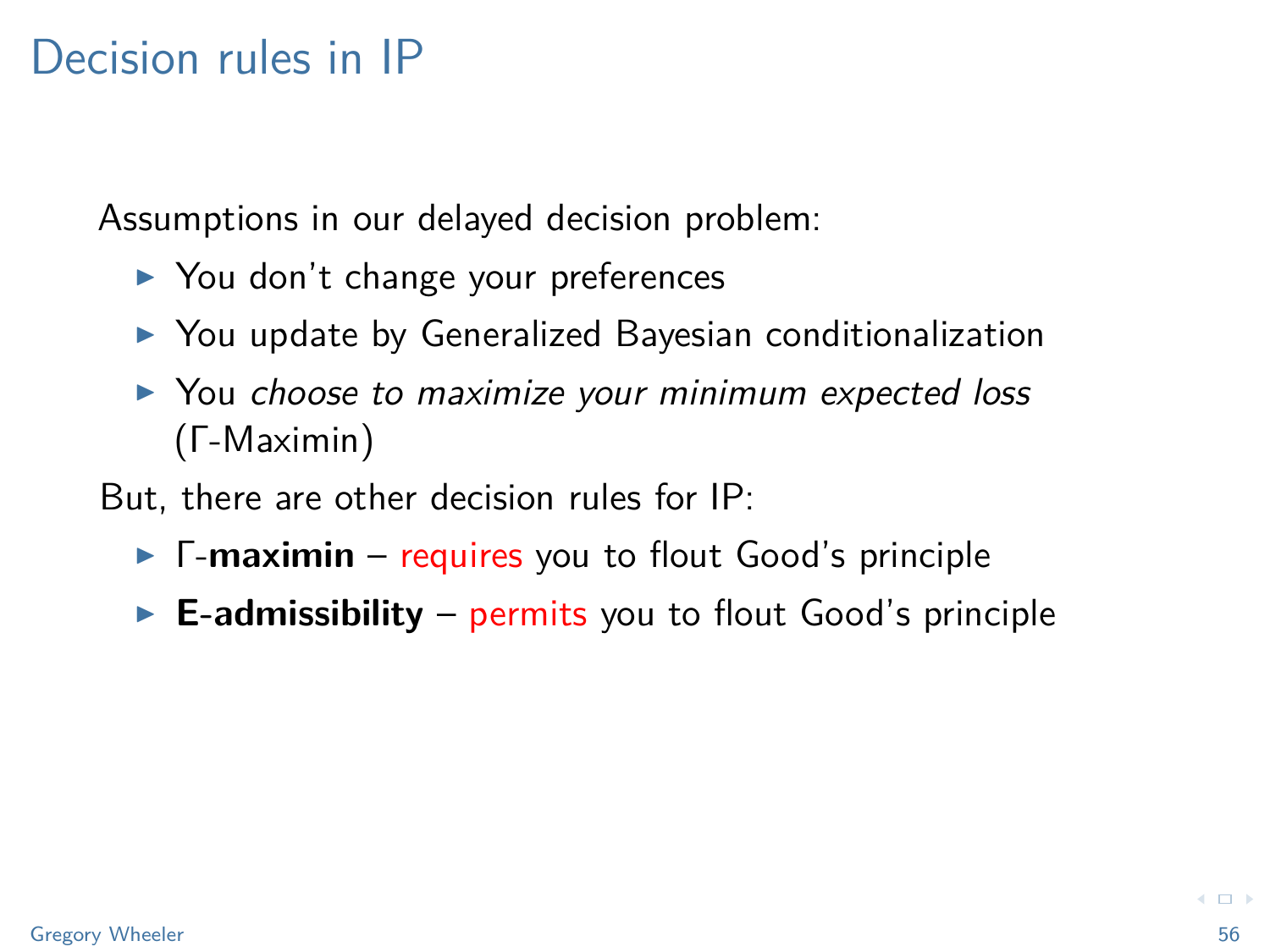# Decision rules in IP

Assumptions in our delayed decision problem:

- You don't change your preferences
- You update by Generalized Bayesian conditionalization
- You *choose to maximize your minimum expected loss* (Γ-Maximin)

But, there are other decision rules for IP:

- Γ-**maximin** – requires you to flout Good's principle
- **E-admissibility** – permits you to flout Good's principle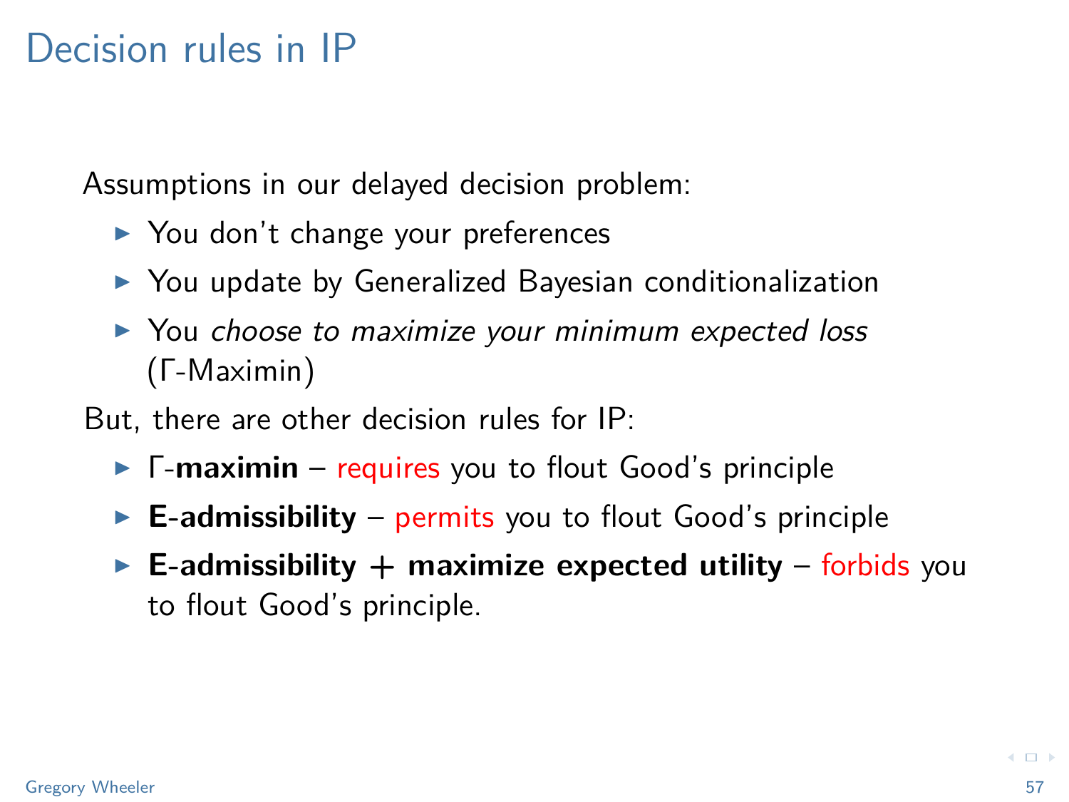# Decision rules in IP

Assumptions in our delayed decision problem:

- You don't change your preferences
- You update by Generalized Bayesian conditionalization
- You *choose to maximize your minimum expected loss* ($\Gamma$-Maximin)

But, there are other decision rules for IP:

- $\Gamma$-**maximin** – requires you to flout Good's principle
- **E-admissibility** – permits you to flout Good's principle
- **E-admissibility + maximize expected utility** – forbids you to flout Good's principle.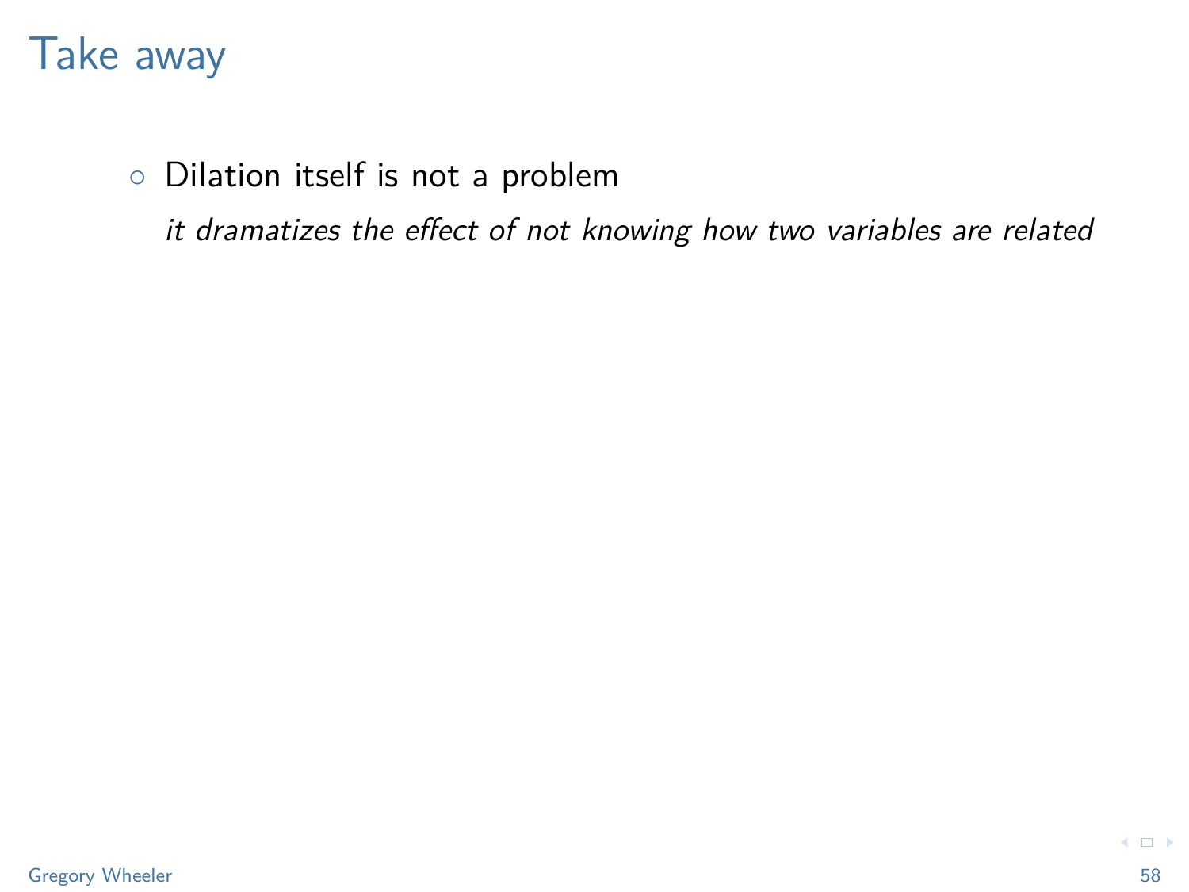# Take away

- Dilation itself is not a problem

  *it dramatizes the effect of not knowing how two variables are related*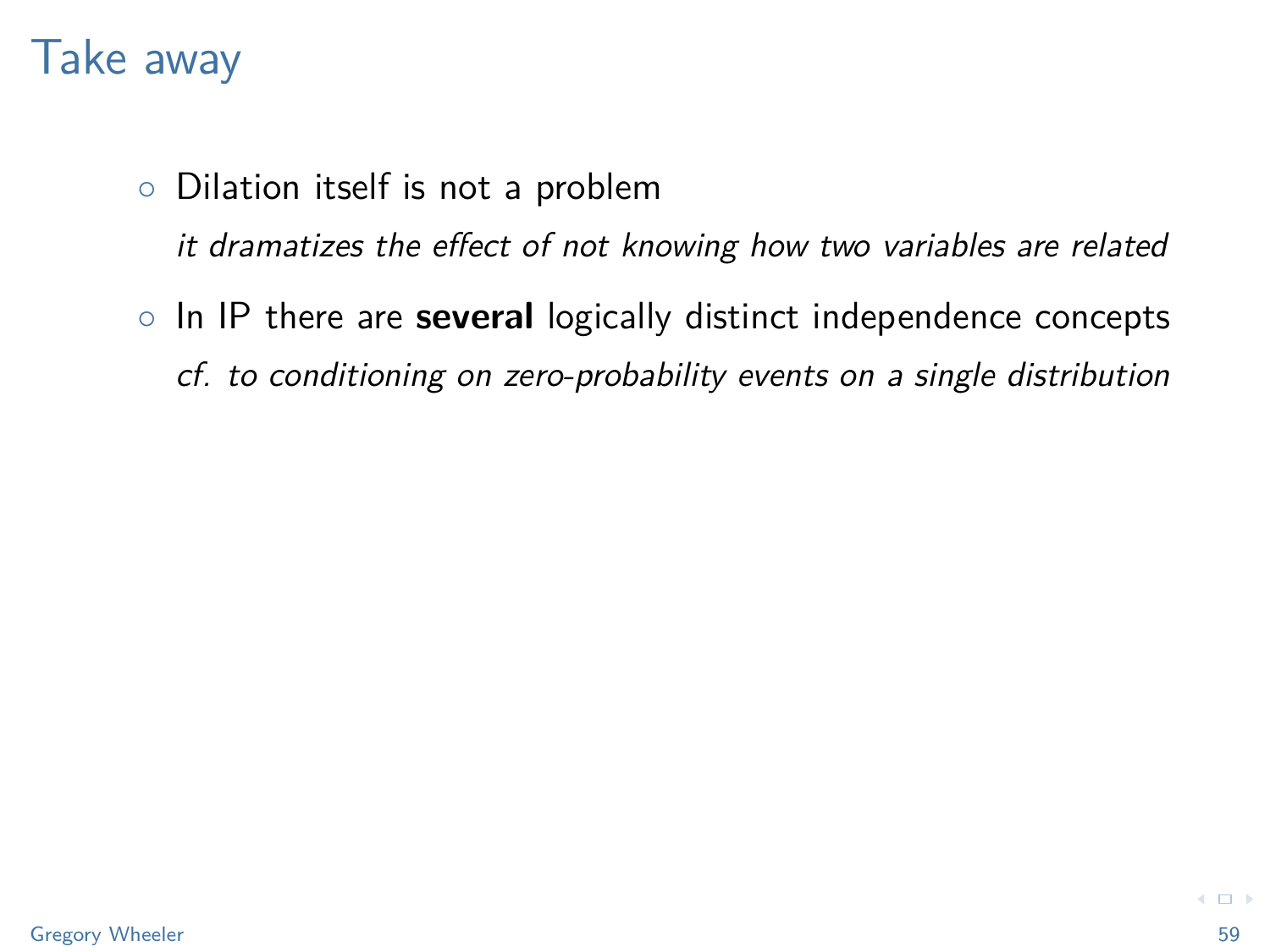# Take away

- Dilation itself is not a problem

  *it dramatizes the effect of not knowing how two variables are related*

- In IP there are **several** logically distinct independence concepts

  *cf. to conditioning on zero-probability events on a single distribution*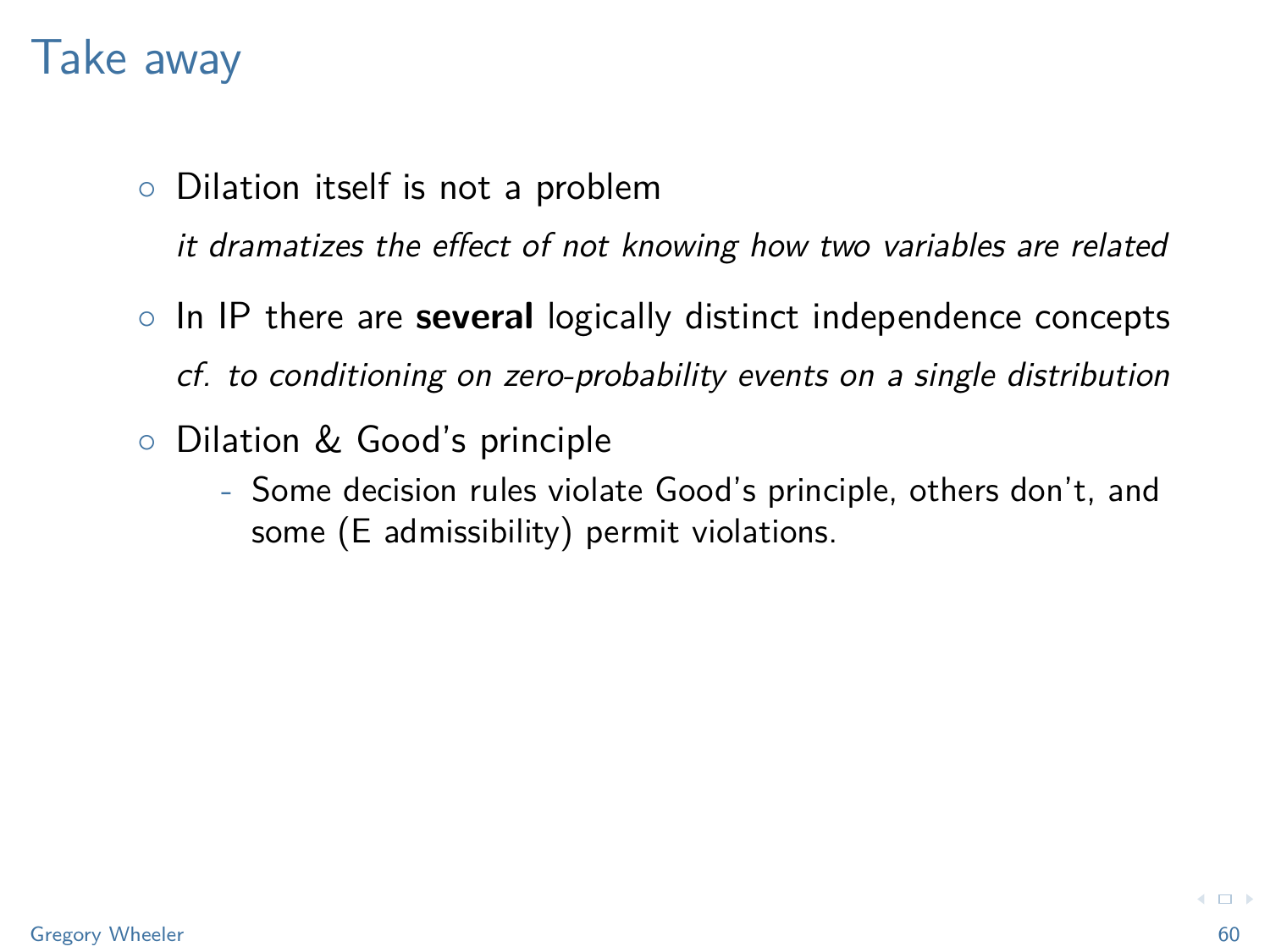# Take away

- Dilation itself is not a problem

  *it dramatizes the effect of not knowing how two variables are related*

- In IP there are **several** logically distinct independence concepts

  *cf. to conditioning on zero-probability events on a single distribution*

- Dilation & Good's principle
  - Some decision rules violate Good's principle, others don't, and some (E admissibility) permit violations.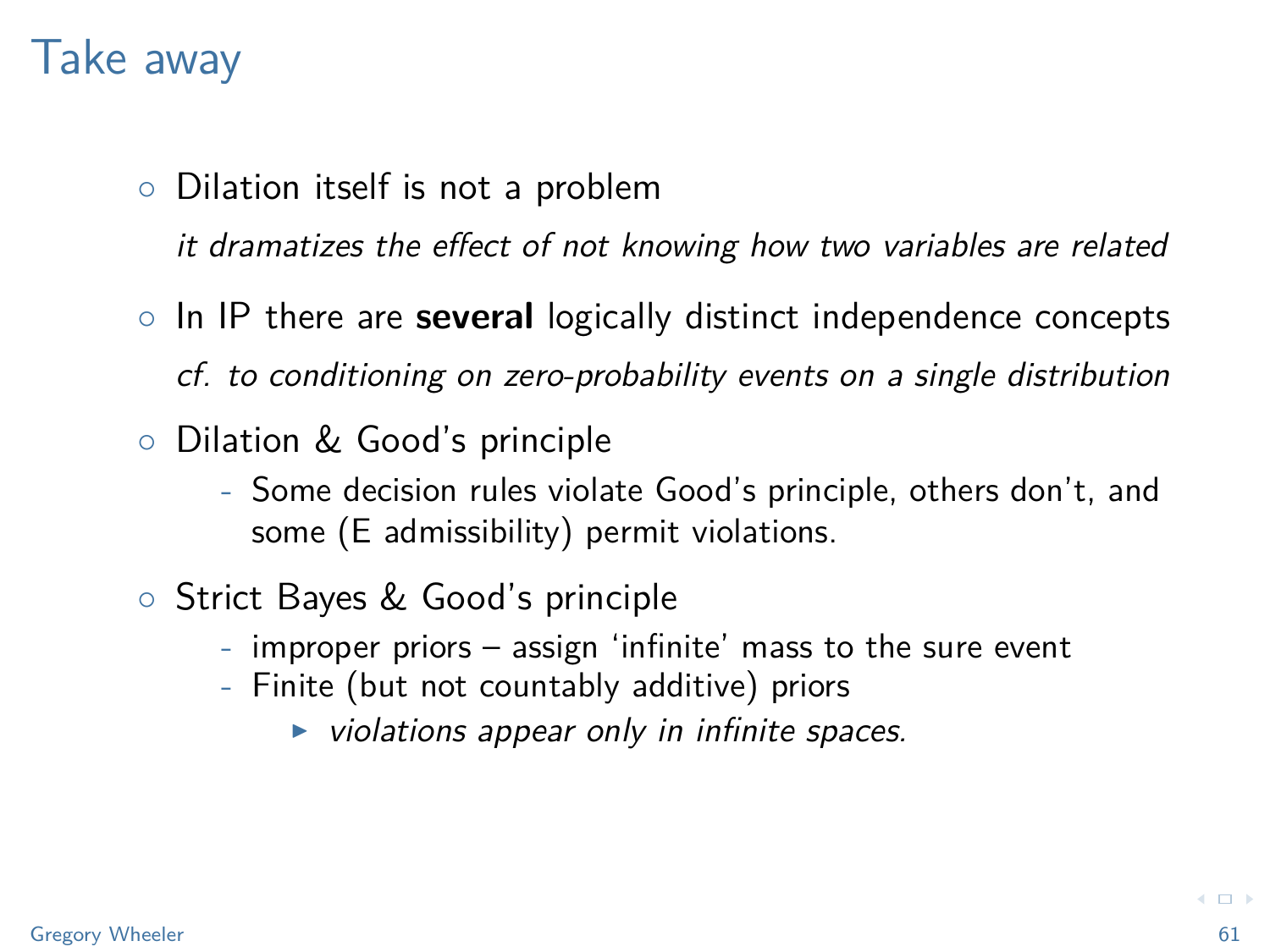# Take away

- Dilation itself is not a problem

  *it dramatizes the effect of not knowing how two variables are related*

- In IP there are **several** logically distinct independence concepts

  *cf. to conditioning on zero-probability events on a single distribution*

- Dilation & Good's principle
  - Some decision rules violate Good's principle, others don't, and some (E admissibility) permit violations.

- Strict Bayes & Good's principle
  - improper priors – assign 'infinite' mass to the sure event
  - Finite (but not countably additive) priors
    - *violations appear only in infinite spaces.*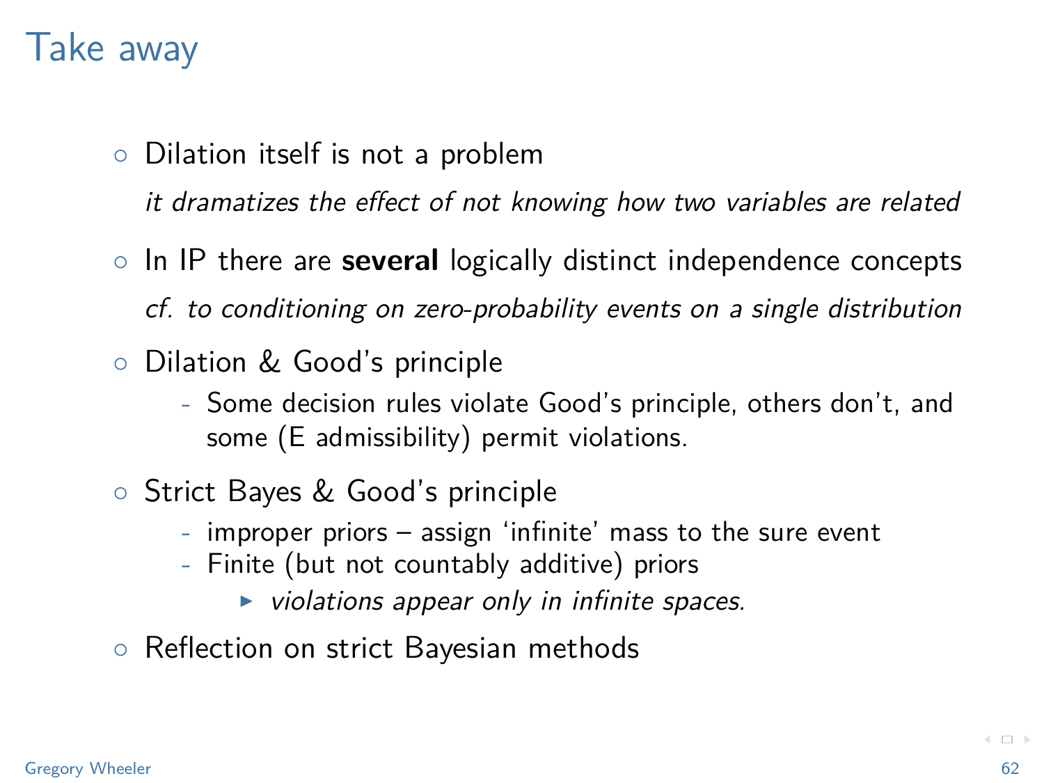# Take away

- Dilation itself is not a problem

  *it dramatizes the effect of not knowing how two variables are related*

- In IP there are **several** logically distinct independence concepts

  *cf. to conditioning on zero-probability events on a single distribution*

- Dilation & Good's principle
  - Some decision rules violate Good's principle, others don't, and some (E admissibility) permit violations.

- Strict Bayes & Good's principle
  - improper priors – assign 'infinite' mass to the sure event
  - Finite (but not countably additive) priors
    - *violations appear only in infinite spaces.*

- Reflection on strict Bayesian methods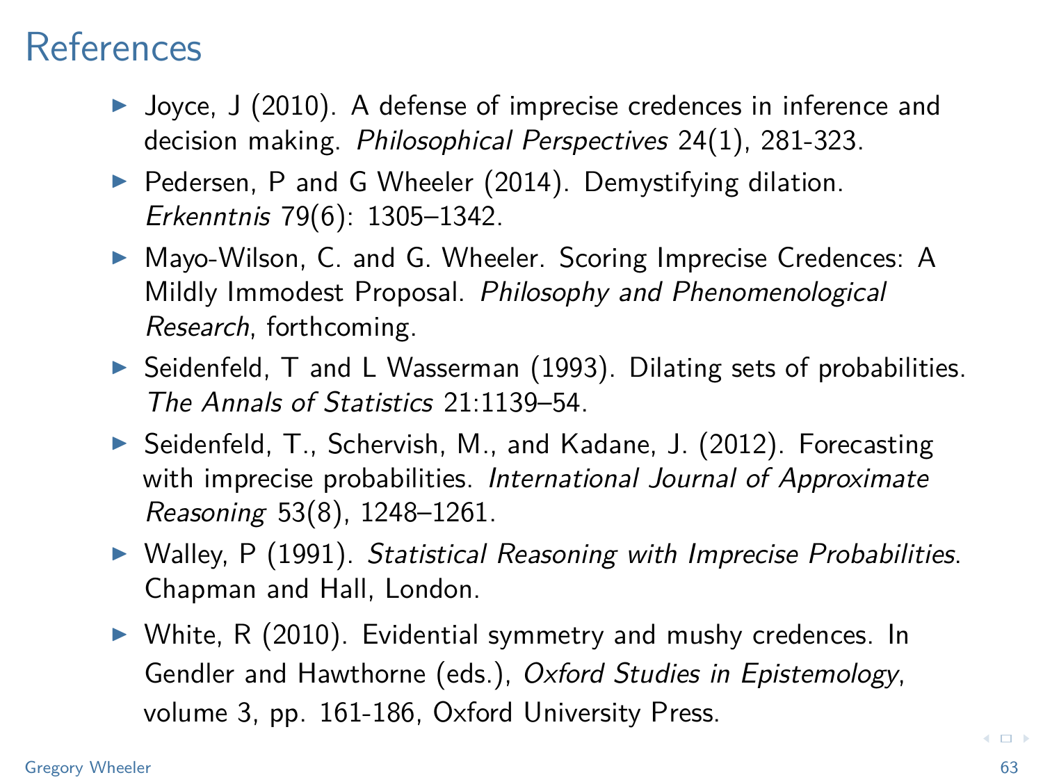# References

- Joyce, J (2010). A defense of imprecise credences in inference and decision making. *Philosophical Perspectives* 24(1), 281-323.
- Pedersen, P and G Wheeler (2014). Demystifying dilation. *Erkenntnis* 79(6): 1305–1342.
- Mayo-Wilson, C. and G. Wheeler. Scoring Imprecise Credences: A Mildly Immodest Proposal. *Philosophy and Phenomenological Research*, forthcoming.
- Seidenfeld, T and L Wasserman (1993). Dilating sets of probabilities. *The Annals of Statistics* 21:1139–54.
- Seidenfeld, T., Schervish, M., and Kadane, J. (2012). Forecasting with imprecise probabilities. *International Journal of Approximate Reasoning* 53(8), 1248–1261.
- Walley, P (1991). *Statistical Reasoning with Imprecise Probabilities*. Chapman and Hall, London.
- White, R (2010). Evidential symmetry and mushy credences. In Gendler and Hawthorne (eds.), *Oxford Studies in Epistemology*, volume 3, pp. 161-186, Oxford University Press.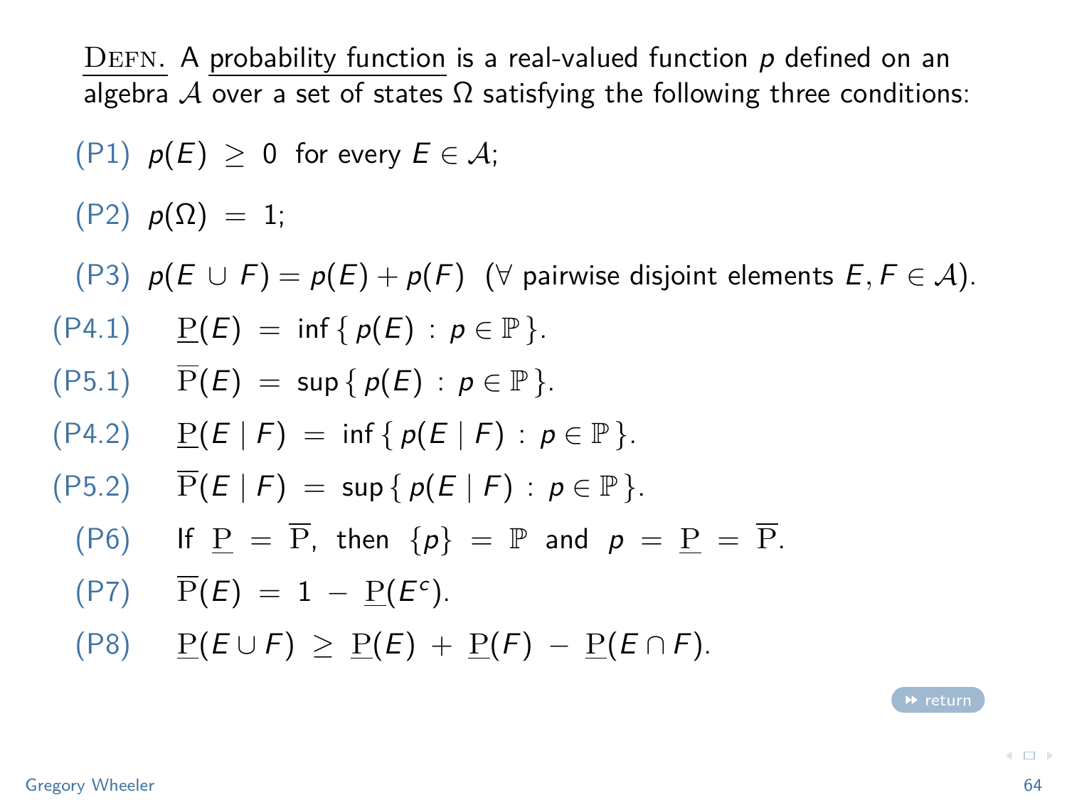<u>DEFN.</u> A <u>probability function</u> is a real-valued function $p$ defined on an algebra $\mathcal{A}$ over a set of states $\Omega$ satisfying the following three conditions:

(P1) $p(E) \geq 0$ for every $E \in \mathcal{A}$;

(P2) $p(\Omega) = 1$;

(P3) $p(E \cup F) = p(E) + p(F)$ ($\forall$ pairwise disjoint elements $E, F \in \mathcal{A}$).

(P4.1) $\underline{\mathrm{P}}(E) = \inf\{\, p(E) : p \in \mathbb{P} \,\}$.

(P5.1) $\overline{\mathrm{P}}(E) = \sup\{\, p(E) : p \in \mathbb{P} \,\}$.

(P4.2) $\underline{\mathrm{P}}(E \mid F) = \inf\{\, p(E \mid F) : p \in \mathbb{P} \,\}$.

(P5.2) $\overline{\mathrm{P}}(E \mid F) = \sup\{\, p(E \mid F) : p \in \mathbb{P} \,\}$.

(P6) If $\underline{\mathrm{P}} = \overline{\mathrm{P}}$, then $\{p\} = \mathbb{P}$ and $p = \underline{\mathrm{P}} = \overline{\mathrm{P}}$.

(P7) $\overline{\mathrm{P}}(E) = 1 - \underline{\mathrm{P}}(E^c)$.

(P8) $\underline{\mathrm{P}}(E \cup F) \geq \underline{\mathrm{P}}(E) + \underline{\mathrm{P}}(F) - \underline{\mathrm{P}}(E \cap F)$.

return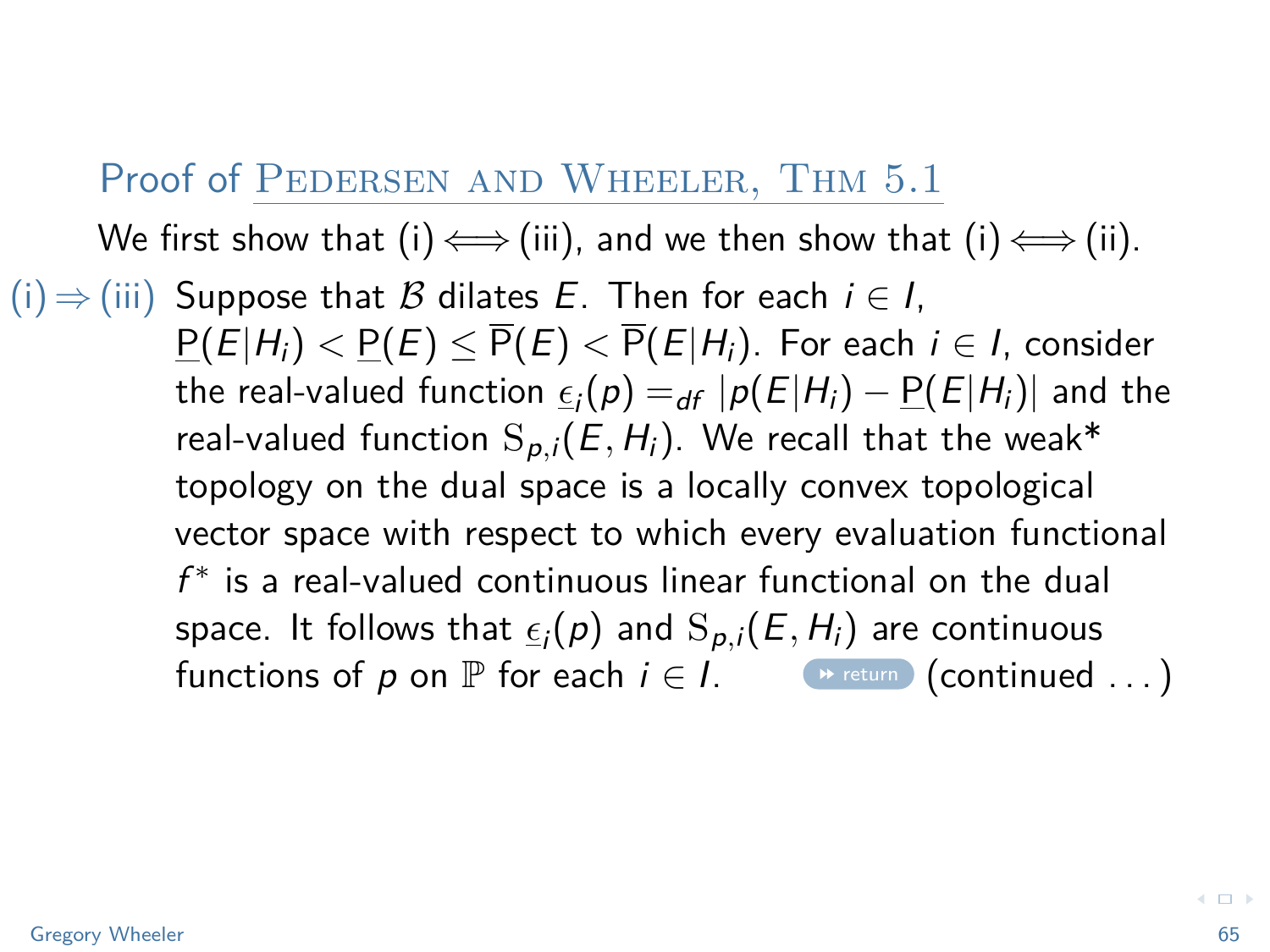## Proof of Pedersen and Wheeler, Thm 5.1

We first show that (i) $\Longleftrightarrow$ (iii), and we then show that (i) $\Longleftrightarrow$ (ii).

**(i) $\Rightarrow$ (iii)** Suppose that $\mathcal{B}$ dilates $E$. Then for each $i \in I$, $\underline{\mathrm{P}}(E|H_i) < \underline{\mathrm{P}}(E) \leq \overline{\mathrm{P}}(E) < \overline{\mathrm{P}}(E|H_i)$. For each $i \in I$, consider the real-valued function $\underline{\epsilon}_i(p) =_{df} |p(E|H_i) - \underline{\mathrm{P}}(E|H_i)|$ and the real-valued function $\mathrm{S}_{p,i}(E, H_i)$. We recall that the weak* topology on the dual space is a locally convex topological vector space with respect to which every evaluation functional $f^*$ is a real-valued continuous linear functional on the dual space. It follows that $\underline{\epsilon}_i(p)$ and $\mathrm{S}_{p,i}(E, H_i)$ are continuous functions of $p$ on $\mathbb{P}$ for each $i \in I$. return (continued ...)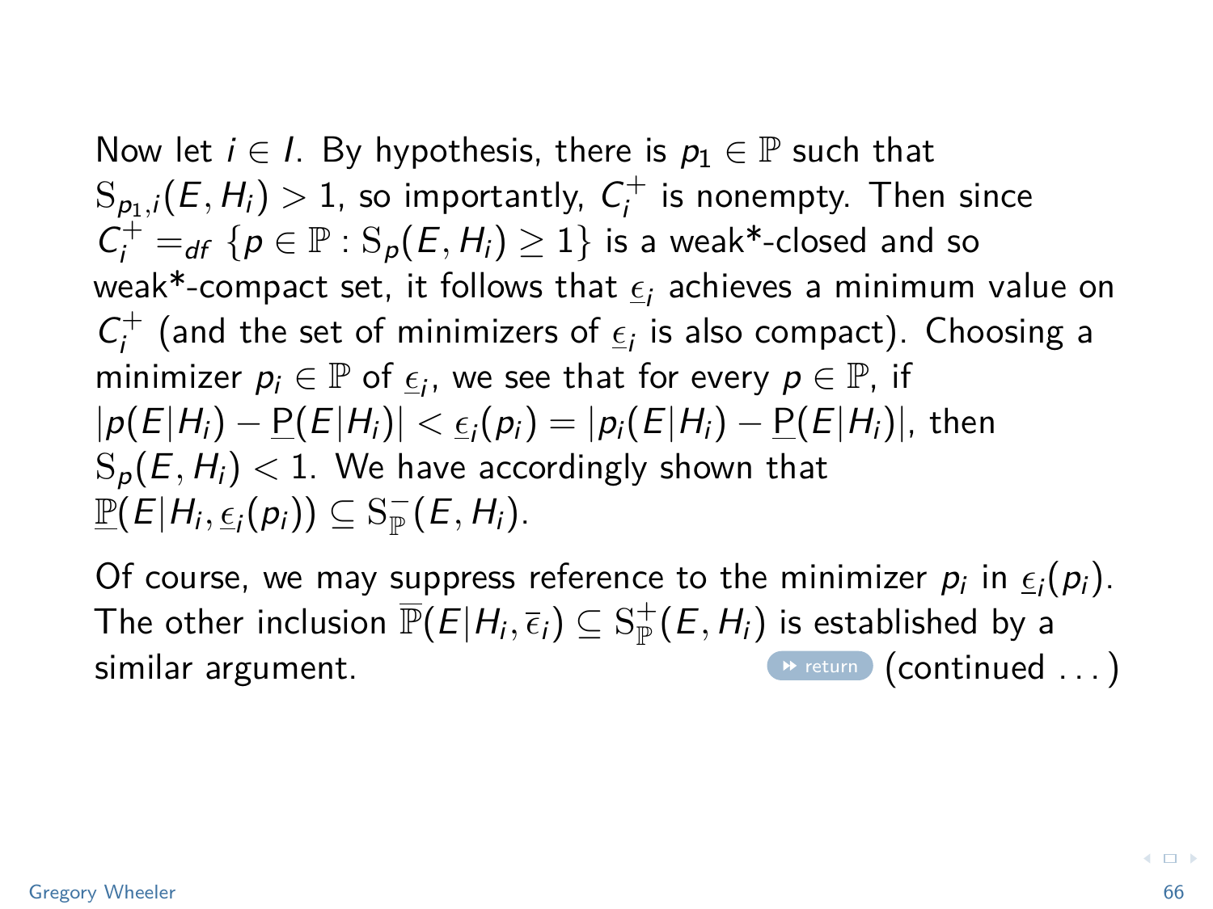Now let $i \in I$. By hypothesis, there is $p_1 \in \mathbb{P}$ such that $\mathrm{S}_{p_1,i}(E, H_i) > 1$, so importantly, $C_i^+$ is nonempty. Then since $C_i^+ =_{df} \{p \in \mathbb{P} : \mathrm{S}_p(E, H_i) \geq 1\}$ is a weak*-closed and so weak*-compact set, it follows that $\underline{\epsilon}_i$ achieves a minimum value on $C_i^+$ (and the set of minimizers of $\underline{\epsilon}_i$ is also compact). Choosing a minimizer $p_i \in \mathbb{P}$ of $\underline{\epsilon}_i$, we see that for every $p \in \mathbb{P}$, if $|p(E|H_i) - \underline{\mathrm{P}}(E|H_i)| < \underline{\epsilon}_i(p_i) = |p_i(E|H_i) - \underline{\mathrm{P}}(E|H_i)|$, then $\mathrm{S}_p(E, H_i) < 1$. We have accordingly shown that $\underline{\mathbb{P}}(E|H_i, \underline{\epsilon}_i(p_i)) \subseteq \mathrm{S}^-_{\mathbb{P}}(E, H_i)$.

Of course, we may suppress reference to the minimizer $p_i$ in $\underline{\epsilon}_i(p_i)$. The other inclusion $\overline{\mathbb{P}}(E|H_i, \overline{\epsilon}_i) \subseteq \mathrm{S}^+_{\mathbb{P}}(E, H_i)$ is established by a similar argument. return (continued ...)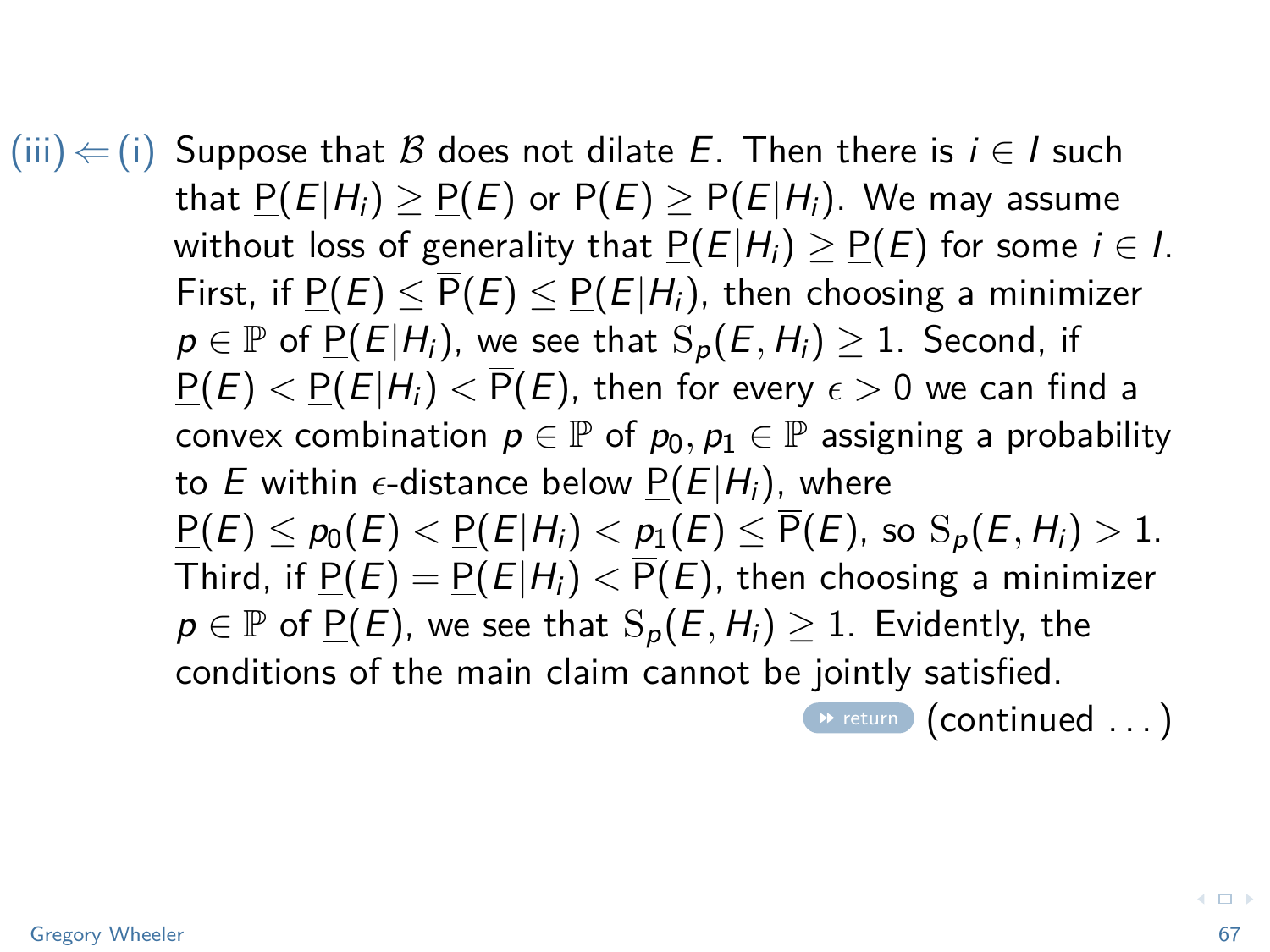(iii) $\Leftarrow$ (i) Suppose that $\mathcal{B}$ does not dilate $E$. Then there is $i \in I$ such that $\underline{P}(E|H_i) \geq \underline{P}(E)$ or $\overline{P}(E) \geq \overline{P}(E|H_i)$. We may assume without loss of generality that $\underline{P}(E|H_i) \geq \underline{P}(E)$ for some $i \in I$. First, if $\underline{P}(E) \leq \overline{P}(E) \leq \underline{P}(E|H_i)$, then choosing a minimizer $p \in \mathbb{P}$ of $\underline{P}(E|H_i)$, we see that $\mathrm{S}_p(E, H_i) \geq 1$. Second, if $\underline{P}(E) < \underline{P}(E|H_i) < \overline{P}(E)$, then for every $\epsilon > 0$ we can find a convex combination $p \in \mathbb{P}$ of $p_0, p_1 \in \mathbb{P}$ assigning a probability to $E$ within $\epsilon$-distance below $\underline{P}(E|H_i)$, where $\underline{P}(E) \leq p_0(E) < \underline{P}(E|H_i) < p_1(E) \leq \overline{P}(E)$, so $\mathrm{S}_p(E, H_i) > 1$. Third, if $\underline{P}(E) = \underline{P}(E|H_i) < \overline{P}(E)$, then choosing a minimizer $p \in \mathbb{P}$ of $\underline{P}(E)$, we see that $\mathrm{S}_p(E, H_i) \geq 1$. Evidently, the conditions of the main claim cannot be jointly satisfied.

return (continued ...)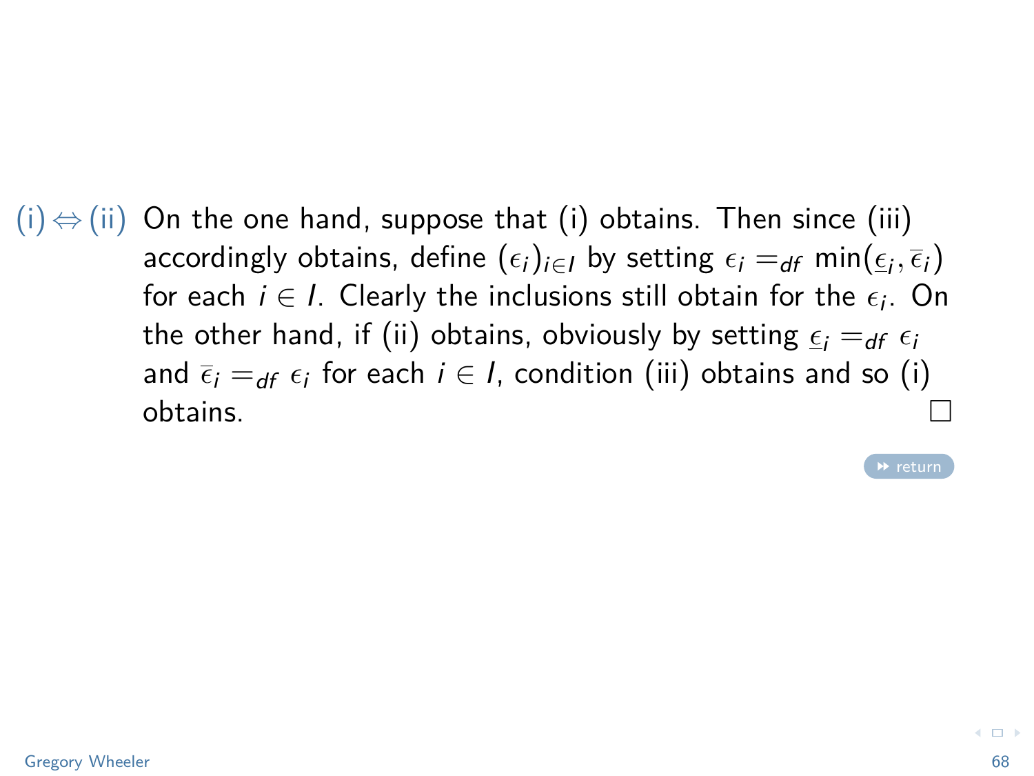(i) $\Leftrightarrow$ (ii) On the one hand, suppose that (i) obtains. Then since (iii) accordingly obtains, define $(\epsilon_i)_{i \in I}$ by setting $\epsilon_i =_{df} \min(\underline{\epsilon}_i, \overline{\epsilon}_i)$ for each $i \in I$. Clearly the inclusions still obtain for the $\epsilon_i$. On the other hand, if (ii) obtains, obviously by setting $\underline{\epsilon}_i =_{df} \epsilon_i$ and $\overline{\epsilon}_i =_{df} \epsilon_i$ for each $i \in I$, condition (iii) obtains and so (i) obtains. □

return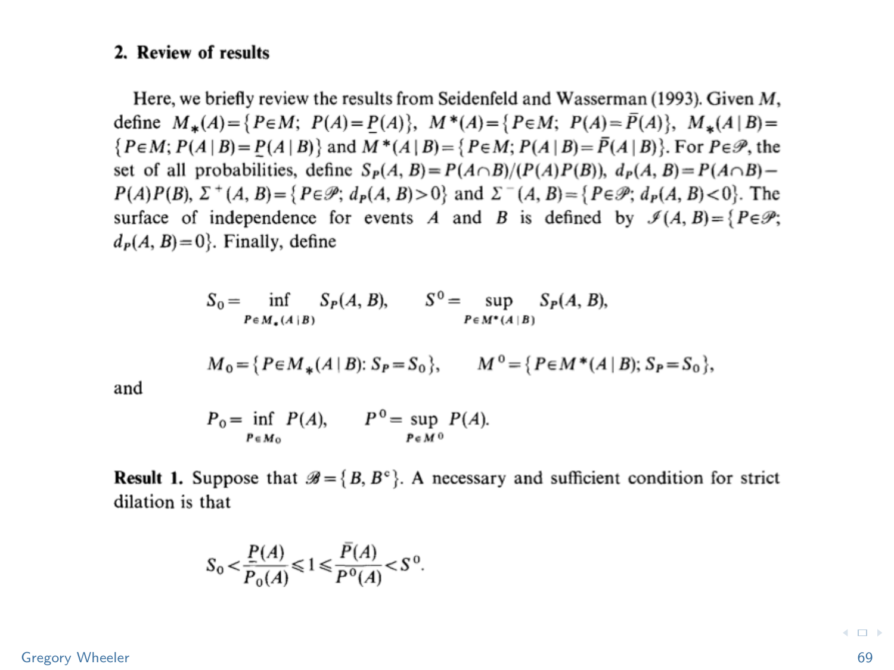## 2. Review of results

Here, we briefly review the results from Seidenfeld and Wasserman (1993). Given $M$, define $M_*(A)=\{P\in M;\ P(A)=\underline{P}(A)\}$, $M^*(A)=\{P\in M;\ P(A)=\bar{P}(A)\}$, $M_*(A\mid B)=\{P\in M; P(A\mid B)=\underline{P}(A\mid B)\}$ and $M^*(A\mid B)=\{P\in M; P(A\mid B)=\bar{P}(A\mid B)\}$. For $P\in\mathscr{P}$, the set of all probabilities, define $S_P(A,B)=P(A\cap B)/(P(A)P(B))$, $d_P(A,B)=P(A\cap B)-P(A)P(B)$, $\Sigma^+(A,B)=\{P\in\mathscr{P};\ d_P(A,B)>0\}$ and $\Sigma^-(A,B)=\{P\in\mathscr{P};\ d_P(A,B)<0\}$. The surface of independence for events $A$ and $B$ is defined by $\mathscr{I}(A,B)=\{P\in\mathscr{P};\ d_P(A,B)=0\}$. Finally, define

$$S_0=\inf_{P\in M_*(A\mid B)} S_P(A,B), \qquad S^0=\sup_{P\in M^*(A\mid B)} S_P(A,B),$$

$$M_0=\{P\in M_*(A\mid B): S_P=S_0\}, \qquad M^0=\{P\in M^*(A\mid B); S_P=S_0\},$$

and

$$P_0=\inf_{P\in M_0} P(A), \qquad P^0=\sup_{P\in M^0} P(A).$$

**Result 1.** Suppose that $\mathscr{B}=\{B,B^c\}$. A necessary and sufficient condition for strict dilation is that

$$S_0<\frac{\underline{P}(A)}{P_0(A)}\leqslant 1\leqslant\frac{\bar{P}(A)}{P^0(A)}<S^0.$$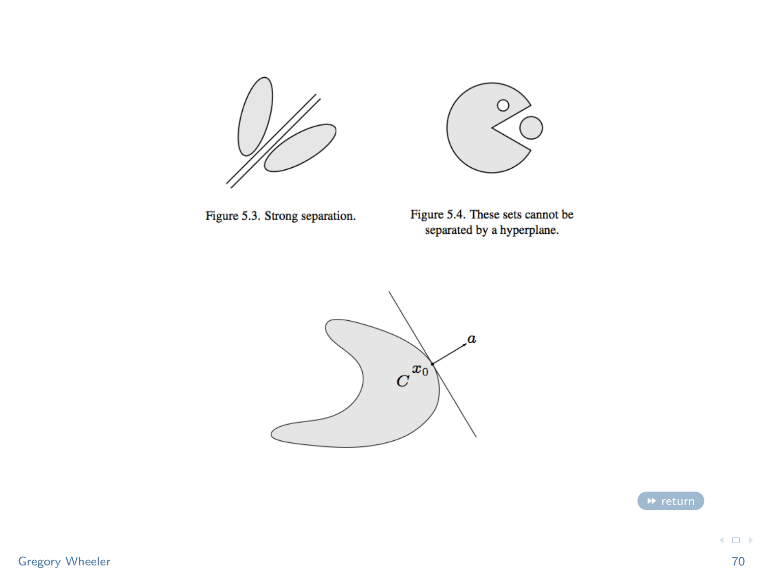Figure 5.3. Strong separation.

Figure 5.4. These sets cannot be separated by a hyperplane.

$C$

$x_0$

$a$

⏩ return